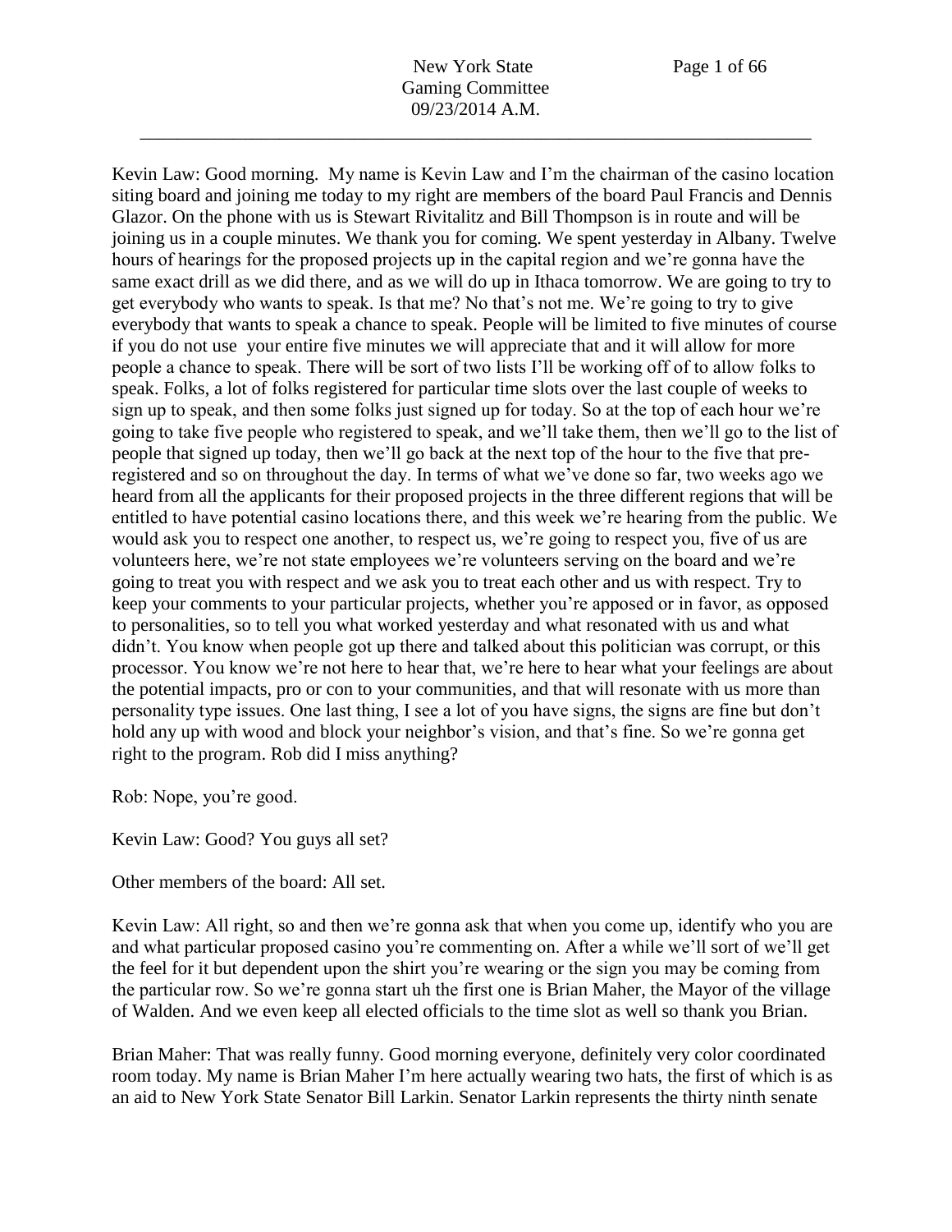Kevin Law: Good morning. My name is Kevin Law and I'm the chairman of the casino location siting board and joining me today to my right are members of the board Paul Francis and Dennis Glazor. On the phone with us is Stewart Rivitalitz and Bill Thompson is in route and will be joining us in a couple minutes. We thank you for coming. We spent yesterday in Albany. Twelve hours of hearings for the proposed projects up in the capital region and we're gonna have the same exact drill as we did there, and as we will do up in Ithaca tomorrow. We are going to try to get everybody who wants to speak. Is that me? No that's not me. We're going to try to give everybody that wants to speak a chance to speak. People will be limited to five minutes of course if you do not use your entire five minutes we will appreciate that and it will allow for more people a chance to speak. There will be sort of two lists I'll be working off of to allow folks to speak. Folks, a lot of folks registered for particular time slots over the last couple of weeks to sign up to speak, and then some folks just signed up for today. So at the top of each hour we're going to take five people who registered to speak, and we'll take them, then we'll go to the list of people that signed up today, then we'll go back at the next top of the hour to the five that pre-registered and so on throughout the day. In terms of what we've done so far, two weeks ago we heard from all the applicants for their proposed projects in the three different regions that will be entitled to have potential casino locations there, and this week we're hearing from the public. We would ask you to respect one another, to respect us, we're going to respect you, five of us are volunteers here, we're not state employees we're volunteers serving on the board and we're going to treat you with respect and we ask you to treat each other and us with respect. Try to keep your comments to your particular projects, whether you're apposed or in favor, as opposed to personalities, so to tell you what worked yesterday and what resonated with us and what didn't. You know when people got up there and talked about this politician was corrupt, or this processor. You know we're not here to hear that, we're here to hear what your feelings are about the potential impacts, pro or con to your communities, and that will resonate with us more than personality type issues. One last thing, I see a lot of you have signs, the signs are fine but don't hold any up with wood and block your neighbor's vision, and that's fine. So we're gonna get right to the program. Rob did I miss anything?

Rob: Nope, you're good.

Kevin Law: Good? You guys all set?

Other members of the board: All set.

Kevin Law: All right, so and then we're gonna ask that when you come up, identify who you are and what particular proposed casino you're commenting on. After a while we'll sort of we'll get the feel for it but dependent upon the shirt you're wearing or the sign you may be coming from the particular row. So we're gonna start uh the first one is Brian Maher, the Mayor of the village of Walden. And we even keep all elected officials to the time slot as well so thank you Brian.

Brian Maher: That was really funny. Good morning everyone, definitely very color coordinated room today. My name is Brian Maher I'm here actually wearing two hats, the first of which is as an aid to New York State Senator Bill Larkin. Senator Larkin represents the thirty ninth senate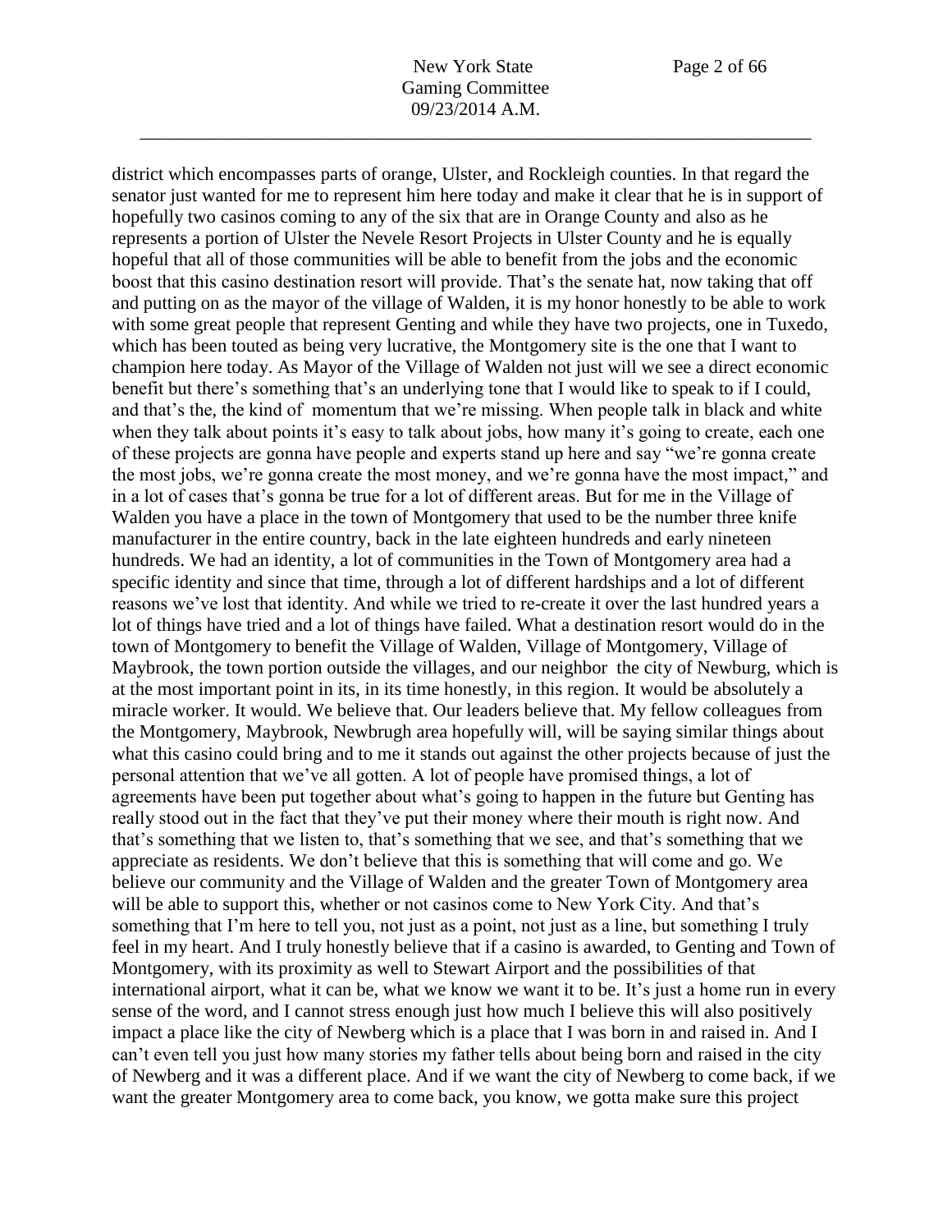district which encompasses parts of orange, Ulster, and Rockleigh counties. In that regard the senator just wanted for me to represent him here today and make it clear that he is in support of hopefully two casinos coming to any of the six that are in Orange County and also as he represents a portion of Ulster the Nevele Resort Projects in Ulster County and he is equally hopeful that all of those communities will be able to benefit from the jobs and the economic boost that this casino destination resort will provide. That's the senate hat, now taking that off and putting on as the mayor of the village of Walden, it is my honor honestly to be able to work with some great people that represent Genting and while they have two projects, one in Tuxedo, which has been touted as being very lucrative, the Montgomery site is the one that I want to champion here today. As Mayor of the Village of Walden not just will we see a direct economic benefit but there's something that's an underlying tone that I would like to speak to if I could, and that's the, the kind of momentum that we're missing. When people talk in black and white when they talk about points it's easy to talk about jobs, how many it's going to create, each one of these projects are gonna have people and experts stand up here and say "we're gonna create the most jobs, we're gonna create the most money, and we're gonna have the most impact," and in a lot of cases that's gonna be true for a lot of different areas. But for me in the Village of Walden you have a place in the town of Montgomery that used to be the number three knife manufacturer in the entire country, back in the late eighteen hundreds and early nineteen hundreds. We had an identity, a lot of communities in the Town of Montgomery area had a specific identity and since that time, through a lot of different hardships and a lot of different reasons we've lost that identity. And while we tried to re-create it over the last hundred years a lot of things have tried and a lot of things have failed. What a destination resort would do in the town of Montgomery to benefit the Village of Walden, Village of Montgomery, Village of Maybrook, the town portion outside the villages, and our neighbor the city of Newburg, which is at the most important point in its, in its time honestly, in this region. It would be absolutely a miracle worker. It would. We believe that. Our leaders believe that. My fellow colleagues from the Montgomery, Maybrook, Newbrugh area hopefully will, will be saying similar things about what this casino could bring and to me it stands out against the other projects because of just the personal attention that we've all gotten. A lot of people have promised things, a lot of agreements have been put together about what's going to happen in the future but Genting has really stood out in the fact that they've put their money where their mouth is right now. And that's something that we listen to, that's something that we see, and that's something that we appreciate as residents. We don't believe that this is something that will come and go. We believe our community and the Village of Walden and the greater Town of Montgomery area will be able to support this, whether or not casinos come to New York City. And that's something that I'm here to tell you, not just as a point, not just as a line, but something I truly feel in my heart. And I truly honestly believe that if a casino is awarded, to Genting and Town of Montgomery, with its proximity as well to Stewart Airport and the possibilities of that international airport, what it can be, what we know we want it to be. It's just a home run in every sense of the word, and I cannot stress enough just how much I believe this will also positively impact a place like the city of Newberg which is a place that I was born in and raised in. And I can't even tell you just how many stories my father tells about being born and raised in the city of Newberg and it was a different place. And if we want the city of Newberg to come back, if we want the greater Montgomery area to come back, you know, we gotta make sure this project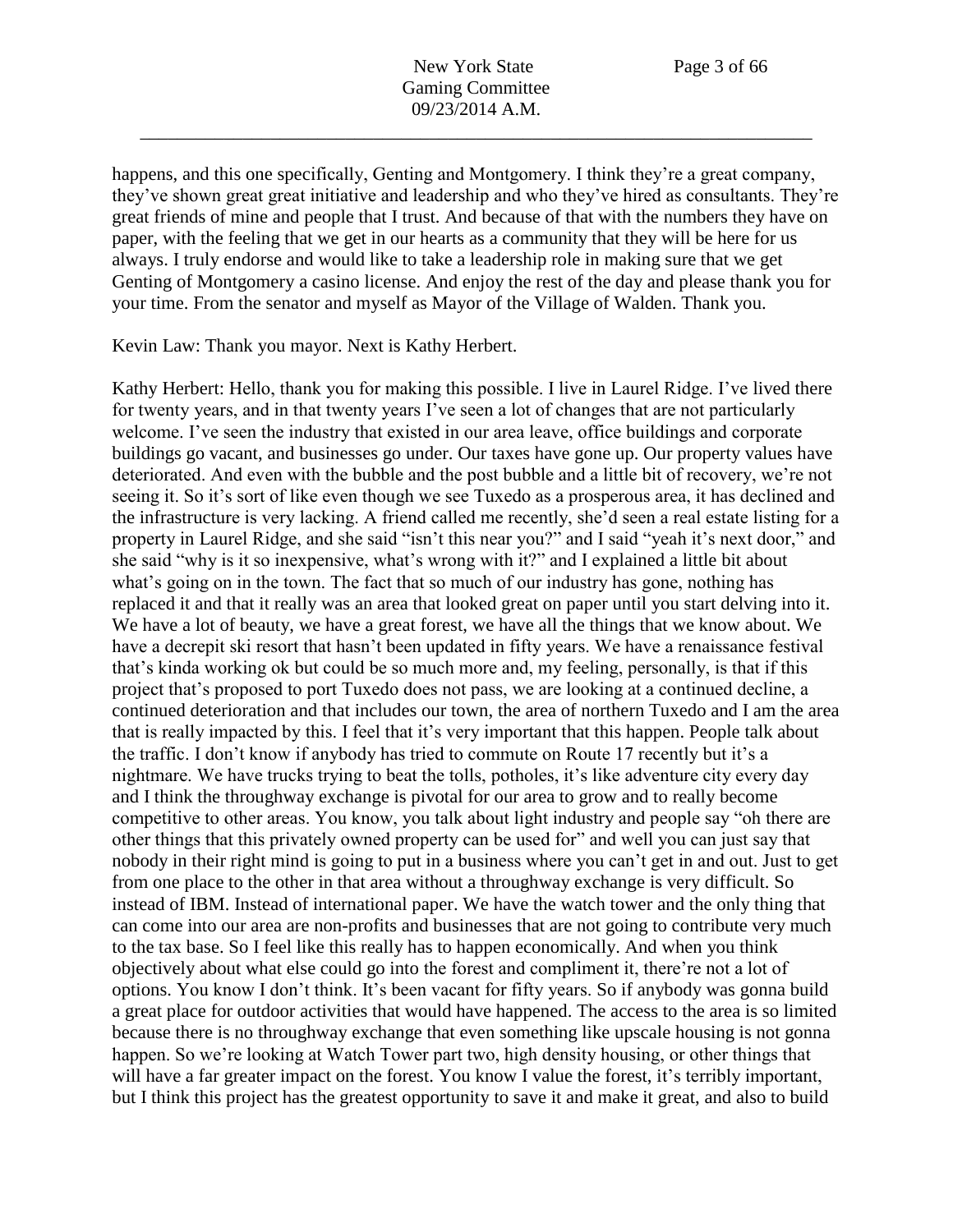happens, and this one specifically, Genting and Montgomery. I think they're a great company, they've shown great great initiative and leadership and who they've hired as consultants. They're great friends of mine and people that I trust. And because of that with the numbers they have on paper, with the feeling that we get in our hearts as a community that they will be here for us always. I truly endorse and would like to take a leadership role in making sure that we get Genting of Montgomery a casino license. And enjoy the rest of the day and please thank you for your time. From the senator and myself as Mayor of the Village of Walden. Thank you.

Kevin Law: Thank you mayor. Next is Kathy Herbert.

Kathy Herbert: Hello, thank you for making this possible. I live in Laurel Ridge. I've lived there for twenty years, and in that twenty years I've seen a lot of changes that are not particularly welcome. I've seen the industry that existed in our area leave, office buildings and corporate buildings go vacant, and businesses go under. Our taxes have gone up. Our property values have deteriorated. And even with the bubble and the post bubble and a little bit of recovery, we're not seeing it. So it's sort of like even though we see Tuxedo as a prosperous area, it has declined and the infrastructure is very lacking. A friend called me recently, she'd seen a real estate listing for a property in Laurel Ridge, and she said "isn't this near you?" and I said "yeah it's next door," and she said "why is it so inexpensive, what's wrong with it?" and I explained a little bit about what's going on in the town. The fact that so much of our industry has gone, nothing has replaced it and that it really was an area that looked great on paper until you start delving into it. We have a lot of beauty, we have a great forest, we have all the things that we know about. We have a decrepit ski resort that hasn't been updated in fifty years. We have a renaissance festival that's kinda working ok but could be so much more and, my feeling, personally, is that if this project that's proposed to port Tuxedo does not pass, we are looking at a continued decline, a continued deterioration and that includes our town, the area of northern Tuxedo and I am the area that is really impacted by this. I feel that it's very important that this happen. People talk about the traffic. I don't know if anybody has tried to commute on Route 17 recently but it's a nightmare. We have trucks trying to beat the tolls, potholes, it's like adventure city every day and I think the throughway exchange is pivotal for our area to grow and to really become competitive to other areas. You know, you talk about light industry and people say "oh there are other things that this privately owned property can be used for" and well you can just say that nobody in their right mind is going to put in a business where you can't get in and out. Just to get from one place to the other in that area without a throughway exchange is very difficult. So instead of IBM. Instead of international paper. We have the watch tower and the only thing that can come into our area are non-profits and businesses that are not going to contribute very much to the tax base. So I feel like this really has to happen economically. And when you think objectively about what else could go into the forest and compliment it, there're not a lot of options. You know I don't think. It's been vacant for fifty years. So if anybody was gonna build a great place for outdoor activities that would have happened. The access to the area is so limited because there is no throughway exchange that even something like upscale housing is not gonna happen. So we're looking at Watch Tower part two, high density housing, or other things that will have a far greater impact on the forest. You know I value the forest, it's terribly important, but I think this project has the greatest opportunity to save it and make it great, and also to build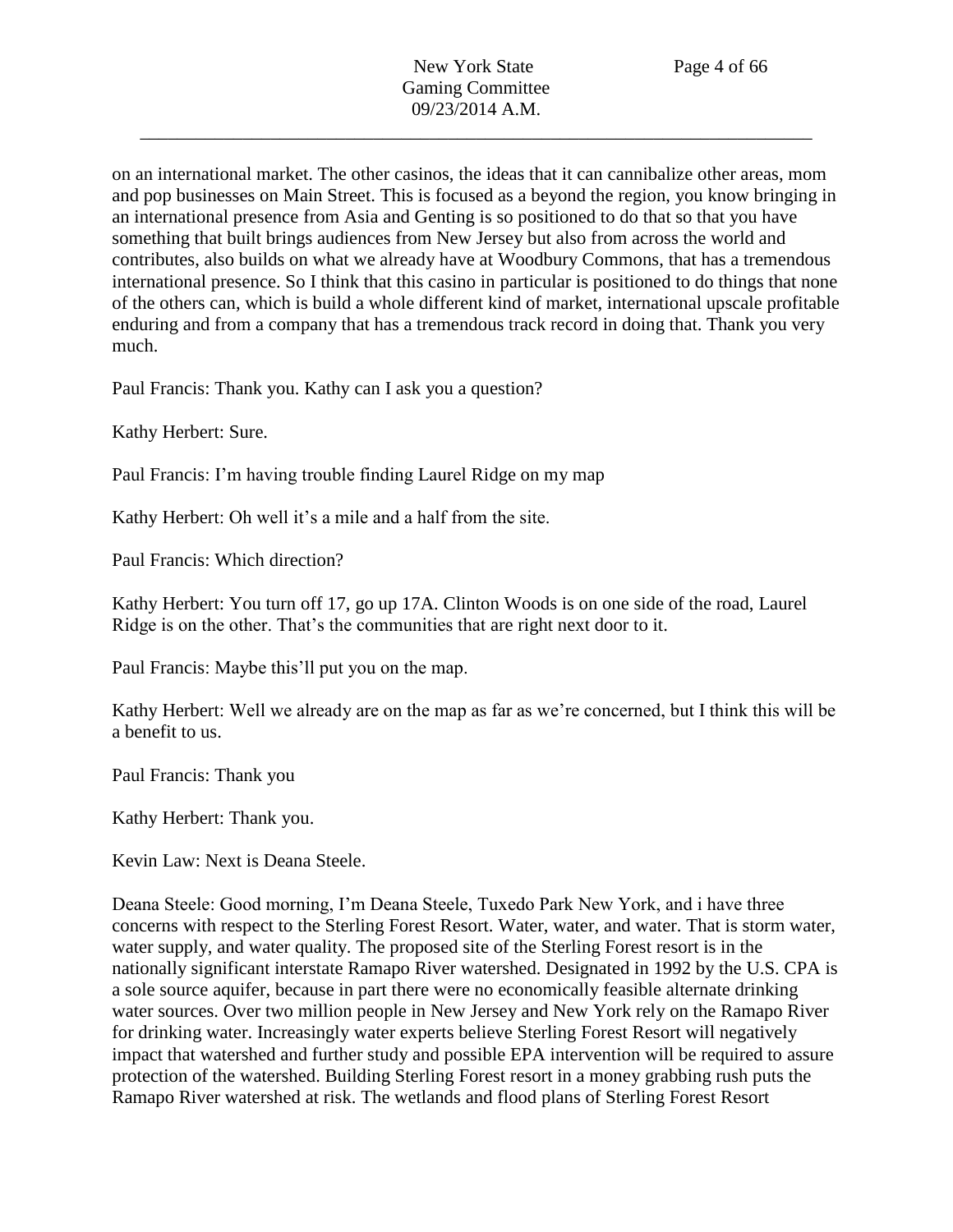on an international market. The other casinos, the ideas that it can cannibalize other areas, mom and pop businesses on Main Street. This is focused as a beyond the region, you know bringing in an international presence from Asia and Genting is so positioned to do that so that you have something that built brings audiences from New Jersey but also from across the world and contributes, also builds on what we already have at Woodbury Commons, that has a tremendous international presence. So I think that this casino in particular is positioned to do things that none of the others can, which is build a whole different kind of market, international upscale profitable enduring and from a company that has a tremendous track record in doing that. Thank you very much.

Paul Francis: Thank you. Kathy can I ask you a question?

Kathy Herbert: Sure.

Paul Francis: I'm having trouble finding Laurel Ridge on my map

Kathy Herbert: Oh well it's a mile and a half from the site.

Paul Francis: Which direction?

Kathy Herbert: You turn off 17, go up 17A. Clinton Woods is on one side of the road, Laurel Ridge is on the other. That's the communities that are right next door to it.

Paul Francis: Maybe this'll put you on the map.

Kathy Herbert: Well we already are on the map as far as we're concerned, but I think this will be a benefit to us.

Paul Francis: Thank you

Kathy Herbert: Thank you.

Kevin Law: Next is Deana Steele.

Deana Steele: Good morning, I'm Deana Steele, Tuxedo Park New York, and i have three concerns with respect to the Sterling Forest Resort. Water, water, and water. That is storm water, water supply, and water quality. The proposed site of the Sterling Forest resort is in the nationally significant interstate Ramapo River watershed. Designated in 1992 by the U.S. CPA is a sole source aquifer, because in part there were no economically feasible alternate drinking water sources. Over two million people in New Jersey and New York rely on the Ramapo River for drinking water. Increasingly water experts believe Sterling Forest Resort will negatively impact that watershed and further study and possible EPA intervention will be required to assure protection of the watershed. Building Sterling Forest resort in a money grabbing rush puts the Ramapo River watershed at risk. The wetlands and flood plans of Sterling Forest Resort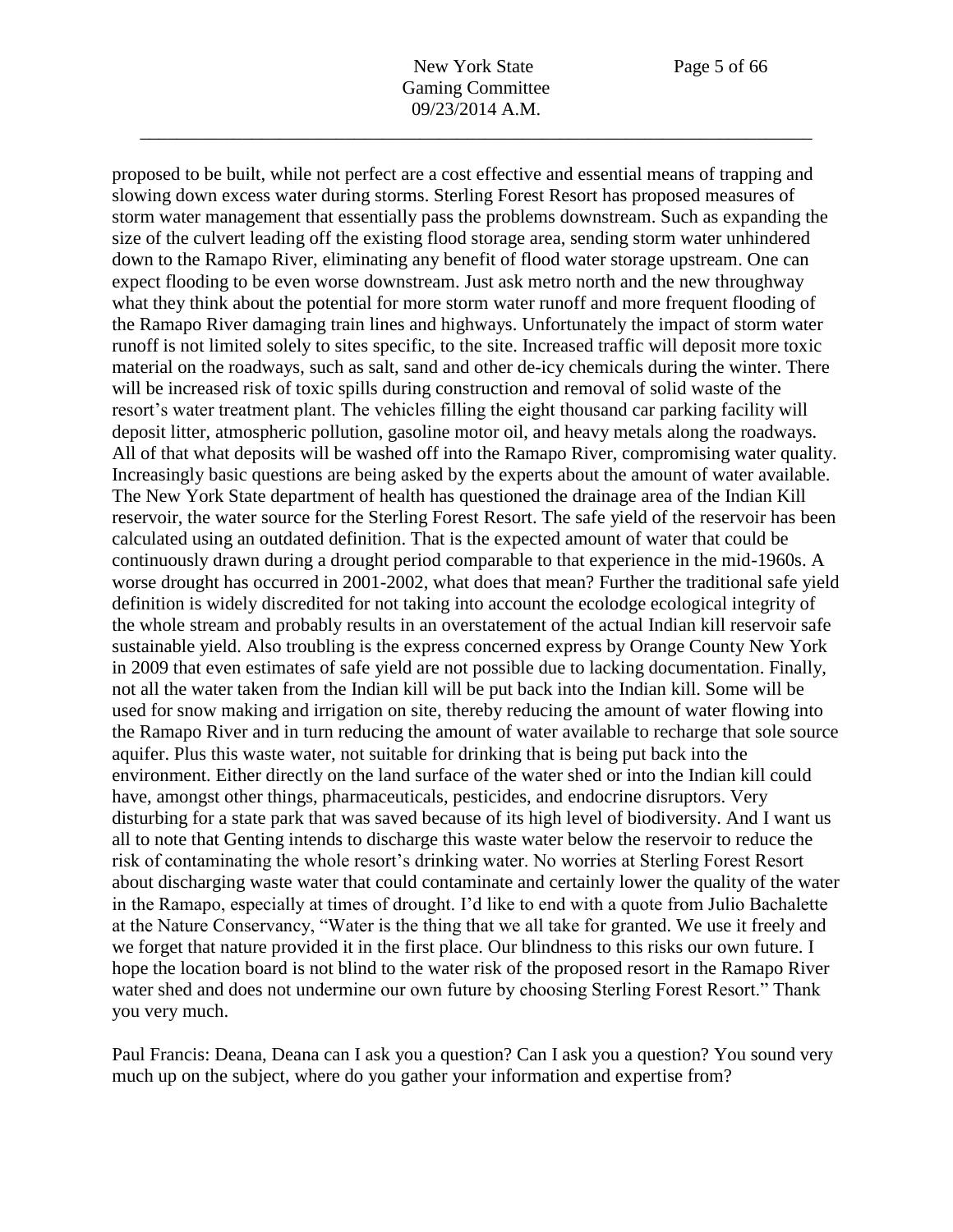proposed to be built, while not perfect are a cost effective and essential means of trapping and slowing down excess water during storms. Sterling Forest Resort has proposed measures of storm water management that essentially pass the problems downstream. Such as expanding the size of the culvert leading off the existing flood storage area, sending storm water unhindered down to the Ramapo River, eliminating any benefit of flood water storage upstream. One can expect flooding to be even worse downstream. Just ask metro north and the new throughway what they think about the potential for more storm water runoff and more frequent flooding of the Ramapo River damaging train lines and highways. Unfortunately the impact of storm water runoff is not limited solely to sites specific, to the site. Increased traffic will deposit more toxic material on the roadways, such as salt, sand and other de-icy chemicals during the winter. There will be increased risk of toxic spills during construction and removal of solid waste of the resort's water treatment plant. The vehicles filling the eight thousand car parking facility will deposit litter, atmospheric pollution, gasoline motor oil, and heavy metals along the roadways. All of that what deposits will be washed off into the Ramapo River, compromising water quality. Increasingly basic questions are being asked by the experts about the amount of water available. The New York State department of health has questioned the drainage area of the Indian Kill reservoir, the water source for the Sterling Forest Resort. The safe yield of the reservoir has been calculated using an outdated definition. That is the expected amount of water that could be continuously drawn during a drought period comparable to that experience in the mid-1960s. A worse drought has occurred in 2001-2002, what does that mean? Further the traditional safe yield definition is widely discredited for not taking into account the ecolodge ecological integrity of the whole stream and probably results in an overstatement of the actual Indian kill reservoir safe sustainable yield. Also troubling is the express concerned express by Orange County New York in 2009 that even estimates of safe yield are not possible due to lacking documentation. Finally, not all the water taken from the Indian kill will be put back into the Indian kill. Some will be used for snow making and irrigation on site, thereby reducing the amount of water flowing into the Ramapo River and in turn reducing the amount of water available to recharge that sole source aquifer. Plus this waste water, not suitable for drinking that is being put back into the environment. Either directly on the land surface of the water shed or into the Indian kill could have, amongst other things, pharmaceuticals, pesticides, and endocrine disruptors. Very disturbing for a state park that was saved because of its high level of biodiversity. And I want us all to note that Genting intends to discharge this waste water below the reservoir to reduce the risk of contaminating the whole resort's drinking water. No worries at Sterling Forest Resort about discharging waste water that could contaminate and certainly lower the quality of the water in the Ramapo, especially at times of drought. I'd like to end with a quote from Julio Bachalette at the Nature Conservancy, "Water is the thing that we all take for granted. We use it freely and we forget that nature provided it in the first place. Our blindness to this risks our own future. I hope the location board is not blind to the water risk of the proposed resort in the Ramapo River water shed and does not undermine our own future by choosing Sterling Forest Resort." Thank you very much.

Paul Francis: Deana, Deana can I ask you a question? Can I ask you a question? You sound very much up on the subject, where do you gather your information and expertise from?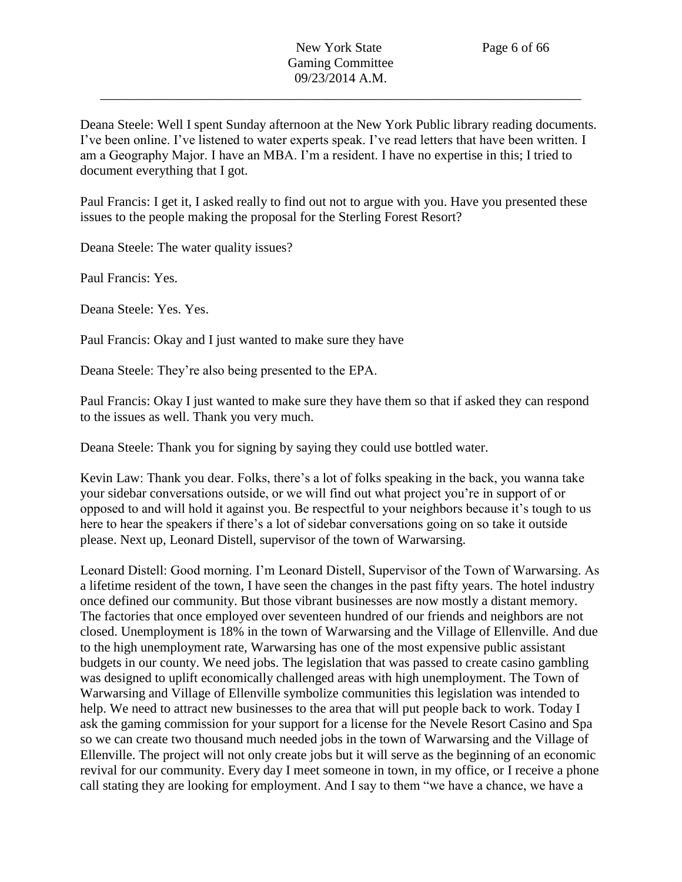Deana Steele: Well I spent Sunday afternoon at the New York Public library reading documents. I've been online. I've listened to water experts speak. I've read letters that have been written. I am a Geography Major. I have an MBA. I'm a resident. I have no expertise in this; I tried to document everything that I got.

Paul Francis: I get it, I asked really to find out not to argue with you. Have you presented these issues to the people making the proposal for the Sterling Forest Resort?

Deana Steele: The water quality issues?

Paul Francis: Yes.

Deana Steele: Yes. Yes.

Paul Francis: Okay and I just wanted to make sure they have

Deana Steele: They're also being presented to the EPA.

Paul Francis: Okay I just wanted to make sure they have them so that if asked they can respond to the issues as well. Thank you very much.

Deana Steele: Thank you for signing by saying they could use bottled water.

Kevin Law: Thank you dear. Folks, there's a lot of folks speaking in the back, you wanna take your sidebar conversations outside, or we will find out what project you're in support of or opposed to and will hold it against you. Be respectful to your neighbors because it's tough to us here to hear the speakers if there's a lot of sidebar conversations going on so take it outside please. Next up, Leonard Distell, supervisor of the town of Warwarsing.

Leonard Distell: Good morning. I'm Leonard Distell, Supervisor of the Town of Warwarsing. As a lifetime resident of the town, I have seen the changes in the past fifty years. The hotel industry once defined our community. But those vibrant businesses are now mostly a distant memory. The factories that once employed over seventeen hundred of our friends and neighbors are not closed. Unemployment is 18% in the town of Warwarsing and the Village of Ellenville. And due to the high unemployment rate, Warwarsing has one of the most expensive public assistant budgets in our county. We need jobs. The legislation that was passed to create casino gambling was designed to uplift economically challenged areas with high unemployment. The Town of Warwarsing and Village of Ellenville symbolize communities this legislation was intended to help. We need to attract new businesses to the area that will put people back to work. Today I ask the gaming commission for your support for a license for the Nevele Resort Casino and Spa so we can create two thousand much needed jobs in the town of Warwarsing and the Village of Ellenville. The project will not only create jobs but it will serve as the beginning of an economic revival for our community. Every day I meet someone in town, in my office, or I receive a phone call stating they are looking for employment. And I say to them "we have a chance, we have a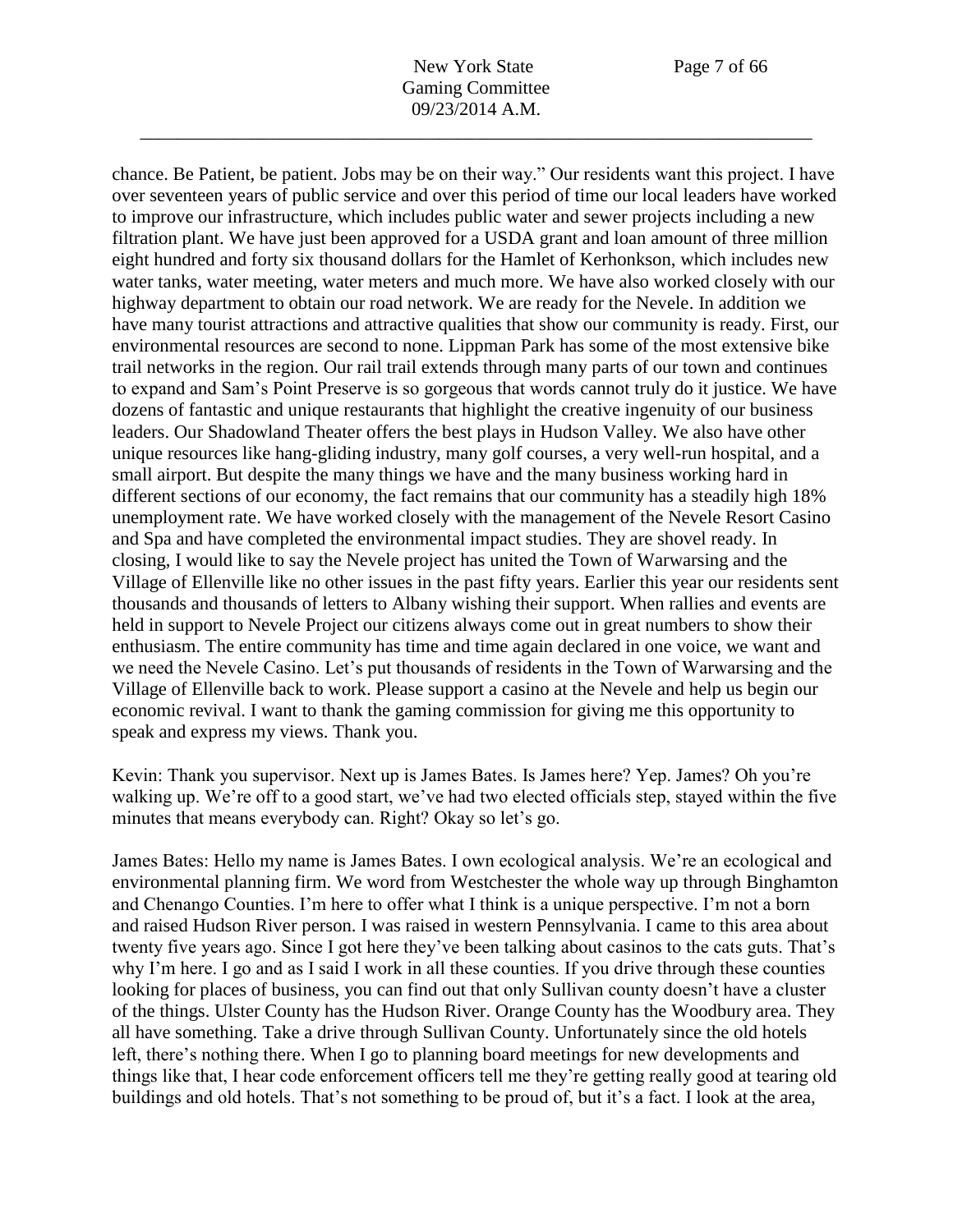chance. Be Patient, be patient. Jobs may be on their way." Our residents want this project. I have over seventeen years of public service and over this period of time our local leaders have worked to improve our infrastructure, which includes public water and sewer projects including a new filtration plant. We have just been approved for a USDA grant and loan amount of three million eight hundred and forty six thousand dollars for the Hamlet of Kerhonkson, which includes new water tanks, water meeting, water meters and much more. We have also worked closely with our highway department to obtain our road network. We are ready for the Nevele. In addition we have many tourist attractions and attractive qualities that show our community is ready. First, our environmental resources are second to none. Lippman Park has some of the most extensive bike trail networks in the region. Our rail trail extends through many parts of our town and continues to expand and Sam's Point Preserve is so gorgeous that words cannot truly do it justice. We have dozens of fantastic and unique restaurants that highlight the creative ingenuity of our business leaders. Our Shadowland Theater offers the best plays in Hudson Valley. We also have other unique resources like hang-gliding industry, many golf courses, a very well-run hospital, and a small airport. But despite the many things we have and the many business working hard in different sections of our economy, the fact remains that our community has a steadily high 18% unemployment rate. We have worked closely with the management of the Nevele Resort Casino and Spa and have completed the environmental impact studies. They are shovel ready. In closing, I would like to say the Nevele project has united the Town of Warwarsing and the Village of Ellenville like no other issues in the past fifty years. Earlier this year our residents sent thousands and thousands of letters to Albany wishing their support. When rallies and events are held in support to Nevele Project our citizens always come out in great numbers to show their enthusiasm. The entire community has time and time again declared in one voice, we want and we need the Nevele Casino. Let's put thousands of residents in the Town of Warwarsing and the Village of Ellenville back to work. Please support a casino at the Nevele and help us begin our economic revival. I want to thank the gaming commission for giving me this opportunity to speak and express my views. Thank you.

Kevin: Thank you supervisor. Next up is James Bates. Is James here? Yep. James? Oh you're walking up. We're off to a good start, we've had two elected officials step, stayed within the five minutes that means everybody can. Right? Okay so let's go.

James Bates: Hello my name is James Bates. I own ecological analysis. We're an ecological and environmental planning firm. We word from Westchester the whole way up through Binghamton and Chenango Counties. I'm here to offer what I think is a unique perspective. I'm not a born and raised Hudson River person. I was raised in western Pennsylvania. I came to this area about twenty five years ago. Since I got here they've been talking about casinos to the cats guts. That's why I'm here. I go and as I said I work in all these counties. If you drive through these counties looking for places of business, you can find out that only Sullivan county doesn't have a cluster of the things. Ulster County has the Hudson River. Orange County has the Woodbury area. They all have something. Take a drive through Sullivan County. Unfortunately since the old hotels left, there's nothing there. When I go to planning board meetings for new developments and things like that, I hear code enforcement officers tell me they're getting really good at tearing old buildings and old hotels. That's not something to be proud of, but it's a fact. I look at the area,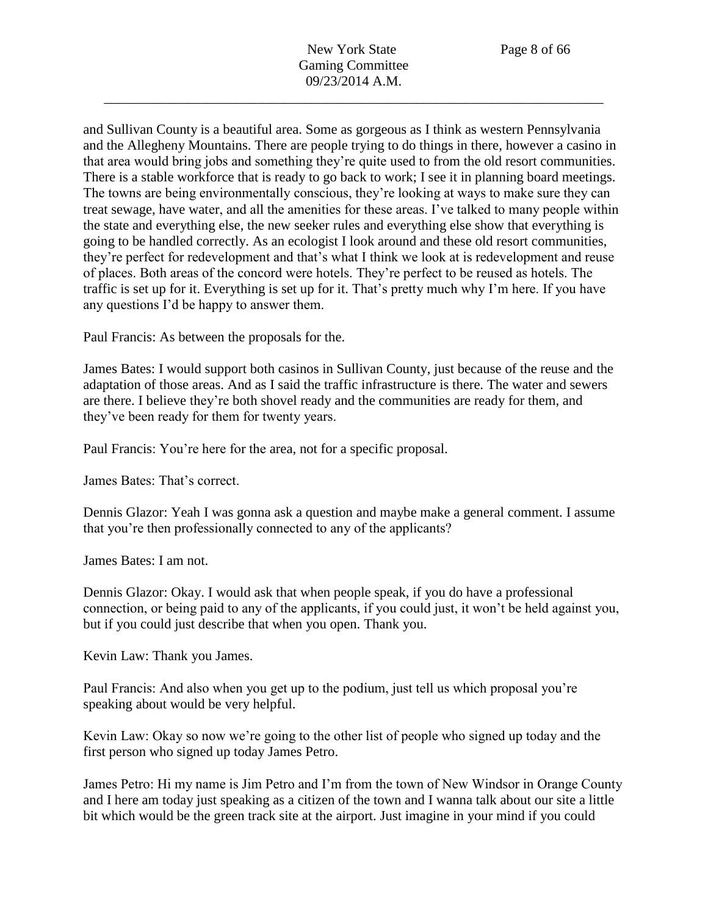and Sullivan County is a beautiful area. Some as gorgeous as I think as western Pennsylvania and the Allegheny Mountains. There are people trying to do things in there, however a casino in that area would bring jobs and something they're quite used to from the old resort communities. There is a stable workforce that is ready to go back to work; I see it in planning board meetings. The towns are being environmentally conscious, they're looking at ways to make sure they can treat sewage, have water, and all the amenities for these areas. I've talked to many people within the state and everything else, the new seeker rules and everything else show that everything is going to be handled correctly. As an ecologist I look around and these old resort communities, they're perfect for redevelopment and that's what I think we look at is redevelopment and reuse of places. Both areas of the concord were hotels. They're perfect to be reused as hotels. The traffic is set up for it. Everything is set up for it. That's pretty much why I'm here. If you have any questions I'd be happy to answer them.

Paul Francis: As between the proposals for the.

James Bates: I would support both casinos in Sullivan County, just because of the reuse and the adaptation of those areas. And as I said the traffic infrastructure is there. The water and sewers are there. I believe they're both shovel ready and the communities are ready for them, and they've been ready for them for twenty years.

Paul Francis: You're here for the area, not for a specific proposal.

James Bates: That's correct.

Dennis Glazor: Yeah I was gonna ask a question and maybe make a general comment. I assume that you're then professionally connected to any of the applicants?

James Bates: I am not.

Dennis Glazor: Okay. I would ask that when people speak, if you do have a professional connection, or being paid to any of the applicants, if you could just, it won't be held against you, but if you could just describe that when you open. Thank you.

Kevin Law: Thank you James.

Paul Francis: And also when you get up to the podium, just tell us which proposal you're speaking about would be very helpful.

Kevin Law: Okay so now we're going to the other list of people who signed up today and the first person who signed up today James Petro.

James Petro: Hi my name is Jim Petro and I'm from the town of New Windsor in Orange County and I here am today just speaking as a citizen of the town and I wanna talk about our site a little bit which would be the green track site at the airport. Just imagine in your mind if you could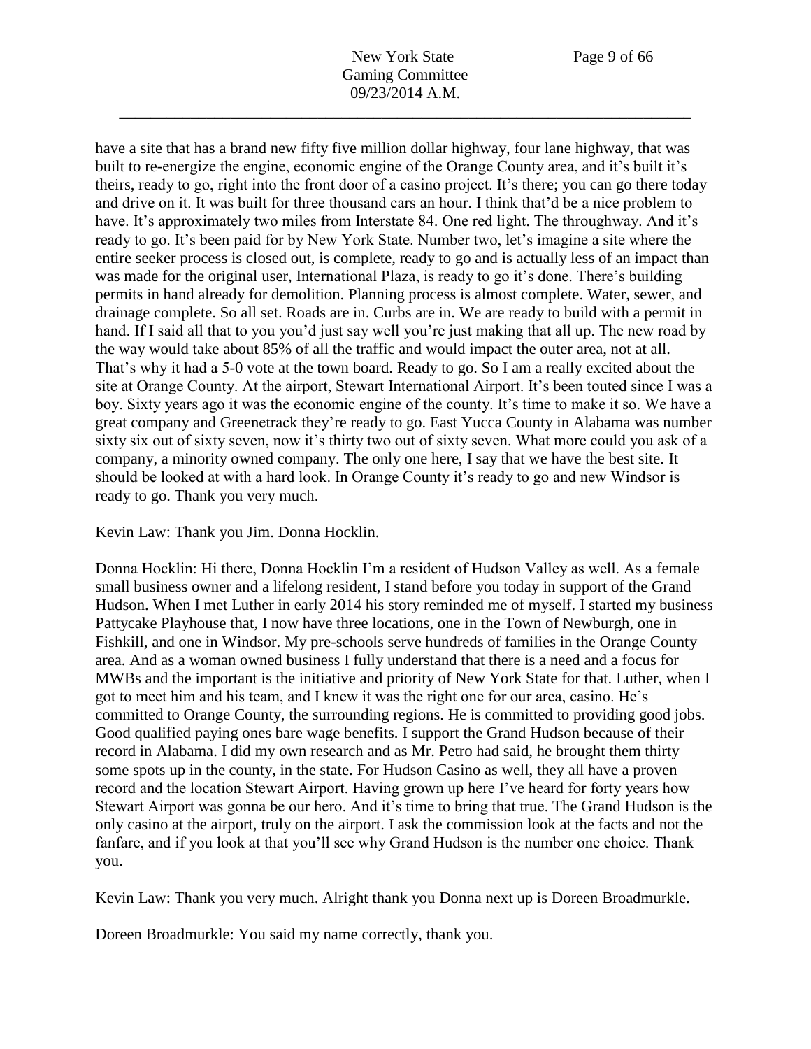have a site that has a brand new fifty five million dollar highway, four lane highway, that was built to re-energize the engine, economic engine of the Orange County area, and it's built it's theirs, ready to go, right into the front door of a casino project. It's there; you can go there today and drive on it. It was built for three thousand cars an hour. I think that'd be a nice problem to have. It's approximately two miles from Interstate 84. One red light. The throughway. And it's ready to go. It's been paid for by New York State. Number two, let's imagine a site where the entire seeker process is closed out, is complete, ready to go and is actually less of an impact than was made for the original user, International Plaza, is ready to go it's done. There's building permits in hand already for demolition. Planning process is almost complete. Water, sewer, and drainage complete. So all set. Roads are in. Curbs are in. We are ready to build with a permit in hand. If I said all that to you you'd just say well you're just making that all up. The new road by the way would take about 85% of all the traffic and would impact the outer area, not at all. That's why it had a 5-0 vote at the town board. Ready to go. So I am a really excited about the site at Orange County. At the airport, Stewart International Airport. It's been touted since I was a boy. Sixty years ago it was the economic engine of the county. It's time to make it so. We have a great company and Greenetrack they're ready to go. East Yucca County in Alabama was number sixty six out of sixty seven, now it's thirty two out of sixty seven. What more could you ask of a company, a minority owned company. The only one here, I say that we have the best site. It should be looked at with a hard look. In Orange County it's ready to go and new Windsor is ready to go. Thank you very much.

Kevin Law: Thank you Jim. Donna Hocklin.

Donna Hocklin: Hi there, Donna Hocklin I'm a resident of Hudson Valley as well. As a female small business owner and a lifelong resident, I stand before you today in support of the Grand Hudson. When I met Luther in early 2014 his story reminded me of myself. I started my business Pattycake Playhouse that, I now have three locations, one in the Town of Newburgh, one in Fishkill, and one in Windsor. My pre-schools serve hundreds of families in the Orange County area. And as a woman owned business I fully understand that there is a need and a focus for MWBs and the important is the initiative and priority of New York State for that. Luther, when I got to meet him and his team, and I knew it was the right one for our area, casino. He's committed to Orange County, the surrounding regions. He is committed to providing good jobs. Good qualified paying ones bare wage benefits. I support the Grand Hudson because of their record in Alabama. I did my own research and as Mr. Petro had said, he brought them thirty some spots up in the county, in the state. For Hudson Casino as well, they all have a proven record and the location Stewart Airport. Having grown up here I've heard for forty years how Stewart Airport was gonna be our hero. And it's time to bring that true. The Grand Hudson is the only casino at the airport, truly on the airport. I ask the commission look at the facts and not the fanfare, and if you look at that you'll see why Grand Hudson is the number one choice. Thank you.

Kevin Law: Thank you very much. Alright thank you Donna next up is Doreen Broadmurkle.

Doreen Broadmurkle: You said my name correctly, thank you.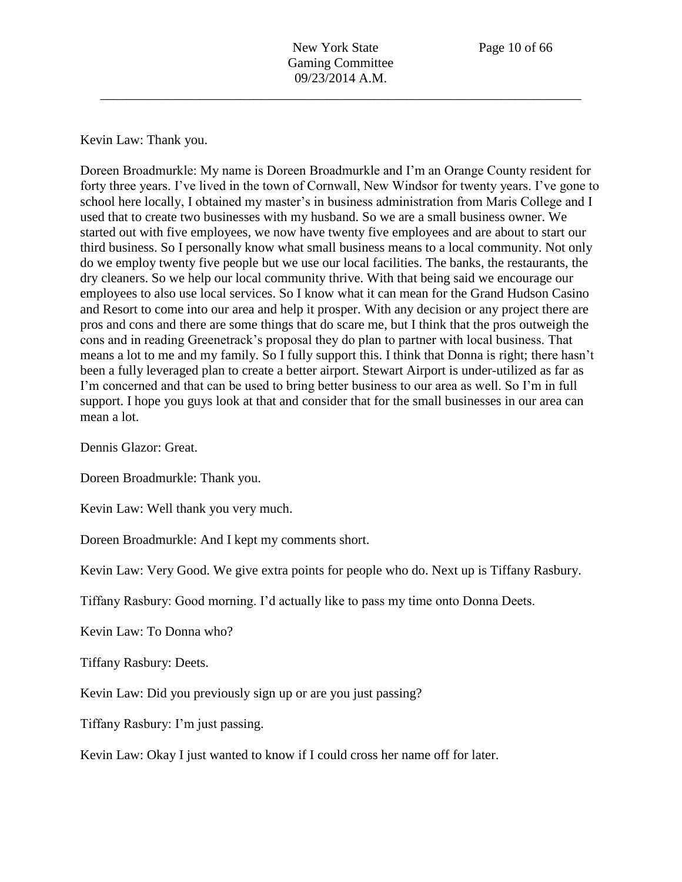Kevin Law: Thank you.

Doreen Broadmurkle: My name is Doreen Broadmurkle and I'm an Orange County resident for forty three years. I've lived in the town of Cornwall, New Windsor for twenty years. I've gone to school here locally, I obtained my master's in business administration from Maris College and I used that to create two businesses with my husband. So we are a small business owner. We started out with five employees, we now have twenty five employees and are about to start our third business. So I personally know what small business means to a local community. Not only do we employ twenty five people but we use our local facilities. The banks, the restaurants, the dry cleaners. So we help our local community thrive. With that being said we encourage our employees to also use local services. So I know what it can mean for the Grand Hudson Casino and Resort to come into our area and help it prosper. With any decision or any project there are pros and cons and there are some things that do scare me, but I think that the pros outweigh the cons and in reading Greenetrack's proposal they do plan to partner with local business. That means a lot to me and my family. So I fully support this. I think that Donna is right; there hasn't been a fully leveraged plan to create a better airport. Stewart Airport is under-utilized as far as I'm concerned and that can be used to bring better business to our area as well. So I'm in full support. I hope you guys look at that and consider that for the small businesses in our area can mean a lot.

Dennis Glazor: Great.

Doreen Broadmurkle: Thank you.

Kevin Law: Well thank you very much.

Doreen Broadmurkle: And I kept my comments short.

Kevin Law: Very Good. We give extra points for people who do. Next up is Tiffany Rasbury.

Tiffany Rasbury: Good morning. I'd actually like to pass my time onto Donna Deets.

Kevin Law: To Donna who?

Tiffany Rasbury: Deets.

Kevin Law: Did you previously sign up or are you just passing?

Tiffany Rasbury: I'm just passing.

Kevin Law: Okay I just wanted to know if I could cross her name off for later.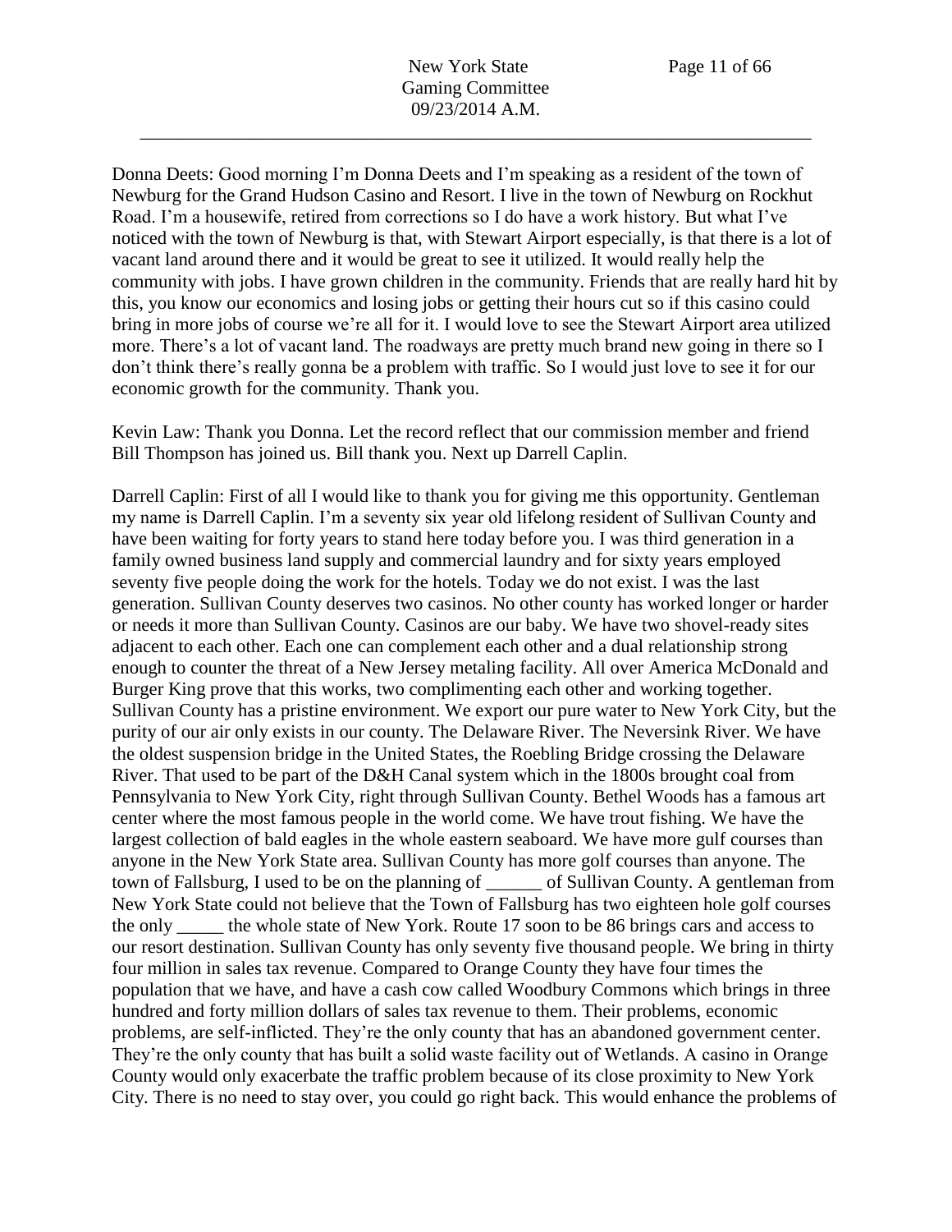Donna Deets: Good morning I'm Donna Deets and I'm speaking as a resident of the town of Newburg for the Grand Hudson Casino and Resort. I live in the town of Newburg on Rockhut Road. I'm a housewife, retired from corrections so I do have a work history. But what I've noticed with the town of Newburg is that, with Stewart Airport especially, is that there is a lot of vacant land around there and it would be great to see it utilized. It would really help the community with jobs. I have grown children in the community. Friends that are really hard hit by this, you know our economics and losing jobs or getting their hours cut so if this casino could bring in more jobs of course we're all for it. I would love to see the Stewart Airport area utilized more. There's a lot of vacant land. The roadways are pretty much brand new going in there so I don't think there's really gonna be a problem with traffic. So I would just love to see it for our economic growth for the community. Thank you.

Kevin Law: Thank you Donna. Let the record reflect that our commission member and friend Bill Thompson has joined us. Bill thank you. Next up Darrell Caplin.

Darrell Caplin: First of all I would like to thank you for giving me this opportunity. Gentleman my name is Darrell Caplin. I'm a seventy six year old lifelong resident of Sullivan County and have been waiting for forty years to stand here today before you. I was third generation in a family owned business land supply and commercial laundry and for sixty years employed seventy five people doing the work for the hotels. Today we do not exist. I was the last generation. Sullivan County deserves two casinos. No other county has worked longer or harder or needs it more than Sullivan County. Casinos are our baby. We have two shovel-ready sites adjacent to each other. Each one can complement each other and a dual relationship strong enough to counter the threat of a New Jersey metaling facility. All over America McDonald and Burger King prove that this works, two complimenting each other and working together. Sullivan County has a pristine environment. We export our pure water to New York City, but the purity of our air only exists in our county. The Delaware River. The Neversink River. We have the oldest suspension bridge in the United States, the Roebling Bridge crossing the Delaware River. That used to be part of the D&H Canal system which in the 1800s brought coal from Pennsylvania to New York City, right through Sullivan County. Bethel Woods has a famous art center where the most famous people in the world come. We have trout fishing. We have the largest collection of bald eagles in the whole eastern seaboard. We have more gulf courses than anyone in the New York State area. Sullivan County has more golf courses than anyone. The town of Fallsburg, I used to be on the planning of ______ of Sullivan County. A gentleman from New York State could not believe that the Town of Fallsburg has two eighteen hole golf courses the only _____ the whole state of New York. Route 17 soon to be 86 brings cars and access to our resort destination. Sullivan County has only seventy five thousand people. We bring in thirty four million in sales tax revenue. Compared to Orange County they have four times the population that we have, and have a cash cow called Woodbury Commons which brings in three hundred and forty million dollars of sales tax revenue to them. Their problems, economic problems, are self-inflicted. They're the only county that has an abandoned government center. They're the only county that has built a solid waste facility out of Wetlands. A casino in Orange County would only exacerbate the traffic problem because of its close proximity to New York City. There is no need to stay over, you could go right back. This would enhance the problems of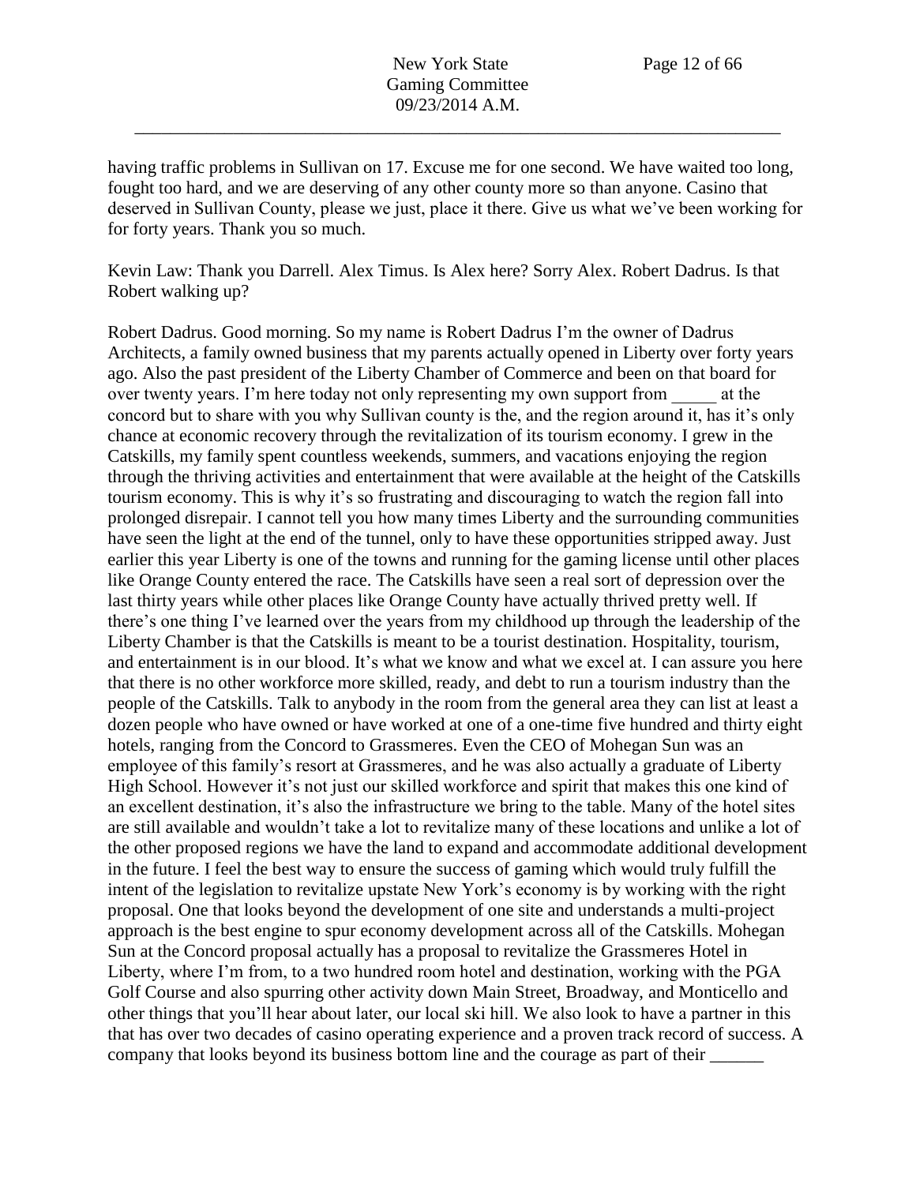having traffic problems in Sullivan on 17. Excuse me for one second. We have waited too long, fought too hard, and we are deserving of any other county more so than anyone. Casino that deserved in Sullivan County, please we just, place it there. Give us what we've been working for for forty years. Thank you so much.

Kevin Law: Thank you Darrell. Alex Timus. Is Alex here? Sorry Alex. Robert Dadrus. Is that Robert walking up?

Robert Dadrus. Good morning. So my name is Robert Dadrus I'm the owner of Dadrus Architects, a family owned business that my parents actually opened in Liberty over forty years ago. Also the past president of the Liberty Chamber of Commerce and been on that board for over twenty years. I'm here today not only representing my own support from _____ at the concord but to share with you why Sullivan county is the, and the region around it, has it's only chance at economic recovery through the revitalization of its tourism economy. I grew in the Catskills, my family spent countless weekends, summers, and vacations enjoying the region through the thriving activities and entertainment that were available at the height of the Catskills tourism economy. This is why it's so frustrating and discouraging to watch the region fall into prolonged disrepair. I cannot tell you how many times Liberty and the surrounding communities have seen the light at the end of the tunnel, only to have these opportunities stripped away. Just earlier this year Liberty is one of the towns and running for the gaming license until other places like Orange County entered the race. The Catskills have seen a real sort of depression over the last thirty years while other places like Orange County have actually thrived pretty well. If there's one thing I've learned over the years from my childhood up through the leadership of the Liberty Chamber is that the Catskills is meant to be a tourist destination. Hospitality, tourism, and entertainment is in our blood. It's what we know and what we excel at. I can assure you here that there is no other workforce more skilled, ready, and debt to run a tourism industry than the people of the Catskills. Talk to anybody in the room from the general area they can list at least a dozen people who have owned or have worked at one of a one-time five hundred and thirty eight hotels, ranging from the Concord to Grassmeres. Even the CEO of Mohegan Sun was an employee of this family's resort at Grassmeres, and he was also actually a graduate of Liberty High School. However it's not just our skilled workforce and spirit that makes this one kind of an excellent destination, it's also the infrastructure we bring to the table. Many of the hotel sites are still available and wouldn't take a lot to revitalize many of these locations and unlike a lot of the other proposed regions we have the land to expand and accommodate additional development in the future. I feel the best way to ensure the success of gaming which would truly fulfill the intent of the legislation to revitalize upstate New York's economy is by working with the right proposal. One that looks beyond the development of one site and understands a multi-project approach is the best engine to spur economy development across all of the Catskills. Mohegan Sun at the Concord proposal actually has a proposal to revitalize the Grassmeres Hotel in Liberty, where I'm from, to a two hundred room hotel and destination, working with the PGA Golf Course and also spurring other activity down Main Street, Broadway, and Monticello and other things that you'll hear about later, our local ski hill. We also look to have a partner in this that has over two decades of casino operating experience and a proven track record of success. A company that looks beyond its business bottom line and the courage as part of their ______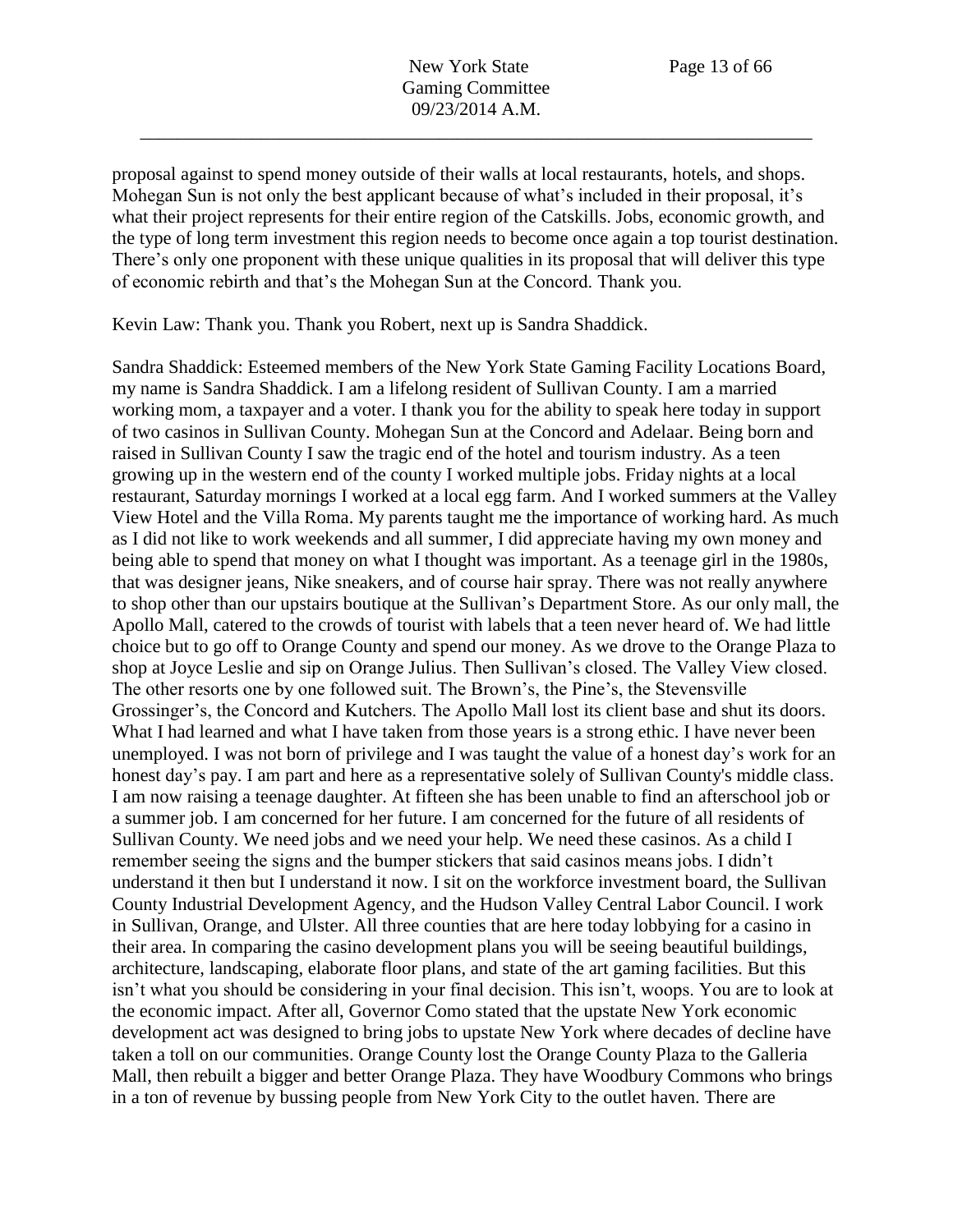proposal against to spend money outside of their walls at local restaurants, hotels, and shops. Mohegan Sun is not only the best applicant because of what's included in their proposal, it's what their project represents for their entire region of the Catskills. Jobs, economic growth, and the type of long term investment this region needs to become once again a top tourist destination. There's only one proponent with these unique qualities in its proposal that will deliver this type of economic rebirth and that's the Mohegan Sun at the Concord. Thank you.

Kevin Law: Thank you. Thank you Robert, next up is Sandra Shaddick.

Sandra Shaddick: Esteemed members of the New York State Gaming Facility Locations Board, my name is Sandra Shaddick. I am a lifelong resident of Sullivan County. I am a married working mom, a taxpayer and a voter. I thank you for the ability to speak here today in support of two casinos in Sullivan County. Mohegan Sun at the Concord and Adelaar. Being born and raised in Sullivan County I saw the tragic end of the hotel and tourism industry. As a teen growing up in the western end of the county I worked multiple jobs. Friday nights at a local restaurant, Saturday mornings I worked at a local egg farm. And I worked summers at the Valley View Hotel and the Villa Roma. My parents taught me the importance of working hard. As much as I did not like to work weekends and all summer, I did appreciate having my own money and being able to spend that money on what I thought was important. As a teenage girl in the 1980s, that was designer jeans, Nike sneakers, and of course hair spray. There was not really anywhere to shop other than our upstairs boutique at the Sullivan's Department Store. As our only mall, the Apollo Mall, catered to the crowds of tourist with labels that a teen never heard of. We had little choice but to go off to Orange County and spend our money. As we drove to the Orange Plaza to shop at Joyce Leslie and sip on Orange Julius. Then Sullivan's closed. The Valley View closed. The other resorts one by one followed suit. The Brown's, the Pine's, the Stevensville Grossinger's, the Concord and Kutchers. The Apollo Mall lost its client base and shut its doors. What I had learned and what I have taken from those years is a strong ethic. I have never been unemployed. I was not born of privilege and I was taught the value of a honest day's work for an honest day's pay. I am part and here as a representative solely of Sullivan County's middle class. I am now raising a teenage daughter. At fifteen she has been unable to find an afterschool job or a summer job. I am concerned for her future. I am concerned for the future of all residents of Sullivan County. We need jobs and we need your help. We need these casinos. As a child I remember seeing the signs and the bumper stickers that said casinos means jobs. I didn't understand it then but I understand it now. I sit on the workforce investment board, the Sullivan County Industrial Development Agency, and the Hudson Valley Central Labor Council. I work in Sullivan, Orange, and Ulster. All three counties that are here today lobbying for a casino in their area. In comparing the casino development plans you will be seeing beautiful buildings, architecture, landscaping, elaborate floor plans, and state of the art gaming facilities. But this isn't what you should be considering in your final decision. This isn't, woops. You are to look at the economic impact. After all, Governor Como stated that the upstate New York economic development act was designed to bring jobs to upstate New York where decades of decline have taken a toll on our communities. Orange County lost the Orange County Plaza to the Galleria Mall, then rebuilt a bigger and better Orange Plaza. They have Woodbury Commons who brings in a ton of revenue by bussing people from New York City to the outlet haven. There are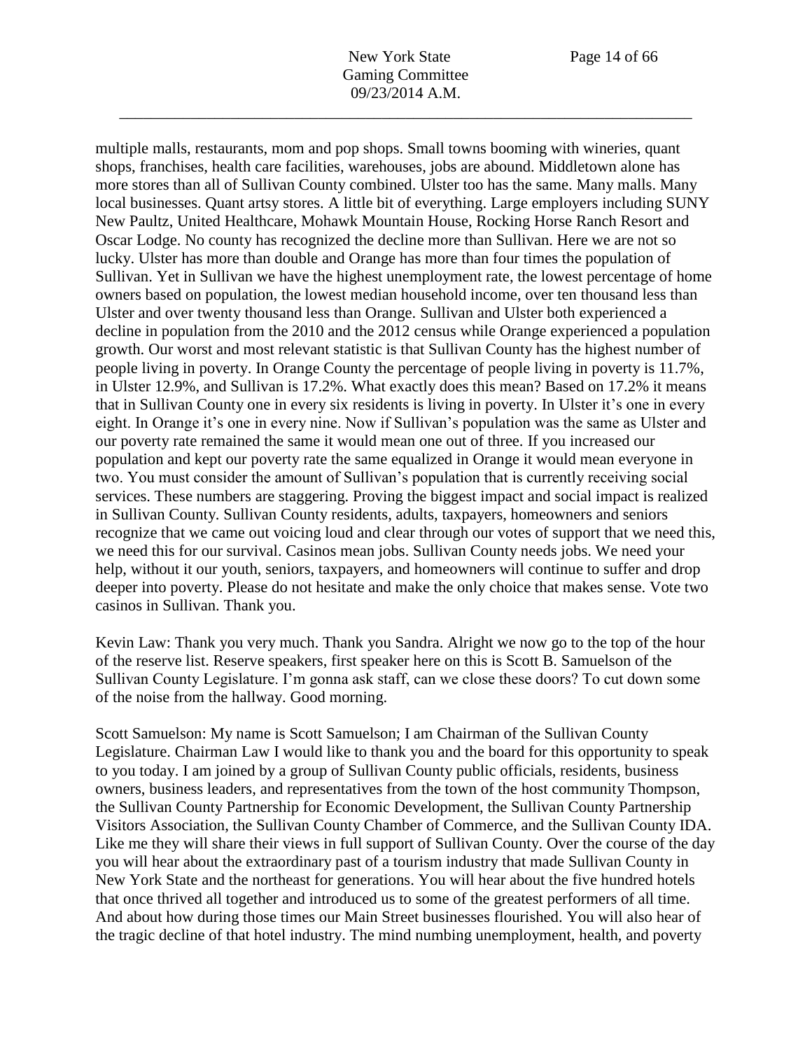multiple malls, restaurants, mom and pop shops. Small towns booming with wineries, quant shops, franchises, health care facilities, warehouses, jobs are abound. Middletown alone has more stores than all of Sullivan County combined. Ulster too has the same. Many malls. Many local businesses. Quant artsy stores. A little bit of everything. Large employers including SUNY New Paultz, United Healthcare, Mohawk Mountain House, Rocking Horse Ranch Resort and Oscar Lodge. No county has recognized the decline more than Sullivan. Here we are not so lucky. Ulster has more than double and Orange has more than four times the population of Sullivan. Yet in Sullivan we have the highest unemployment rate, the lowest percentage of home owners based on population, the lowest median household income, over ten thousand less than Ulster and over twenty thousand less than Orange. Sullivan and Ulster both experienced a decline in population from the 2010 and the 2012 census while Orange experienced a population growth. Our worst and most relevant statistic is that Sullivan County has the highest number of people living in poverty. In Orange County the percentage of people living in poverty is 11.7%, in Ulster 12.9%, and Sullivan is 17.2%. What exactly does this mean? Based on 17.2% it means that in Sullivan County one in every six residents is living in poverty. In Ulster it's one in every eight. In Orange it's one in every nine. Now if Sullivan's population was the same as Ulster and our poverty rate remained the same it would mean one out of three. If you increased our population and kept our poverty rate the same equalized in Orange it would mean everyone in two. You must consider the amount of Sullivan's population that is currently receiving social services. These numbers are staggering. Proving the biggest impact and social impact is realized in Sullivan County. Sullivan County residents, adults, taxpayers, homeowners and seniors recognize that we came out voicing loud and clear through our votes of support that we need this, we need this for our survival. Casinos mean jobs. Sullivan County needs jobs. We need your help, without it our youth, seniors, taxpayers, and homeowners will continue to suffer and drop deeper into poverty. Please do not hesitate and make the only choice that makes sense. Vote two casinos in Sullivan. Thank you.

Kevin Law: Thank you very much. Thank you Sandra. Alright we now go to the top of the hour of the reserve list. Reserve speakers, first speaker here on this is Scott B. Samuelson of the Sullivan County Legislature. I'm gonna ask staff, can we close these doors? To cut down some of the noise from the hallway. Good morning.

Scott Samuelson: My name is Scott Samuelson; I am Chairman of the Sullivan County Legislature. Chairman Law I would like to thank you and the board for this opportunity to speak to you today. I am joined by a group of Sullivan County public officials, residents, business owners, business leaders, and representatives from the town of the host community Thompson, the Sullivan County Partnership for Economic Development, the Sullivan County Partnership Visitors Association, the Sullivan County Chamber of Commerce, and the Sullivan County IDA. Like me they will share their views in full support of Sullivan County. Over the course of the day you will hear about the extraordinary past of a tourism industry that made Sullivan County in New York State and the northeast for generations. You will hear about the five hundred hotels that once thrived all together and introduced us to some of the greatest performers of all time. And about how during those times our Main Street businesses flourished. You will also hear of the tragic decline of that hotel industry. The mind numbing unemployment, health, and poverty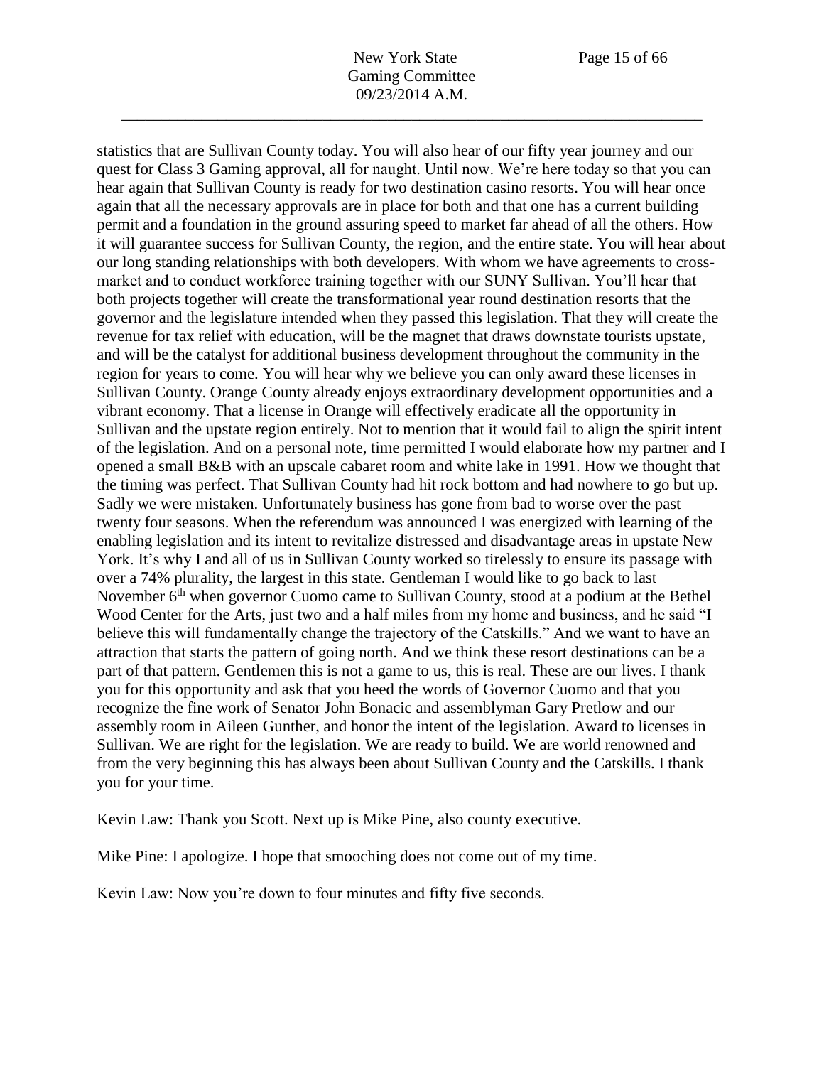statistics that are Sullivan County today. You will also hear of our fifty year journey and our quest for Class 3 Gaming approval, all for naught. Until now. We're here today so that you can hear again that Sullivan County is ready for two destination casino resorts. You will hear once again that all the necessary approvals are in place for both and that one has a current building permit and a foundation in the ground assuring speed to market far ahead of all the others. How it will guarantee success for Sullivan County, the region, and the entire state. You will hear about our long standing relationships with both developers. With whom we have agreements to cross-market and to conduct workforce training together with our SUNY Sullivan. You'll hear that both projects together will create the transformational year round destination resorts that the governor and the legislature intended when they passed this legislation. That they will create the revenue for tax relief with education, will be the magnet that draws downstate tourists upstate, and will be the catalyst for additional business development throughout the community in the region for years to come. You will hear why we believe you can only award these licenses in Sullivan County. Orange County already enjoys extraordinary development opportunities and a vibrant economy. That a license in Orange will effectively eradicate all the opportunity in Sullivan and the upstate region entirely. Not to mention that it would fail to align the spirit intent of the legislation. And on a personal note, time permitted I would elaborate how my partner and I opened a small B&B with an upscale cabaret room and white lake in 1991. How we thought that the timing was perfect. That Sullivan County had hit rock bottom and had nowhere to go but up. Sadly we were mistaken. Unfortunately business has gone from bad to worse over the past twenty four seasons. When the referendum was announced I was energized with learning of the enabling legislation and its intent to revitalize distressed and disadvantage areas in upstate New York. It's why I and all of us in Sullivan County worked so tirelessly to ensure its passage with over a 74% plurality, the largest in this state. Gentleman I would like to go back to last November 6th when governor Cuomo came to Sullivan County, stood at a podium at the Bethel Wood Center for the Arts, just two and a half miles from my home and business, and he said "I believe this will fundamentally change the trajectory of the Catskills." And we want to have an attraction that starts the pattern of going north. And we think these resort destinations can be a part of that pattern. Gentlemen this is not a game to us, this is real. These are our lives. I thank you for this opportunity and ask that you heed the words of Governor Cuomo and that you recognize the fine work of Senator John Bonacic and assemblyman Gary Pretlow and our assembly room in Aileen Gunther, and honor the intent of the legislation. Award to licenses in Sullivan. We are right for the legislation. We are ready to build. We are world renowned and from the very beginning this has always been about Sullivan County and the Catskills. I thank you for your time.

Kevin Law: Thank you Scott. Next up is Mike Pine, also county executive.

Mike Pine: I apologize. I hope that smooching does not come out of my time.

Kevin Law: Now you're down to four minutes and fifty five seconds.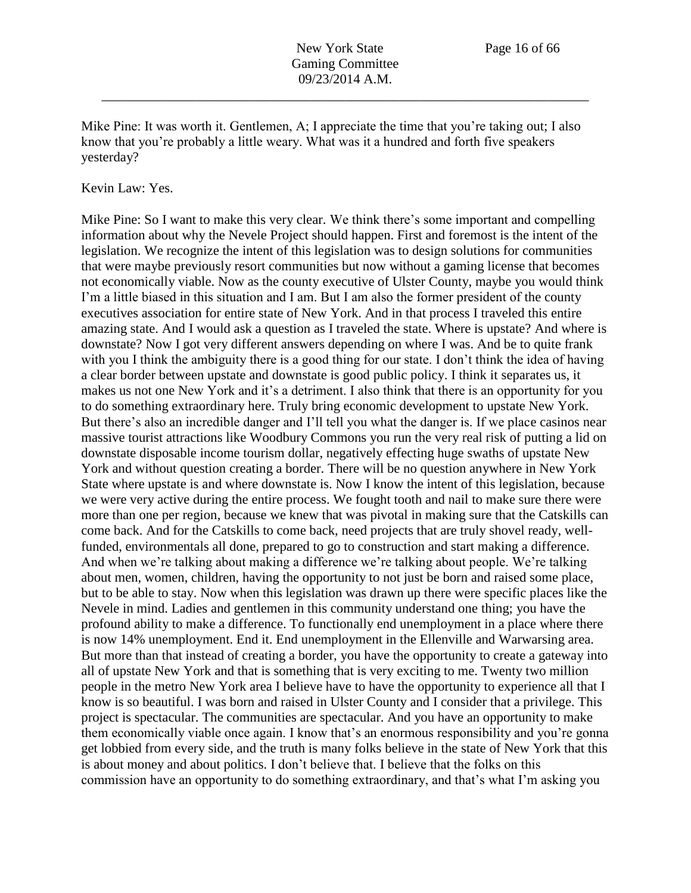Mike Pine: It was worth it. Gentlemen, A; I appreciate the time that you're taking out; I also know that you're probably a little weary. What was it a hundred and forth five speakers yesterday?

Kevin Law: Yes.

Mike Pine: So I want to make this very clear. We think there's some important and compelling information about why the Nevele Project should happen. First and foremost is the intent of the legislation. We recognize the intent of this legislation was to design solutions for communities that were maybe previously resort communities but now without a gaming license that becomes not economically viable. Now as the county executive of Ulster County, maybe you would think I'm a little biased in this situation and I am. But I am also the former president of the county executives association for entire state of New York. And in that process I traveled this entire amazing state. And I would ask a question as I traveled the state. Where is upstate? And where is downstate? Now I got very different answers depending on where I was. And be to quite frank with you I think the ambiguity there is a good thing for our state. I don't think the idea of having a clear border between upstate and downstate is good public policy. I think it separates us, it makes us not one New York and it's a detriment. I also think that there is an opportunity for you to do something extraordinary here. Truly bring economic development to upstate New York. But there's also an incredible danger and I'll tell you what the danger is. If we place casinos near massive tourist attractions like Woodbury Commons you run the very real risk of putting a lid on downstate disposable income tourism dollar, negatively effecting huge swaths of upstate New York and without question creating a border. There will be no question anywhere in New York State where upstate is and where downstate is. Now I know the intent of this legislation, because we were very active during the entire process. We fought tooth and nail to make sure there were more than one per region, because we knew that was pivotal in making sure that the Catskills can come back. And for the Catskills to come back, need projects that are truly shovel ready, well-funded, environmentals all done, prepared to go to construction and start making a difference. And when we're talking about making a difference we're talking about people. We're talking about men, women, children, having the opportunity to not just be born and raised some place, but to be able to stay. Now when this legislation was drawn up there were specific places like the Nevele in mind. Ladies and gentlemen in this community understand one thing; you have the profound ability to make a difference. To functionally end unemployment in a place where there is now 14% unemployment. End it. End unemployment in the Ellenville and Warwarsing area. But more than that instead of creating a border, you have the opportunity to create a gateway into all of upstate New York and that is something that is very exciting to me. Twenty two million people in the metro New York area I believe have to have the opportunity to experience all that I know is so beautiful. I was born and raised in Ulster County and I consider that a privilege. This project is spectacular. The communities are spectacular. And you have an opportunity to make them economically viable once again. I know that's an enormous responsibility and you're gonna get lobbied from every side, and the truth is many folks believe in the state of New York that this is about money and about politics. I don't believe that. I believe that the folks on this commission have an opportunity to do something extraordinary, and that's what I'm asking you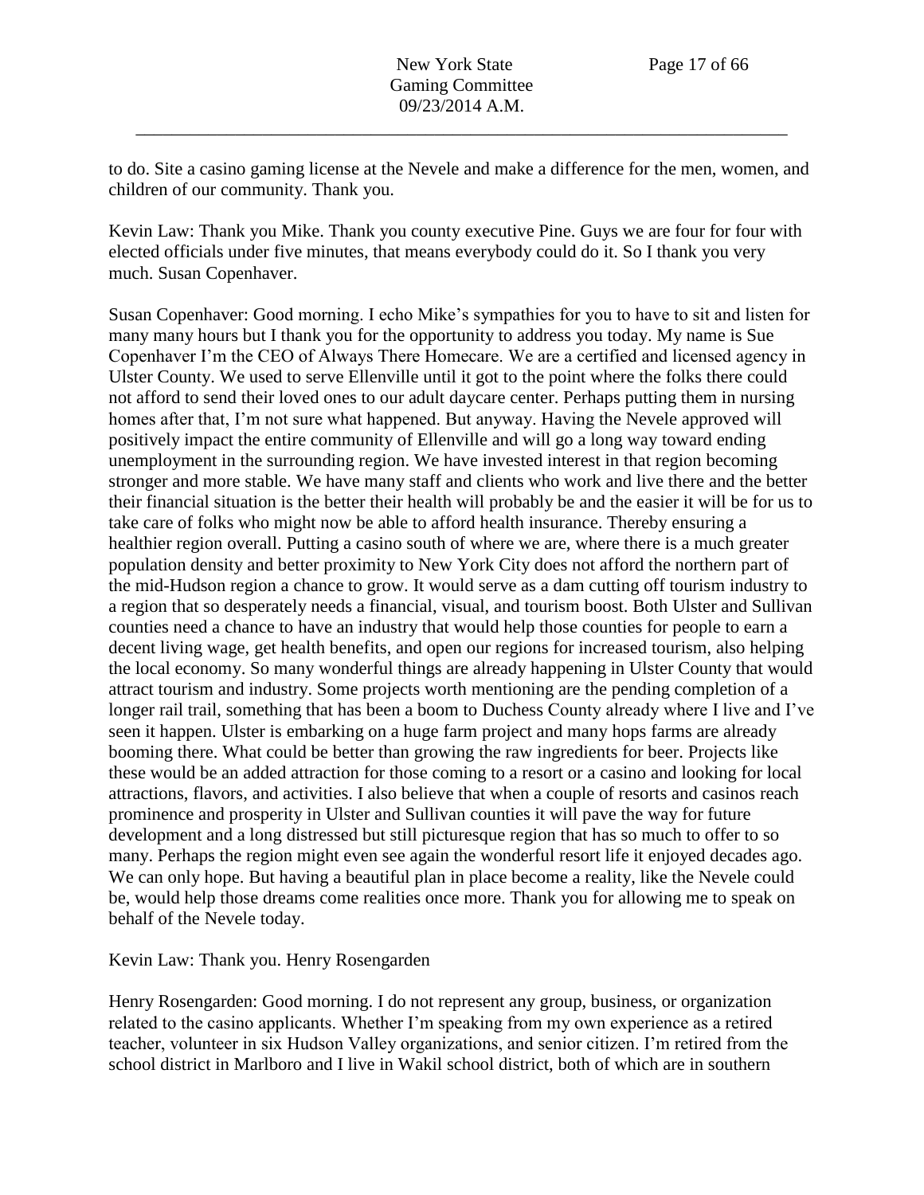to do. Site a casino gaming license at the Nevele and make a difference for the men, women, and children of our community. Thank you.

Kevin Law: Thank you Mike. Thank you county executive Pine. Guys we are four for four with elected officials under five minutes, that means everybody could do it. So I thank you very much. Susan Copenhaver.

Susan Copenhaver: Good morning. I echo Mike's sympathies for you to have to sit and listen for many many hours but I thank you for the opportunity to address you today. My name is Sue Copenhaver I'm the CEO of Always There Homecare. We are a certified and licensed agency in Ulster County. We used to serve Ellenville until it got to the point where the folks there could not afford to send their loved ones to our adult daycare center. Perhaps putting them in nursing homes after that, I'm not sure what happened. But anyway. Having the Nevele approved will positively impact the entire community of Ellenville and will go a long way toward ending unemployment in the surrounding region. We have invested interest in that region becoming stronger and more stable. We have many staff and clients who work and live there and the better their financial situation is the better their health will probably be and the easier it will be for us to take care of folks who might now be able to afford health insurance. Thereby ensuring a healthier region overall. Putting a casino south of where we are, where there is a much greater population density and better proximity to New York City does not afford the northern part of the mid-Hudson region a chance to grow. It would serve as a dam cutting off tourism industry to a region that so desperately needs a financial, visual, and tourism boost. Both Ulster and Sullivan counties need a chance to have an industry that would help those counties for people to earn a decent living wage, get health benefits, and open our regions for increased tourism, also helping the local economy. So many wonderful things are already happening in Ulster County that would attract tourism and industry. Some projects worth mentioning are the pending completion of a longer rail trail, something that has been a boom to Duchess County already where I live and I've seen it happen. Ulster is embarking on a huge farm project and many hops farms are already booming there. What could be better than growing the raw ingredients for beer. Projects like these would be an added attraction for those coming to a resort or a casino and looking for local attractions, flavors, and activities. I also believe that when a couple of resorts and casinos reach prominence and prosperity in Ulster and Sullivan counties it will pave the way for future development and a long distressed but still picturesque region that has so much to offer to so many. Perhaps the region might even see again the wonderful resort life it enjoyed decades ago. We can only hope. But having a beautiful plan in place become a reality, like the Nevele could be, would help those dreams come realities once more. Thank you for allowing me to speak on behalf of the Nevele today.

Kevin Law: Thank you. Henry Rosengarden

Henry Rosengarden: Good morning. I do not represent any group, business, or organization related to the casino applicants. Whether I'm speaking from my own experience as a retired teacher, volunteer in six Hudson Valley organizations, and senior citizen. I'm retired from the school district in Marlboro and I live in Wakil school district, both of which are in southern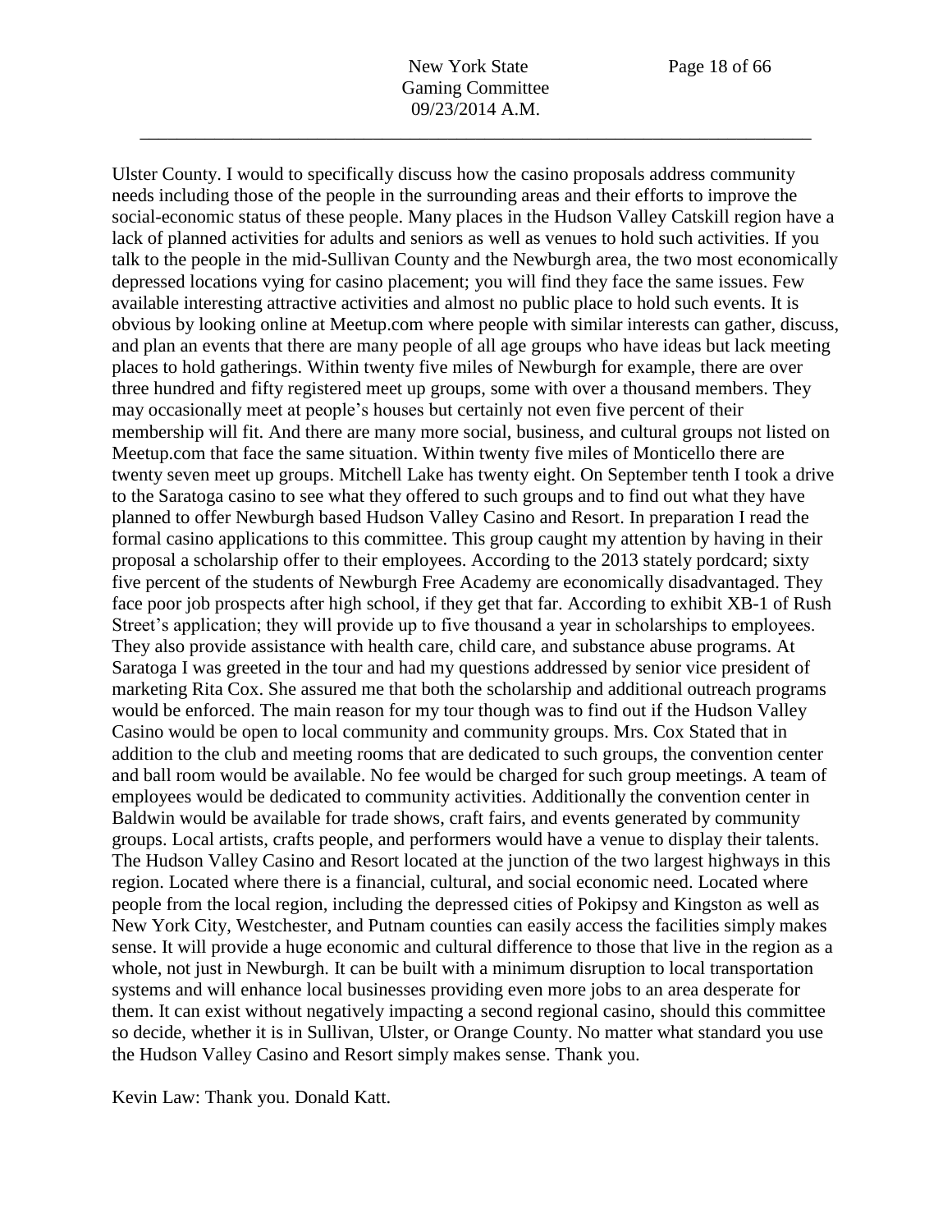Ulster County. I would to specifically discuss how the casino proposals address community needs including those of the people in the surrounding areas and their efforts to improve the social-economic status of these people. Many places in the Hudson Valley Catskill region have a lack of planned activities for adults and seniors as well as venues to hold such activities. If you talk to the people in the mid-Sullivan County and the Newburgh area, the two most economically depressed locations vying for casino placement; you will find they face the same issues. Few available interesting attractive activities and almost no public place to hold such events. It is obvious by looking online at Meetup.com where people with similar interests can gather, discuss, and plan an events that there are many people of all age groups who have ideas but lack meeting places to hold gatherings. Within twenty five miles of Newburgh for example, there are over three hundred and fifty registered meet up groups, some with over a thousand members. They may occasionally meet at people's houses but certainly not even five percent of their membership will fit. And there are many more social, business, and cultural groups not listed on Meetup.com that face the same situation. Within twenty five miles of Monticello there are twenty seven meet up groups. Mitchell Lake has twenty eight. On September tenth I took a drive to the Saratoga casino to see what they offered to such groups and to find out what they have planned to offer Newburgh based Hudson Valley Casino and Resort. In preparation I read the formal casino applications to this committee. This group caught my attention by having in their proposal a scholarship offer to their employees. According to the 2013 stately pordcard; sixty five percent of the students of Newburgh Free Academy are economically disadvantaged. They face poor job prospects after high school, if they get that far. According to exhibit XB-1 of Rush Street's application; they will provide up to five thousand a year in scholarships to employees. They also provide assistance with health care, child care, and substance abuse programs. At Saratoga I was greeted in the tour and had my questions addressed by senior vice president of marketing Rita Cox. She assured me that both the scholarship and additional outreach programs would be enforced. The main reason for my tour though was to find out if the Hudson Valley Casino would be open to local community and community groups. Mrs. Cox Stated that in addition to the club and meeting rooms that are dedicated to such groups, the convention center and ball room would be available. No fee would be charged for such group meetings. A team of employees would be dedicated to community activities. Additionally the convention center in Baldwin would be available for trade shows, craft fairs, and events generated by community groups. Local artists, crafts people, and performers would have a venue to display their talents. The Hudson Valley Casino and Resort located at the junction of the two largest highways in this region. Located where there is a financial, cultural, and social economic need. Located where people from the local region, including the depressed cities of Pokipsy and Kingston as well as New York City, Westchester, and Putnam counties can easily access the facilities simply makes sense. It will provide a huge economic and cultural difference to those that live in the region as a whole, not just in Newburgh. It can be built with a minimum disruption to local transportation systems and will enhance local businesses providing even more jobs to an area desperate for them. It can exist without negatively impacting a second regional casino, should this committee so decide, whether it is in Sullivan, Ulster, or Orange County. No matter what standard you use the Hudson Valley Casino and Resort simply makes sense. Thank you.

Kevin Law: Thank you. Donald Katt.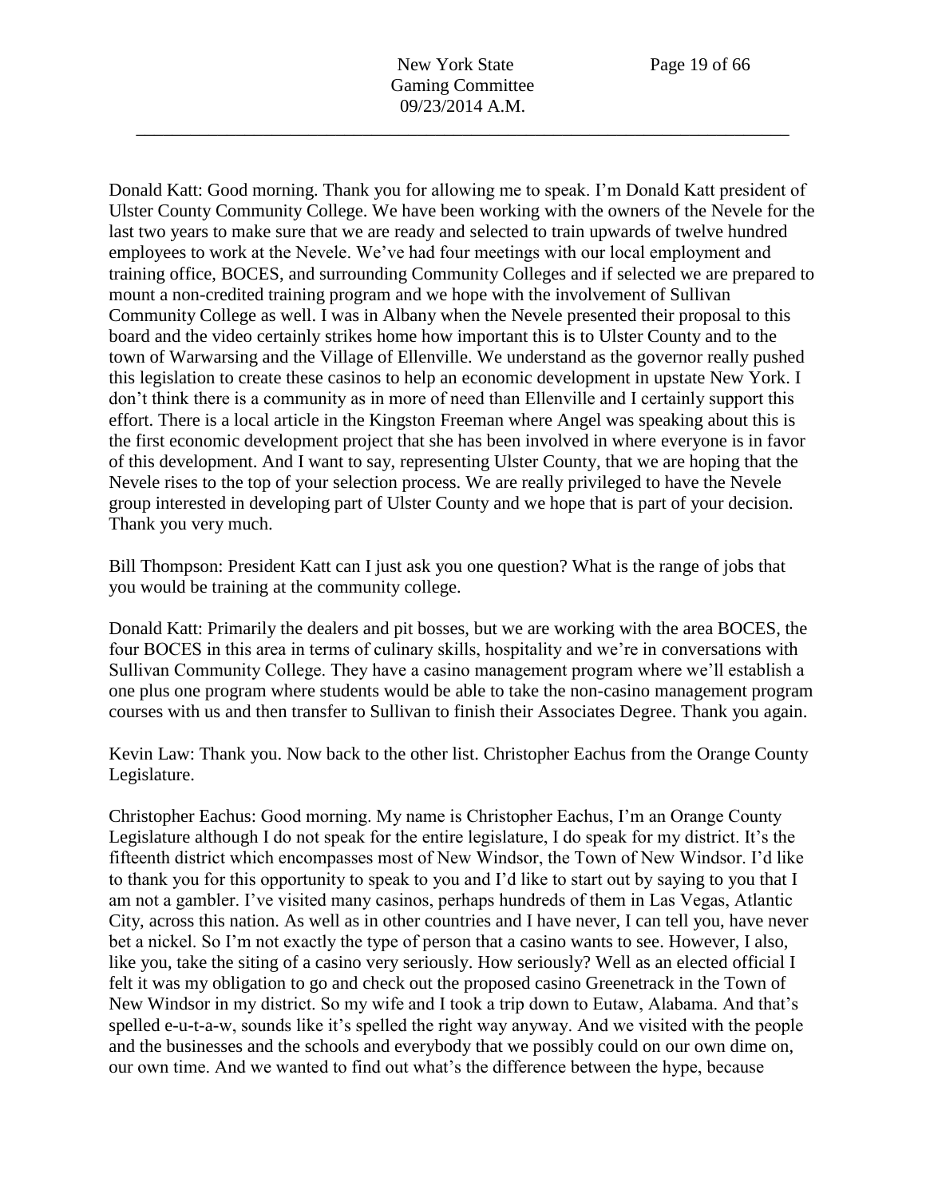Donald Katt: Good morning. Thank you for allowing me to speak. I'm Donald Katt president of Ulster County Community College. We have been working with the owners of the Nevele for the last two years to make sure that we are ready and selected to train upwards of twelve hundred employees to work at the Nevele. We've had four meetings with our local employment and training office, BOCES, and surrounding Community Colleges and if selected we are prepared to mount a non-credited training program and we hope with the involvement of Sullivan Community College as well. I was in Albany when the Nevele presented their proposal to this board and the video certainly strikes home how important this is to Ulster County and to the town of Warwarsing and the Village of Ellenville. We understand as the governor really pushed this legislation to create these casinos to help an economic development in upstate New York. I don't think there is a community as in more of need than Ellenville and I certainly support this effort. There is a local article in the Kingston Freeman where Angel was speaking about this is the first economic development project that she has been involved in where everyone is in favor of this development. And I want to say, representing Ulster County, that we are hoping that the Nevele rises to the top of your selection process. We are really privileged to have the Nevele group interested in developing part of Ulster County and we hope that is part of your decision. Thank you very much.

Bill Thompson: President Katt can I just ask you one question? What is the range of jobs that you would be training at the community college.

Donald Katt: Primarily the dealers and pit bosses, but we are working with the area BOCES, the four BOCES in this area in terms of culinary skills, hospitality and we're in conversations with Sullivan Community College. They have a casino management program where we'll establish a one plus one program where students would be able to take the non-casino management program courses with us and then transfer to Sullivan to finish their Associates Degree. Thank you again.

Kevin Law: Thank you. Now back to the other list. Christopher Eachus from the Orange County Legislature.

Christopher Eachus: Good morning. My name is Christopher Eachus, I'm an Orange County Legislature although I do not speak for the entire legislature, I do speak for my district. It's the fifteenth district which encompasses most of New Windsor, the Town of New Windsor. I'd like to thank you for this opportunity to speak to you and I'd like to start out by saying to you that I am not a gambler. I've visited many casinos, perhaps hundreds of them in Las Vegas, Atlantic City, across this nation. As well as in other countries and I have never, I can tell you, have never bet a nickel. So I'm not exactly the type of person that a casino wants to see. However, I also, like you, take the siting of a casino very seriously. How seriously? Well as an elected official I felt it was my obligation to go and check out the proposed casino Greenetrack in the Town of New Windsor in my district. So my wife and I took a trip down to Eutaw, Alabama. And that's spelled e-u-t-a-w, sounds like it's spelled the right way anyway. And we visited with the people and the businesses and the schools and everybody that we possibly could on our own dime on, our own time. And we wanted to find out what's the difference between the hype, because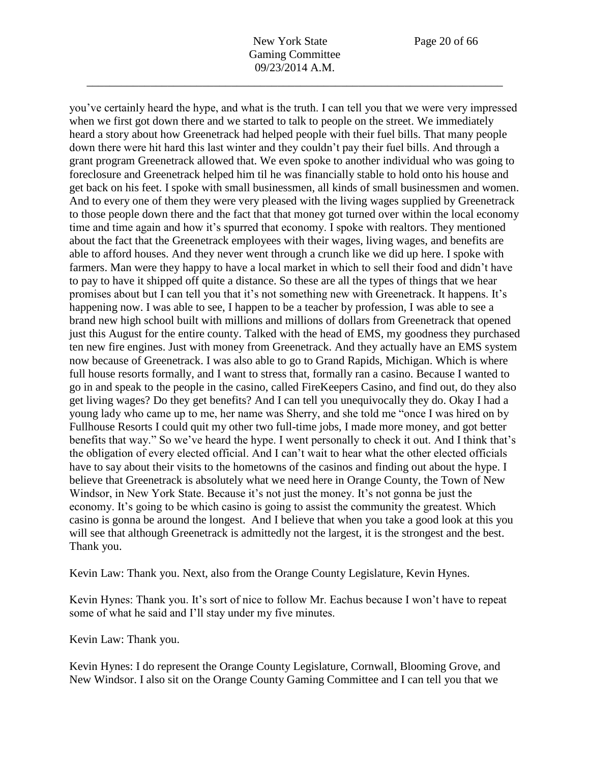you've certainly heard the hype, and what is the truth. I can tell you that we were very impressed when we first got down there and we started to talk to people on the street. We immediately heard a story about how Greenetrack had helped people with their fuel bills. That many people down there were hit hard this last winter and they couldn't pay their fuel bills. And through a grant program Greenetrack allowed that. We even spoke to another individual who was going to foreclosure and Greenetrack helped him til he was financially stable to hold onto his house and get back on his feet. I spoke with small businessmen, all kinds of small businessmen and women. And to every one of them they were very pleased with the living wages supplied by Greenetrack to those people down there and the fact that that money got turned over within the local economy time and time again and how it's spurred that economy. I spoke with realtors. They mentioned about the fact that the Greenetrack employees with their wages, living wages, and benefits are able to afford houses. And they never went through a crunch like we did up here. I spoke with farmers. Man were they happy to have a local market in which to sell their food and didn't have to pay to have it shipped off quite a distance. So these are all the types of things that we hear promises about but I can tell you that it's not something new with Greenetrack. It happens. It's happening now. I was able to see, I happen to be a teacher by profession, I was able to see a brand new high school built with millions and millions of dollars from Greenetrack that opened just this August for the entire county. Talked with the head of EMS, my goodness they purchased ten new fire engines. Just with money from Greenetrack. And they actually have an EMS system now because of Greenetrack. I was also able to go to Grand Rapids, Michigan. Which is where full house resorts formally, and I want to stress that, formally ran a casino. Because I wanted to go in and speak to the people in the casino, called FireKeepers Casino, and find out, do they also get living wages? Do they get benefits? And I can tell you unequivocally they do. Okay I had a young lady who came up to me, her name was Sherry, and she told me "once I was hired on by Fullhouse Resorts I could quit my other two full-time jobs, I made more money, and got better benefits that way." So we've heard the hype. I went personally to check it out. And I think that's the obligation of every elected official. And I can't wait to hear what the other elected officials have to say about their visits to the hometowns of the casinos and finding out about the hype. I believe that Greenetrack is absolutely what we need here in Orange County, the Town of New Windsor, in New York State. Because it's not just the money. It's not gonna be just the economy. It's going to be which casino is going to assist the community the greatest. Which casino is gonna be around the longest. And I believe that when you take a good look at this you will see that although Greenetrack is admittedly not the largest, it is the strongest and the best. Thank you.

Kevin Law: Thank you. Next, also from the Orange County Legislature, Kevin Hynes.

Kevin Hynes: Thank you. It's sort of nice to follow Mr. Eachus because I won't have to repeat some of what he said and I'll stay under my five minutes.

Kevin Law: Thank you.

Kevin Hynes: I do represent the Orange County Legislature, Cornwall, Blooming Grove, and New Windsor. I also sit on the Orange County Gaming Committee and I can tell you that we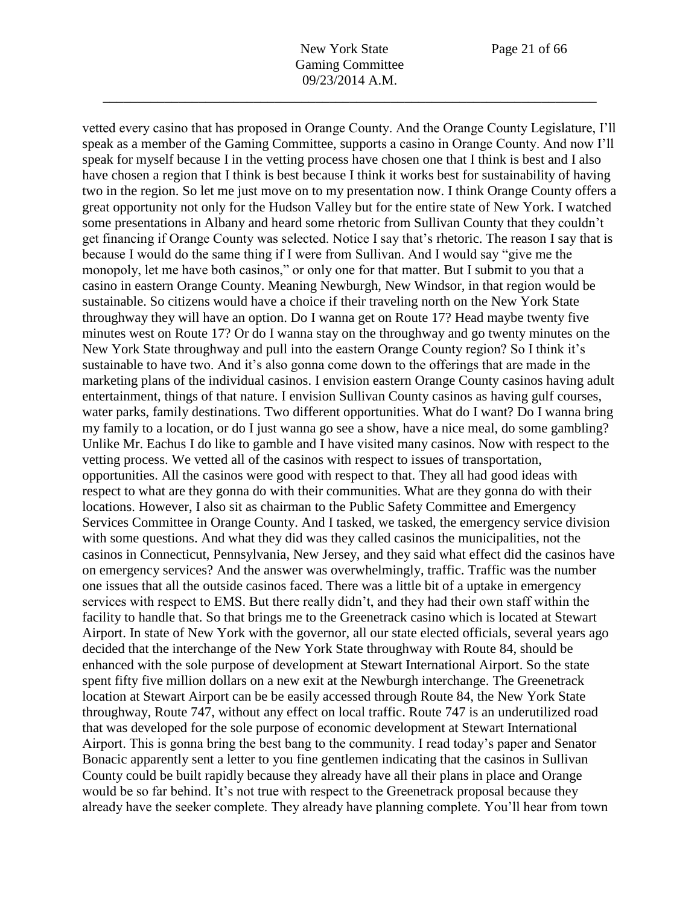vetted every casino that has proposed in Orange County. And the Orange County Legislature, I'll speak as a member of the Gaming Committee, supports a casino in Orange County. And now I'll speak for myself because I in the vetting process have chosen one that I think is best and I also have chosen a region that I think is best because I think it works best for sustainability of having two in the region. So let me just move on to my presentation now. I think Orange County offers a great opportunity not only for the Hudson Valley but for the entire state of New York. I watched some presentations in Albany and heard some rhetoric from Sullivan County that they couldn't get financing if Orange County was selected. Notice I say that's rhetoric. The reason I say that is because I would do the same thing if I were from Sullivan. And I would say "give me the monopoly, let me have both casinos," or only one for that matter. But I submit to you that a casino in eastern Orange County. Meaning Newburgh, New Windsor, in that region would be sustainable. So citizens would have a choice if their traveling north on the New York State throughway they will have an option. Do I wanna get on Route 17? Head maybe twenty five minutes west on Route 17? Or do I wanna stay on the throughway and go twenty minutes on the New York State throughway and pull into the eastern Orange County region? So I think it's sustainable to have two. And it's also gonna come down to the offerings that are made in the marketing plans of the individual casinos. I envision eastern Orange County casinos having adult entertainment, things of that nature. I envision Sullivan County casinos as having gulf courses, water parks, family destinations. Two different opportunities. What do I want? Do I wanna bring my family to a location, or do I just wanna go see a show, have a nice meal, do some gambling? Unlike Mr. Eachus I do like to gamble and I have visited many casinos. Now with respect to the vetting process. We vetted all of the casinos with respect to issues of transportation, opportunities. All the casinos were good with respect to that. They all had good ideas with respect to what are they gonna do with their communities. What are they gonna do with their locations. However, I also sit as chairman to the Public Safety Committee and Emergency Services Committee in Orange County. And I tasked, we tasked, the emergency service division with some questions. And what they did was they called casinos the municipalities, not the casinos in Connecticut, Pennsylvania, New Jersey, and they said what effect did the casinos have on emergency services? And the answer was overwhelmingly, traffic. Traffic was the number one issues that all the outside casinos faced. There was a little bit of a uptake in emergency services with respect to EMS. But there really didn't, and they had their own staff within the facility to handle that. So that brings me to the Greenetrack casino which is located at Stewart Airport. In state of New York with the governor, all our state elected officials, several years ago decided that the interchange of the New York State throughway with Route 84, should be enhanced with the sole purpose of development at Stewart International Airport. So the state spent fifty five million dollars on a new exit at the Newburgh interchange. The Greenetrack location at Stewart Airport can be be easily accessed through Route 84, the New York State throughway, Route 747, without any effect on local traffic. Route 747 is an underutilized road that was developed for the sole purpose of economic development at Stewart International Airport. This is gonna bring the best bang to the community. I read today's paper and Senator Bonacic apparently sent a letter to you fine gentlemen indicating that the casinos in Sullivan County could be built rapidly because they already have all their plans in place and Orange would be so far behind. It's not true with respect to the Greenetrack proposal because they already have the seeker complete. They already have planning complete. You'll hear from town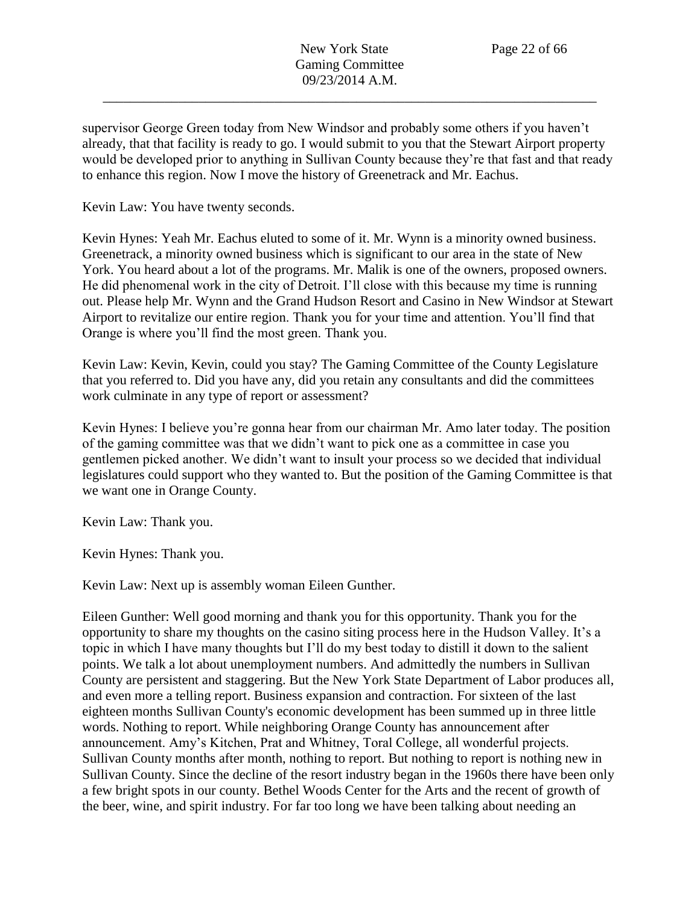supervisor George Green today from New Windsor and probably some others if you haven't already, that that facility is ready to go. I would submit to you that the Stewart Airport property would be developed prior to anything in Sullivan County because they're that fast and that ready to enhance this region. Now I move the history of Greenetrack and Mr. Eachus.

Kevin Law: You have twenty seconds.

Kevin Hynes: Yeah Mr. Eachus eluted to some of it. Mr. Wynn is a minority owned business. Greenetrack, a minority owned business which is significant to our area in the state of New York. You heard about a lot of the programs. Mr. Malik is one of the owners, proposed owners. He did phenomenal work in the city of Detroit. I'll close with this because my time is running out. Please help Mr. Wynn and the Grand Hudson Resort and Casino in New Windsor at Stewart Airport to revitalize our entire region. Thank you for your time and attention. You'll find that Orange is where you'll find the most green. Thank you.

Kevin Law: Kevin, Kevin, could you stay? The Gaming Committee of the County Legislature that you referred to. Did you have any, did you retain any consultants and did the committees work culminate in any type of report or assessment?

Kevin Hynes: I believe you're gonna hear from our chairman Mr. Amo later today. The position of the gaming committee was that we didn't want to pick one as a committee in case you gentlemen picked another. We didn't want to insult your process so we decided that individual legislatures could support who they wanted to. But the position of the Gaming Committee is that we want one in Orange County.

Kevin Law: Thank you.

Kevin Hynes: Thank you.

Kevin Law: Next up is assembly woman Eileen Gunther.

Eileen Gunther: Well good morning and thank you for this opportunity. Thank you for the opportunity to share my thoughts on the casino siting process here in the Hudson Valley. It's a topic in which I have many thoughts but I'll do my best today to distill it down to the salient points. We talk a lot about unemployment numbers. And admittedly the numbers in Sullivan County are persistent and staggering. But the New York State Department of Labor produces all, and even more a telling report. Business expansion and contraction. For sixteen of the last eighteen months Sullivan County's economic development has been summed up in three little words. Nothing to report. While neighboring Orange County has announcement after announcement. Amy's Kitchen, Prat and Whitney, Toral College, all wonderful projects. Sullivan County months after month, nothing to report. But nothing to report is nothing new in Sullivan County. Since the decline of the resort industry began in the 1960s there have been only a few bright spots in our county. Bethel Woods Center for the Arts and the recent of growth of the beer, wine, and spirit industry. For far too long we have been talking about needing an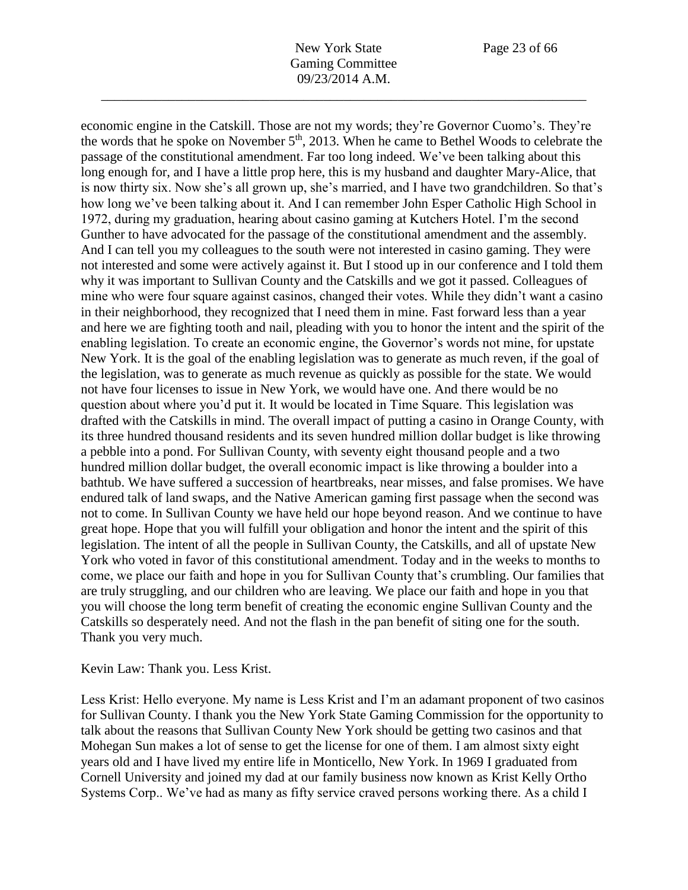economic engine in the Catskill. Those are not my words; they're Governor Cuomo's. They're the words that he spoke on November 5th, 2013. When he came to Bethel Woods to celebrate the passage of the constitutional amendment. Far too long indeed. We've been talking about this long enough for, and I have a little prop here, this is my husband and daughter Mary-Alice, that is now thirty six. Now she's all grown up, she's married, and I have two grandchildren. So that's how long we've been talking about it. And I can remember John Esper Catholic High School in 1972, during my graduation, hearing about casino gaming at Kutchers Hotel. I'm the second Gunther to have advocated for the passage of the constitutional amendment and the assembly. And I can tell you my colleagues to the south were not interested in casino gaming. They were not interested and some were actively against it. But I stood up in our conference and I told them why it was important to Sullivan County and the Catskills and we got it passed. Colleagues of mine who were four square against casinos, changed their votes. While they didn't want a casino in their neighborhood, they recognized that I need them in mine. Fast forward less than a year and here we are fighting tooth and nail, pleading with you to honor the intent and the spirit of the enabling legislation. To create an economic engine, the Governor's words not mine, for upstate New York. It is the goal of the enabling legislation was to generate as much reven, if the goal of the legislation, was to generate as much revenue as quickly as possible for the state. We would not have four licenses to issue in New York, we would have one. And there would be no question about where you'd put it. It would be located in Time Square. This legislation was drafted with the Catskills in mind. The overall impact of putting a casino in Orange County, with its three hundred thousand residents and its seven hundred million dollar budget is like throwing a pebble into a pond. For Sullivan County, with seventy eight thousand people and a two hundred million dollar budget, the overall economic impact is like throwing a boulder into a bathtub. We have suffered a succession of heartbreaks, near misses, and false promises. We have endured talk of land swaps, and the Native American gaming first passage when the second was not to come. In Sullivan County we have held our hope beyond reason. And we continue to have great hope. Hope that you will fulfill your obligation and honor the intent and the spirit of this legislation. The intent of all the people in Sullivan County, the Catskills, and all of upstate New York who voted in favor of this constitutional amendment. Today and in the weeks to months to come, we place our faith and hope in you for Sullivan County that's crumbling. Our families that are truly struggling, and our children who are leaving. We place our faith and hope in you that you will choose the long term benefit of creating the economic engine Sullivan County and the Catskills so desperately need. And not the flash in the pan benefit of siting one for the south. Thank you very much.

Kevin Law: Thank you. Less Krist.

Less Krist: Hello everyone. My name is Less Krist and I'm an adamant proponent of two casinos for Sullivan County. I thank you the New York State Gaming Commission for the opportunity to talk about the reasons that Sullivan County New York should be getting two casinos and that Mohegan Sun makes a lot of sense to get the license for one of them. I am almost sixty eight years old and I have lived my entire life in Monticello, New York. In 1969 I graduated from Cornell University and joined my dad at our family business now known as Krist Kelly Ortho Systems Corp.. We've had as many as fifty service craved persons working there. As a child I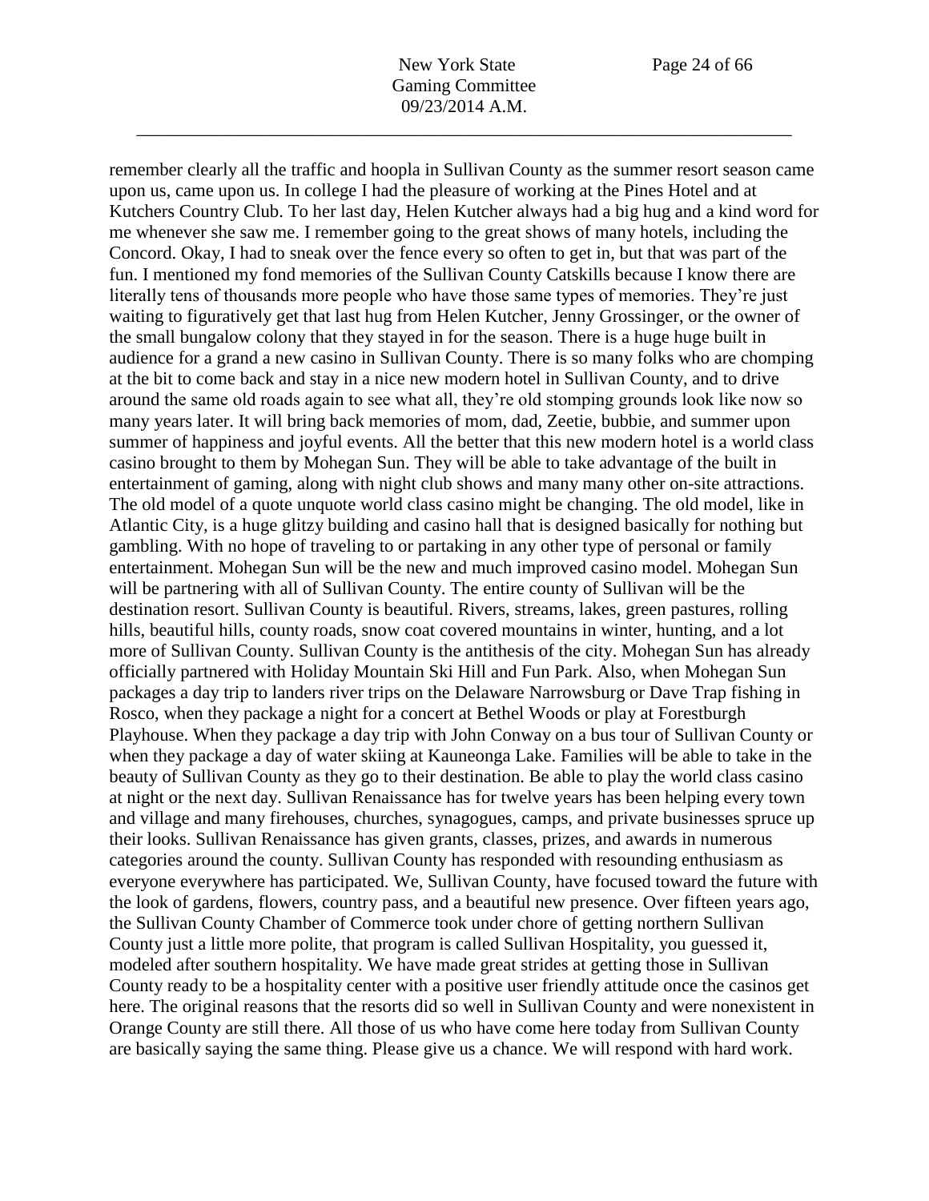remember clearly all the traffic and hoopla in Sullivan County as the summer resort season came upon us, came upon us. In college I had the pleasure of working at the Pines Hotel and at Kutchers Country Club. To her last day, Helen Kutcher always had a big hug and a kind word for me whenever she saw me. I remember going to the great shows of many hotels, including the Concord. Okay, I had to sneak over the fence every so often to get in, but that was part of the fun. I mentioned my fond memories of the Sullivan County Catskills because I know there are literally tens of thousands more people who have those same types of memories. They're just waiting to figuratively get that last hug from Helen Kutcher, Jenny Grossinger, or the owner of the small bungalow colony that they stayed in for the season. There is a huge huge built in audience for a grand a new casino in Sullivan County. There is so many folks who are chomping at the bit to come back and stay in a nice new modern hotel in Sullivan County, and to drive around the same old roads again to see what all, they're old stomping grounds look like now so many years later. It will bring back memories of mom, dad, Zeetie, bubbie, and summer upon summer of happiness and joyful events. All the better that this new modern hotel is a world class casino brought to them by Mohegan Sun. They will be able to take advantage of the built in entertainment of gaming, along with night club shows and many many other on-site attractions. The old model of a quote unquote world class casino might be changing. The old model, like in Atlantic City, is a huge glitzy building and casino hall that is designed basically for nothing but gambling. With no hope of traveling to or partaking in any other type of personal or family entertainment. Mohegan Sun will be the new and much improved casino model. Mohegan Sun will be partnering with all of Sullivan County. The entire county of Sullivan will be the destination resort. Sullivan County is beautiful. Rivers, streams, lakes, green pastures, rolling hills, beautiful hills, county roads, snow coat covered mountains in winter, hunting, and a lot more of Sullivan County. Sullivan County is the antithesis of the city. Mohegan Sun has already officially partnered with Holiday Mountain Ski Hill and Fun Park. Also, when Mohegan Sun packages a day trip to landers river trips on the Delaware Narrowsburg or Dave Trap fishing in Rosco, when they package a night for a concert at Bethel Woods or play at Forestburgh Playhouse. When they package a day trip with John Conway on a bus tour of Sullivan County or when they package a day of water skiing at Kauneonga Lake. Families will be able to take in the beauty of Sullivan County as they go to their destination. Be able to play the world class casino at night or the next day. Sullivan Renaissance has for twelve years has been helping every town and village and many firehouses, churches, synagogues, camps, and private businesses spruce up their looks. Sullivan Renaissance has given grants, classes, prizes, and awards in numerous categories around the county. Sullivan County has responded with resounding enthusiasm as everyone everywhere has participated. We, Sullivan County, have focused toward the future with the look of gardens, flowers, country pass, and a beautiful new presence. Over fifteen years ago, the Sullivan County Chamber of Commerce took under chore of getting northern Sullivan County just a little more polite, that program is called Sullivan Hospitality, you guessed it, modeled after southern hospitality. We have made great strides at getting those in Sullivan County ready to be a hospitality center with a positive user friendly attitude once the casinos get here. The original reasons that the resorts did so well in Sullivan County and were nonexistent in Orange County are still there. All those of us who have come here today from Sullivan County are basically saying the same thing. Please give us a chance. We will respond with hard work.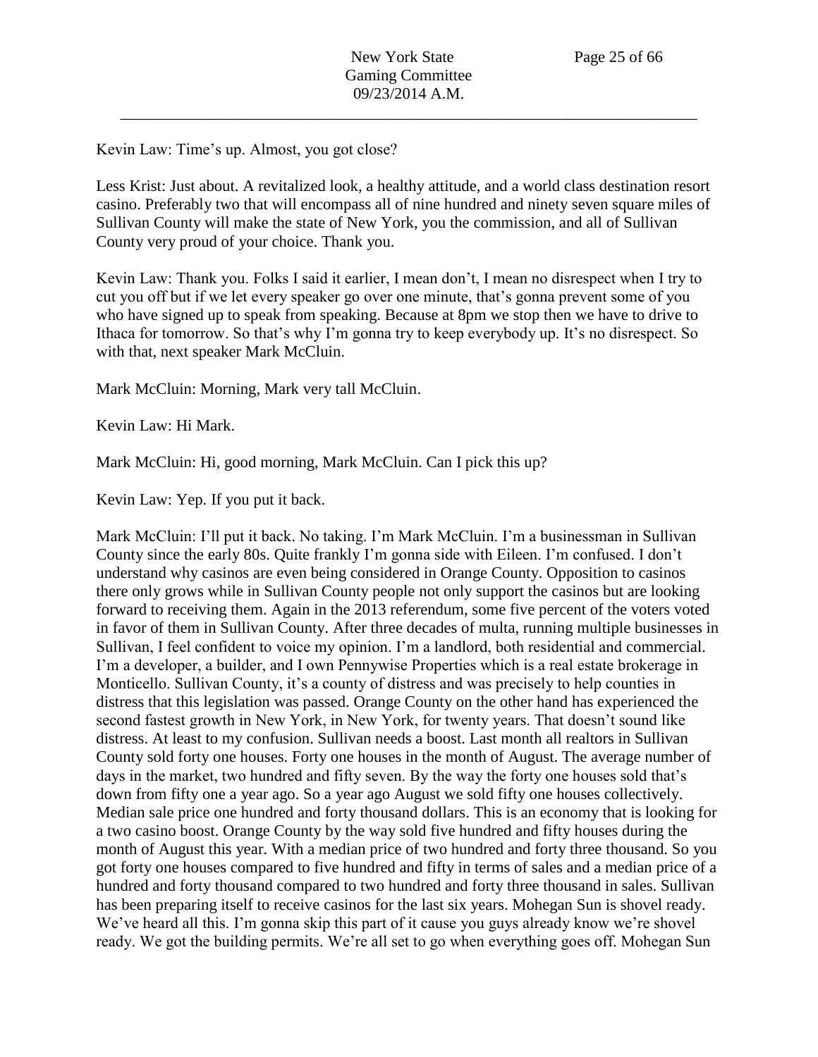Kevin Law: Time's up. Almost, you got close?

Less Krist: Just about. A revitalized look, a healthy attitude, and a world class destination resort casino. Preferably two that will encompass all of nine hundred and ninety seven square miles of Sullivan County will make the state of New York, you the commission, and all of Sullivan County very proud of your choice. Thank you.

Kevin Law: Thank you. Folks I said it earlier, I mean don't, I mean no disrespect when I try to cut you off but if we let every speaker go over one minute, that's gonna prevent some of you who have signed up to speak from speaking. Because at 8pm we stop then we have to drive to Ithaca for tomorrow. So that's why I'm gonna try to keep everybody up. It's no disrespect. So with that, next speaker Mark McCluin.

Mark McCluin: Morning, Mark very tall McCluin.

Kevin Law: Hi Mark.

Mark McCluin: Hi, good morning, Mark McCluin. Can I pick this up?

Kevin Law: Yep. If you put it back.

Mark McCluin: I'll put it back. No taking. I'm Mark McCluin. I'm a businessman in Sullivan County since the early 80s. Quite frankly I'm gonna side with Eileen. I'm confused. I don't understand why casinos are even being considered in Orange County. Opposition to casinos there only grows while in Sullivan County people not only support the casinos but are looking forward to receiving them. Again in the 2013 referendum, some five percent of the voters voted in favor of them in Sullivan County. After three decades of multa, running multiple businesses in Sullivan, I feel confident to voice my opinion. I'm a landlord, both residential and commercial. I'm a developer, a builder, and I own Pennywise Properties which is a real estate brokerage in Monticello. Sullivan County, it's a county of distress and was precisely to help counties in distress that this legislation was passed. Orange County on the other hand has experienced the second fastest growth in New York, in New York, for twenty years. That doesn't sound like distress. At least to my confusion. Sullivan needs a boost. Last month all realtors in Sullivan County sold forty one houses. Forty one houses in the month of August. The average number of days in the market, two hundred and fifty seven. By the way the forty one houses sold that's down from fifty one a year ago. So a year ago August we sold fifty one houses collectively. Median sale price one hundred and forty thousand dollars. This is an economy that is looking for a two casino boost. Orange County by the way sold five hundred and fifty houses during the month of August this year. With a median price of two hundred and forty three thousand. So you got forty one houses compared to five hundred and fifty in terms of sales and a median price of a hundred and forty thousand compared to two hundred and forty three thousand in sales. Sullivan has been preparing itself to receive casinos for the last six years. Mohegan Sun is shovel ready. We've heard all this. I'm gonna skip this part of it cause you guys already know we're shovel ready. We got the building permits. We're all set to go when everything goes off. Mohegan Sun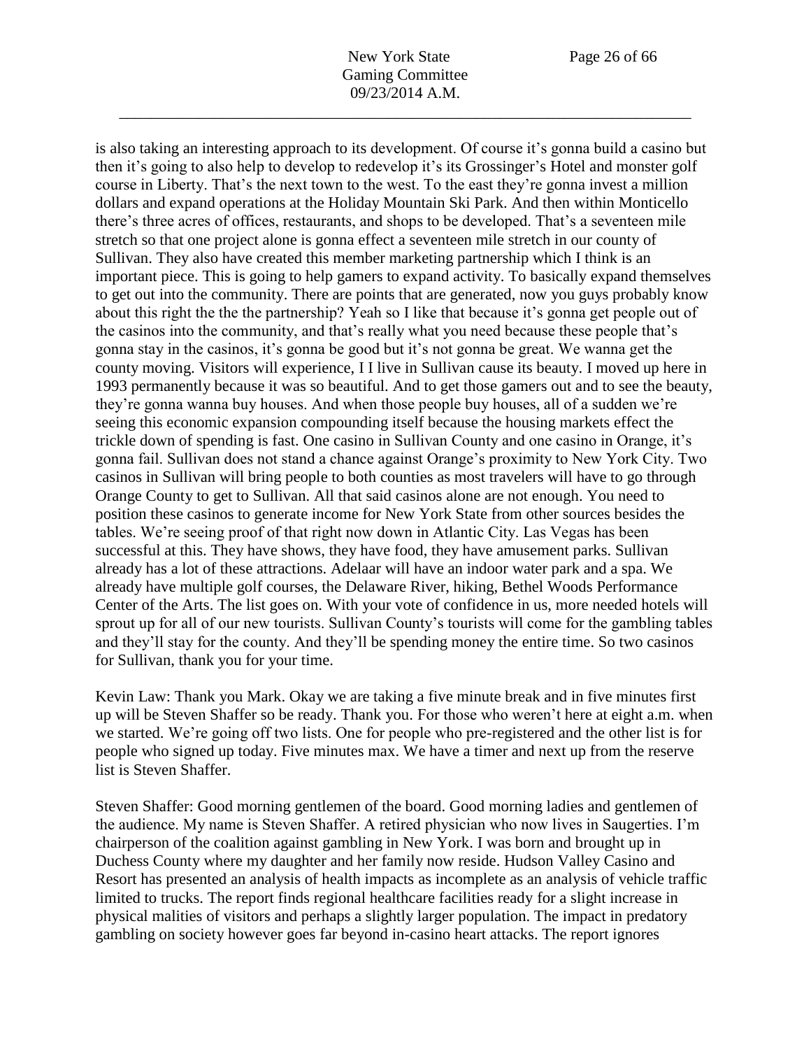is also taking an interesting approach to its development. Of course it's gonna build a casino but then it's going to also help to develop to redevelop it's its Grossinger's Hotel and monster golf course in Liberty. That's the next town to the west. To the east they're gonna invest a million dollars and expand operations at the Holiday Mountain Ski Park. And then within Monticello there's three acres of offices, restaurants, and shops to be developed. That's a seventeen mile stretch so that one project alone is gonna effect a seventeen mile stretch in our county of Sullivan. They also have created this member marketing partnership which I think is an important piece. This is going to help gamers to expand activity. To basically expand themselves to get out into the community. There are points that are generated, now you guys probably know about this right the the the partnership? Yeah so I like that because it's gonna get people out of the casinos into the community, and that's really what you need because these people that's gonna stay in the casinos, it's gonna be good but it's not gonna be great. We wanna get the county moving. Visitors will experience, I I live in Sullivan cause its beauty. I moved up here in 1993 permanently because it was so beautiful. And to get those gamers out and to see the beauty, they're gonna wanna buy houses. And when those people buy houses, all of a sudden we're seeing this economic expansion compounding itself because the housing markets effect the trickle down of spending is fast. One casino in Sullivan County and one casino in Orange, it's gonna fail. Sullivan does not stand a chance against Orange's proximity to New York City. Two casinos in Sullivan will bring people to both counties as most travelers will have to go through Orange County to get to Sullivan. All that said casinos alone are not enough. You need to position these casinos to generate income for New York State from other sources besides the tables. We're seeing proof of that right now down in Atlantic City. Las Vegas has been successful at this. They have shows, they have food, they have amusement parks. Sullivan already has a lot of these attractions. Adelaar will have an indoor water park and a spa. We already have multiple golf courses, the Delaware River, hiking, Bethel Woods Performance Center of the Arts. The list goes on. With your vote of confidence in us, more needed hotels will sprout up for all of our new tourists. Sullivan County's tourists will come for the gambling tables and they'll stay for the county. And they'll be spending money the entire time. So two casinos for Sullivan, thank you for your time.

Kevin Law: Thank you Mark. Okay we are taking a five minute break and in five minutes first up will be Steven Shaffer so be ready. Thank you. For those who weren't here at eight a.m. when we started. We're going off two lists. One for people who pre-registered and the other list is for people who signed up today. Five minutes max. We have a timer and next up from the reserve list is Steven Shaffer.

Steven Shaffer: Good morning gentlemen of the board. Good morning ladies and gentlemen of the audience. My name is Steven Shaffer. A retired physician who now lives in Saugerties. I'm chairperson of the coalition against gambling in New York. I was born and brought up in Duchess County where my daughter and her family now reside. Hudson Valley Casino and Resort has presented an analysis of health impacts as incomplete as an analysis of vehicle traffic limited to trucks. The report finds regional healthcare facilities ready for a slight increase in physical malities of visitors and perhaps a slightly larger population. The impact in predatory gambling on society however goes far beyond in-casino heart attacks. The report ignores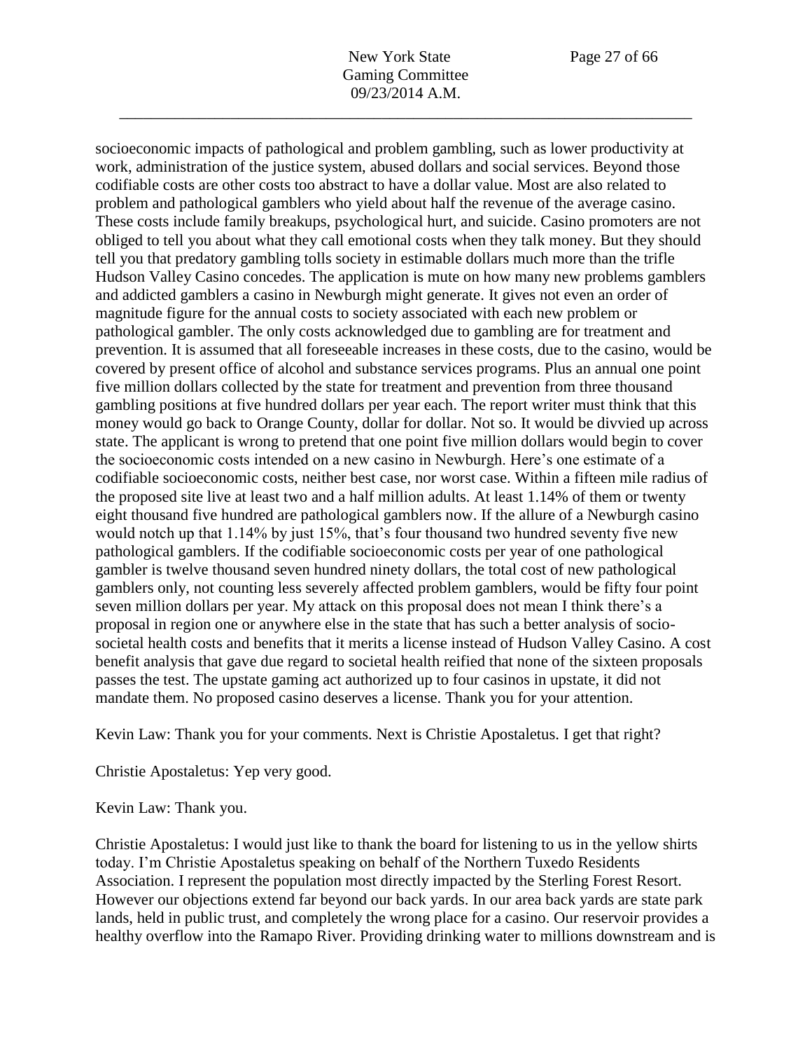socioeconomic impacts of pathological and problem gambling, such as lower productivity at work, administration of the justice system, abused dollars and social services. Beyond those codifiable costs are other costs too abstract to have a dollar value. Most are also related to problem and pathological gamblers who yield about half the revenue of the average casino. These costs include family breakups, psychological hurt, and suicide. Casino promoters are not obliged to tell you about what they call emotional costs when they talk money. But they should tell you that predatory gambling tolls society in estimable dollars much more than the trifle Hudson Valley Casino concedes. The application is mute on how many new problems gamblers and addicted gamblers a casino in Newburgh might generate. It gives not even an order of magnitude figure for the annual costs to society associated with each new problem or pathological gambler. The only costs acknowledged due to gambling are for treatment and prevention. It is assumed that all foreseeable increases in these costs, due to the casino, would be covered by present office of alcohol and substance services programs. Plus an annual one point five million dollars collected by the state for treatment and prevention from three thousand gambling positions at five hundred dollars per year each. The report writer must think that this money would go back to Orange County, dollar for dollar. Not so. It would be divvied up across state. The applicant is wrong to pretend that one point five million dollars would begin to cover the socioeconomic costs intended on a new casino in Newburgh. Here's one estimate of a codifiable socioeconomic costs, neither best case, nor worst case. Within a fifteen mile radius of the proposed site live at least two and a half million adults. At least 1.14% of them or twenty eight thousand five hundred are pathological gamblers now. If the allure of a Newburgh casino would notch up that 1.14% by just 15%, that's four thousand two hundred seventy five new pathological gamblers. If the codifiable socioeconomic costs per year of one pathological gambler is twelve thousand seven hundred ninety dollars, the total cost of new pathological gamblers only, not counting less severely affected problem gamblers, would be fifty four point seven million dollars per year. My attack on this proposal does not mean I think there's a proposal in region one or anywhere else in the state that has such a better analysis of socio-societal health costs and benefits that it merits a license instead of Hudson Valley Casino. A cost benefit analysis that gave due regard to societal health reified that none of the sixteen proposals passes the test. The upstate gaming act authorized up to four casinos in upstate, it did not mandate them. No proposed casino deserves a license. Thank you for your attention.

Kevin Law: Thank you for your comments. Next is Christie Apostaletus. I get that right?

Christie Apostaletus: Yep very good.

Kevin Law: Thank you.

Christie Apostaletus: I would just like to thank the board for listening to us in the yellow shirts today. I'm Christie Apostaletus speaking on behalf of the Northern Tuxedo Residents Association. I represent the population most directly impacted by the Sterling Forest Resort. However our objections extend far beyond our back yards. In our area back yards are state park lands, held in public trust, and completely the wrong place for a casino. Our reservoir provides a healthy overflow into the Ramapo River. Providing drinking water to millions downstream and is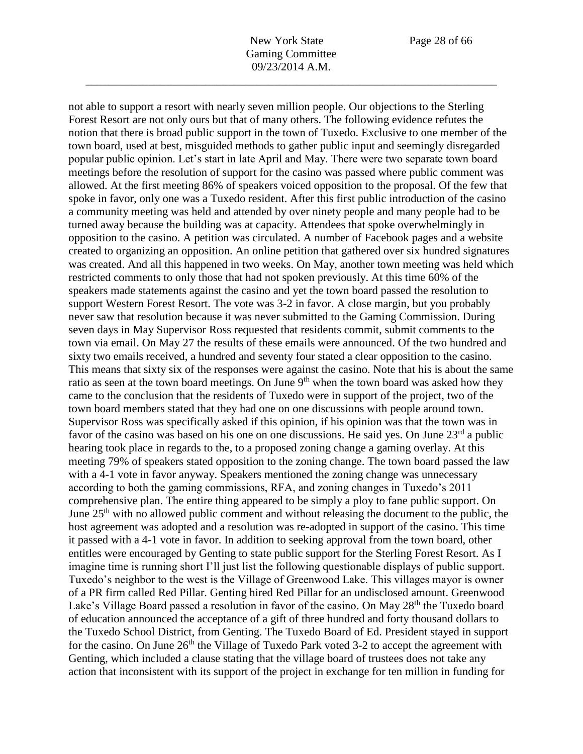not able to support a resort with nearly seven million people. Our objections to the Sterling Forest Resort are not only ours but that of many others. The following evidence refutes the notion that there is broad public support in the town of Tuxedo. Exclusive to one member of the town board, used at best, misguided methods to gather public input and seemingly disregarded popular public opinion. Let's start in late April and May. There were two separate town board meetings before the resolution of support for the casino was passed where public comment was allowed. At the first meeting 86% of speakers voiced opposition to the proposal. Of the few that spoke in favor, only one was a Tuxedo resident. After this first public introduction of the casino a community meeting was held and attended by over ninety people and many people had to be turned away because the building was at capacity. Attendees that spoke overwhelmingly in opposition to the casino. A petition was circulated. A number of Facebook pages and a website created to organizing an opposition. An online petition that gathered over six hundred signatures was created. And all this happened in two weeks. On May, another town meeting was held which restricted comments to only those that had not spoken previously. At this time 60% of the speakers made statements against the casino and yet the town board passed the resolution to support Western Forest Resort. The vote was 3-2 in favor. A close margin, but you probably never saw that resolution because it was never submitted to the Gaming Commission. During seven days in May Supervisor Ross requested that residents commit, submit comments to the town via email. On May 27 the results of these emails were announced. Of the two hundred and sixty two emails received, a hundred and seventy four stated a clear opposition to the casino. This means that sixty six of the responses were against the casino. Note that his is about the same ratio as seen at the town board meetings. On June 9th when the town board was asked how they came to the conclusion that the residents of Tuxedo were in support of the project, two of the town board members stated that they had one on one discussions with people around town. Supervisor Ross was specifically asked if this opinion, if his opinion was that the town was in favor of the casino was based on his one on one discussions. He said yes. On June 23rd a public hearing took place in regards to the, to a proposed zoning change a gaming overlay. At this meeting 79% of speakers stated opposition to the zoning change. The town board passed the law with a 4-1 vote in favor anyway. Speakers mentioned the zoning change was unnecessary according to both the gaming commissions, RFA, and zoning changes in Tuxedo's 2011 comprehensive plan. The entire thing appeared to be simply a ploy to fane public support. On June 25th with no allowed public comment and without releasing the document to the public, the host agreement was adopted and a resolution was re-adopted in support of the casino. This time it passed with a 4-1 vote in favor. In addition to seeking approval from the town board, other entitles were encouraged by Genting to state public support for the Sterling Forest Resort. As I imagine time is running short I'll just list the following questionable displays of public support. Tuxedo's neighbor to the west is the Village of Greenwood Lake. This villages mayor is owner of a PR firm called Red Pillar. Genting hired Red Pillar for an undisclosed amount. Greenwood Lake's Village Board passed a resolution in favor of the casino. On May 28th the Tuxedo board of education announced the acceptance of a gift of three hundred and forty thousand dollars to the Tuxedo School District, from Genting. The Tuxedo Board of Ed. President stayed in support for the casino. On June 26th the Village of Tuxedo Park voted 3-2 to accept the agreement with Genting, which included a clause stating that the village board of trustees does not take any action that inconsistent with its support of the project in exchange for ten million in funding for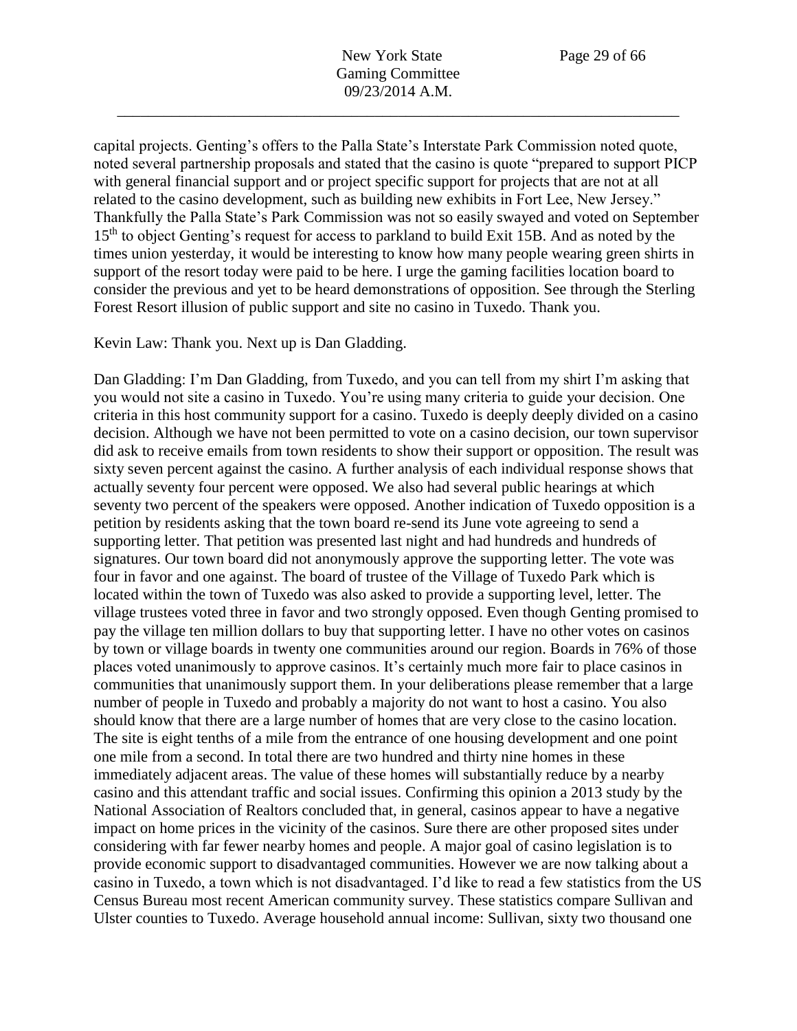capital projects. Genting's offers to the Palla State's Interstate Park Commission noted quote, noted several partnership proposals and stated that the casino is quote "prepared to support PICP with general financial support and or project specific support for projects that are not at all related to the casino development, such as building new exhibits in Fort Lee, New Jersey." Thankfully the Palla State's Park Commission was not so easily swayed and voted on September 15th to object Genting's request for access to parkland to build Exit 15B. And as noted by the times union yesterday, it would be interesting to know how many people wearing green shirts in support of the resort today were paid to be here. I urge the gaming facilities location board to consider the previous and yet to be heard demonstrations of opposition. See through the Sterling Forest Resort illusion of public support and site no casino in Tuxedo. Thank you.

Kevin Law: Thank you. Next up is Dan Gladding.

Dan Gladding: I'm Dan Gladding, from Tuxedo, and you can tell from my shirt I'm asking that you would not site a casino in Tuxedo. You're using many criteria to guide your decision. One criteria in this host community support for a casino. Tuxedo is deeply deeply divided on a casino decision. Although we have not been permitted to vote on a casino decision, our town supervisor did ask to receive emails from town residents to show their support or opposition. The result was sixty seven percent against the casino. A further analysis of each individual response shows that actually seventy four percent were opposed. We also had several public hearings at which seventy two percent of the speakers were opposed. Another indication of Tuxedo opposition is a petition by residents asking that the town board re-send its June vote agreeing to send a supporting letter. That petition was presented last night and had hundreds and hundreds of signatures. Our town board did not anonymously approve the supporting letter. The vote was four in favor and one against. The board of trustee of the Village of Tuxedo Park which is located within the town of Tuxedo was also asked to provide a supporting level, letter. The village trustees voted three in favor and two strongly opposed. Even though Genting promised to pay the village ten million dollars to buy that supporting letter. I have no other votes on casinos by town or village boards in twenty one communities around our region. Boards in 76% of those places voted unanimously to approve casinos. It's certainly much more fair to place casinos in communities that unanimously support them. In your deliberations please remember that a large number of people in Tuxedo and probably a majority do not want to host a casino. You also should know that there are a large number of homes that are very close to the casino location. The site is eight tenths of a mile from the entrance of one housing development and one point one mile from a second. In total there are two hundred and thirty nine homes in these immediately adjacent areas. The value of these homes will substantially reduce by a nearby casino and this attendant traffic and social issues. Confirming this opinion a 2013 study by the National Association of Realtors concluded that, in general, casinos appear to have a negative impact on home prices in the vicinity of the casinos. Sure there are other proposed sites under considering with far fewer nearby homes and people. A major goal of casino legislation is to provide economic support to disadvantaged communities. However we are now talking about a casino in Tuxedo, a town which is not disadvantaged. I'd like to read a few statistics from the US Census Bureau most recent American community survey. These statistics compare Sullivan and Ulster counties to Tuxedo. Average household annual income: Sullivan, sixty two thousand one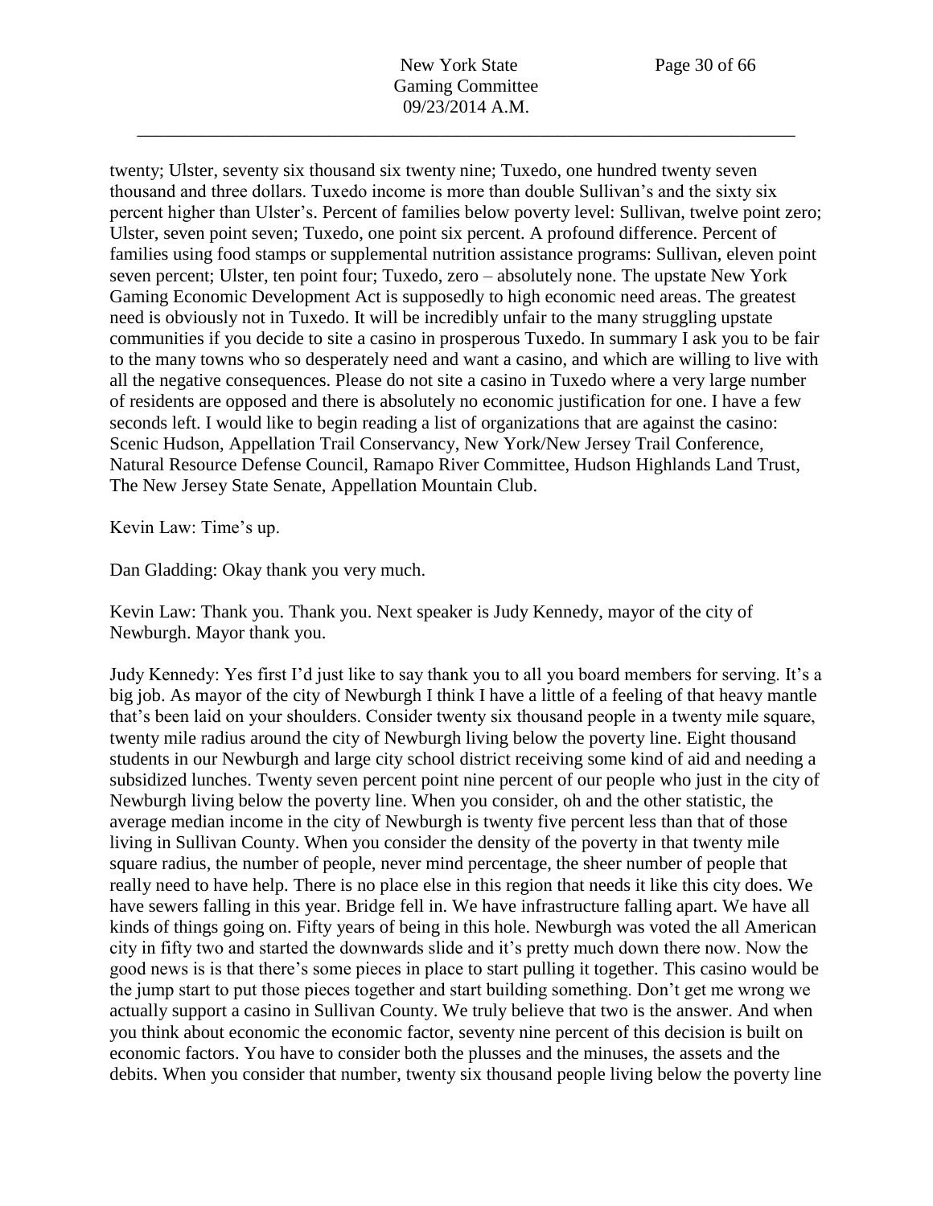twenty; Ulster, seventy six thousand six twenty nine; Tuxedo, one hundred twenty seven thousand and three dollars. Tuxedo income is more than double Sullivan's and the sixty six percent higher than Ulster's. Percent of families below poverty level: Sullivan, twelve point zero; Ulster, seven point seven; Tuxedo, one point six percent. A profound difference. Percent of families using food stamps or supplemental nutrition assistance programs: Sullivan, eleven point seven percent; Ulster, ten point four; Tuxedo, zero – absolutely none. The upstate New York Gaming Economic Development Act is supposedly to high economic need areas. The greatest need is obviously not in Tuxedo. It will be incredibly unfair to the many struggling upstate communities if you decide to site a casino in prosperous Tuxedo. In summary I ask you to be fair to the many towns who so desperately need and want a casino, and which are willing to live with all the negative consequences. Please do not site a casino in Tuxedo where a very large number of residents are opposed and there is absolutely no economic justification for one. I have a few seconds left. I would like to begin reading a list of organizations that are against the casino: Scenic Hudson, Appellation Trail Conservancy, New York/New Jersey Trail Conference, Natural Resource Defense Council, Ramapo River Committee, Hudson Highlands Land Trust, The New Jersey State Senate, Appellation Mountain Club.

Kevin Law: Time's up.

Dan Gladding: Okay thank you very much.

Kevin Law: Thank you. Thank you. Next speaker is Judy Kennedy, mayor of the city of Newburgh. Mayor thank you.

Judy Kennedy: Yes first I'd just like to say thank you to all you board members for serving. It's a big job. As mayor of the city of Newburgh I think I have a little of a feeling of that heavy mantle that's been laid on your shoulders. Consider twenty six thousand people in a twenty mile square, twenty mile radius around the city of Newburgh living below the poverty line. Eight thousand students in our Newburgh and large city school district receiving some kind of aid and needing a subsidized lunches. Twenty seven percent point nine percent of our people who just in the city of Newburgh living below the poverty line. When you consider, oh and the other statistic, the average median income in the city of Newburgh is twenty five percent less than that of those living in Sullivan County. When you consider the density of the poverty in that twenty mile square radius, the number of people, never mind percentage, the sheer number of people that really need to have help. There is no place else in this region that needs it like this city does. We have sewers falling in this year. Bridge fell in. We have infrastructure falling apart. We have all kinds of things going on. Fifty years of being in this hole. Newburgh was voted the all American city in fifty two and started the downwards slide and it's pretty much down there now. Now the good news is is that there's some pieces in place to start pulling it together. This casino would be the jump start to put those pieces together and start building something. Don't get me wrong we actually support a casino in Sullivan County. We truly believe that two is the answer. And when you think about economic the economic factor, seventy nine percent of this decision is built on economic factors. You have to consider both the plusses and the minuses, the assets and the debits. When you consider that number, twenty six thousand people living below the poverty line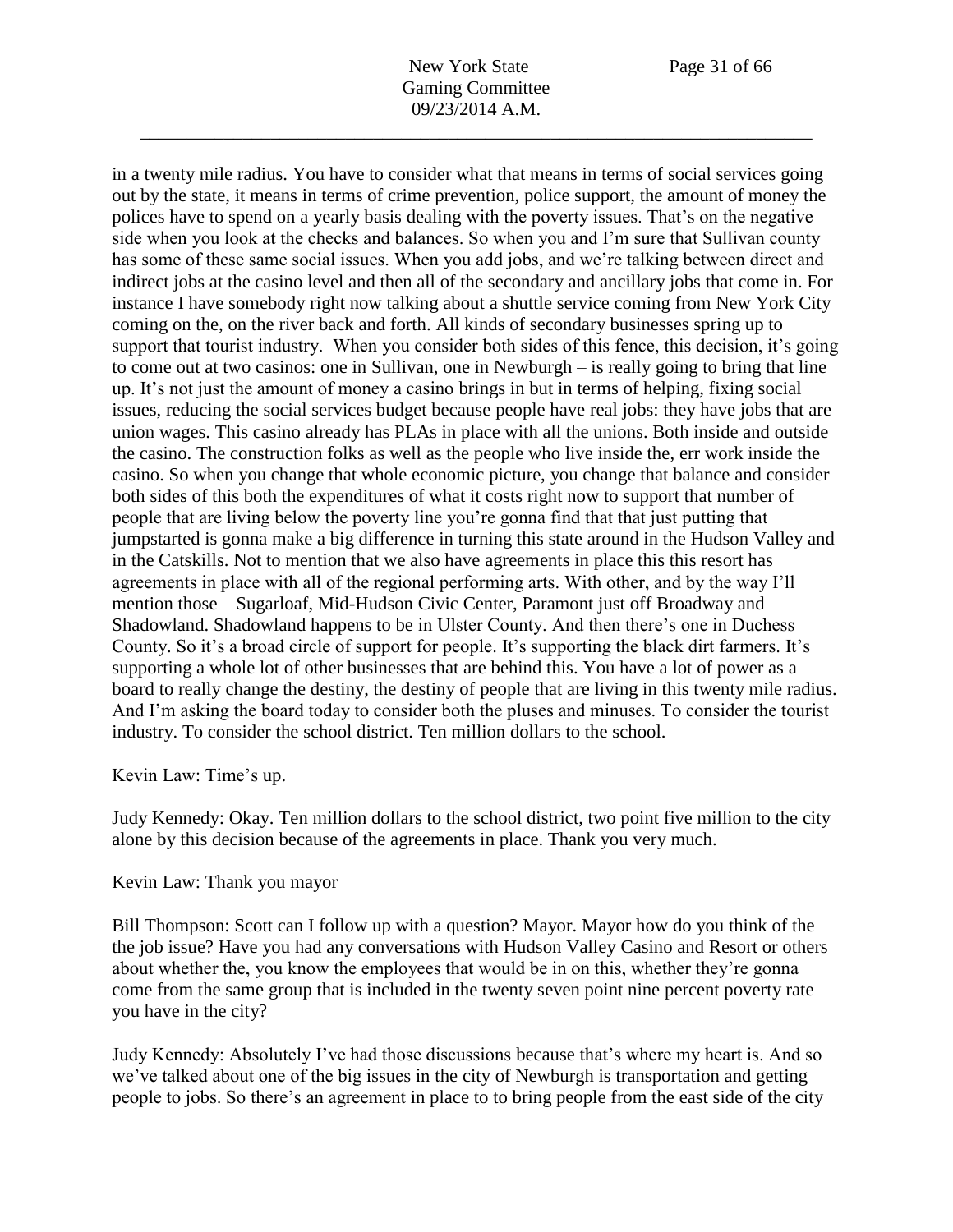in a twenty mile radius. You have to consider what that means in terms of social services going out by the state, it means in terms of crime prevention, police support, the amount of money the polices have to spend on a yearly basis dealing with the poverty issues. That's on the negative side when you look at the checks and balances. So when you and I'm sure that Sullivan county has some of these same social issues. When you add jobs, and we're talking between direct and indirect jobs at the casino level and then all of the secondary and ancillary jobs that come in. For instance I have somebody right now talking about a shuttle service coming from New York City coming on the, on the river back and forth. All kinds of secondary businesses spring up to support that tourist industry. When you consider both sides of this fence, this decision, it's going to come out at two casinos: one in Sullivan, one in Newburgh – is really going to bring that line up. It's not just the amount of money a casino brings in but in terms of helping, fixing social issues, reducing the social services budget because people have real jobs: they have jobs that are union wages. This casino already has PLAs in place with all the unions. Both inside and outside the casino. The construction folks as well as the people who live inside the, err work inside the casino. So when you change that whole economic picture, you change that balance and consider both sides of this both the expenditures of what it costs right now to support that number of people that are living below the poverty line you're gonna find that that just putting that jumpstarted is gonna make a big difference in turning this state around in the Hudson Valley and in the Catskills. Not to mention that we also have agreements in place this this resort has agreements in place with all of the regional performing arts. With other, and by the way I'll mention those – Sugarloaf, Mid-Hudson Civic Center, Paramont just off Broadway and Shadowland. Shadowland happens to be in Ulster County. And then there's one in Duchess County. So it's a broad circle of support for people. It's supporting the black dirt farmers. It's supporting a whole lot of other businesses that are behind this. You have a lot of power as a board to really change the destiny, the destiny of people that are living in this twenty mile radius. And I'm asking the board today to consider both the pluses and minuses. To consider the tourist industry. To consider the school district. Ten million dollars to the school.

Kevin Law: Time's up.

Judy Kennedy: Okay. Ten million dollars to the school district, two point five million to the city alone by this decision because of the agreements in place. Thank you very much.

Kevin Law: Thank you mayor

Bill Thompson: Scott can I follow up with a question? Mayor. Mayor how do you think of the the job issue? Have you had any conversations with Hudson Valley Casino and Resort or others about whether the, you know the employees that would be in on this, whether they're gonna come from the same group that is included in the twenty seven point nine percent poverty rate you have in the city?

Judy Kennedy: Absolutely I've had those discussions because that's where my heart is. And so we've talked about one of the big issues in the city of Newburgh is transportation and getting people to jobs. So there's an agreement in place to to bring people from the east side of the city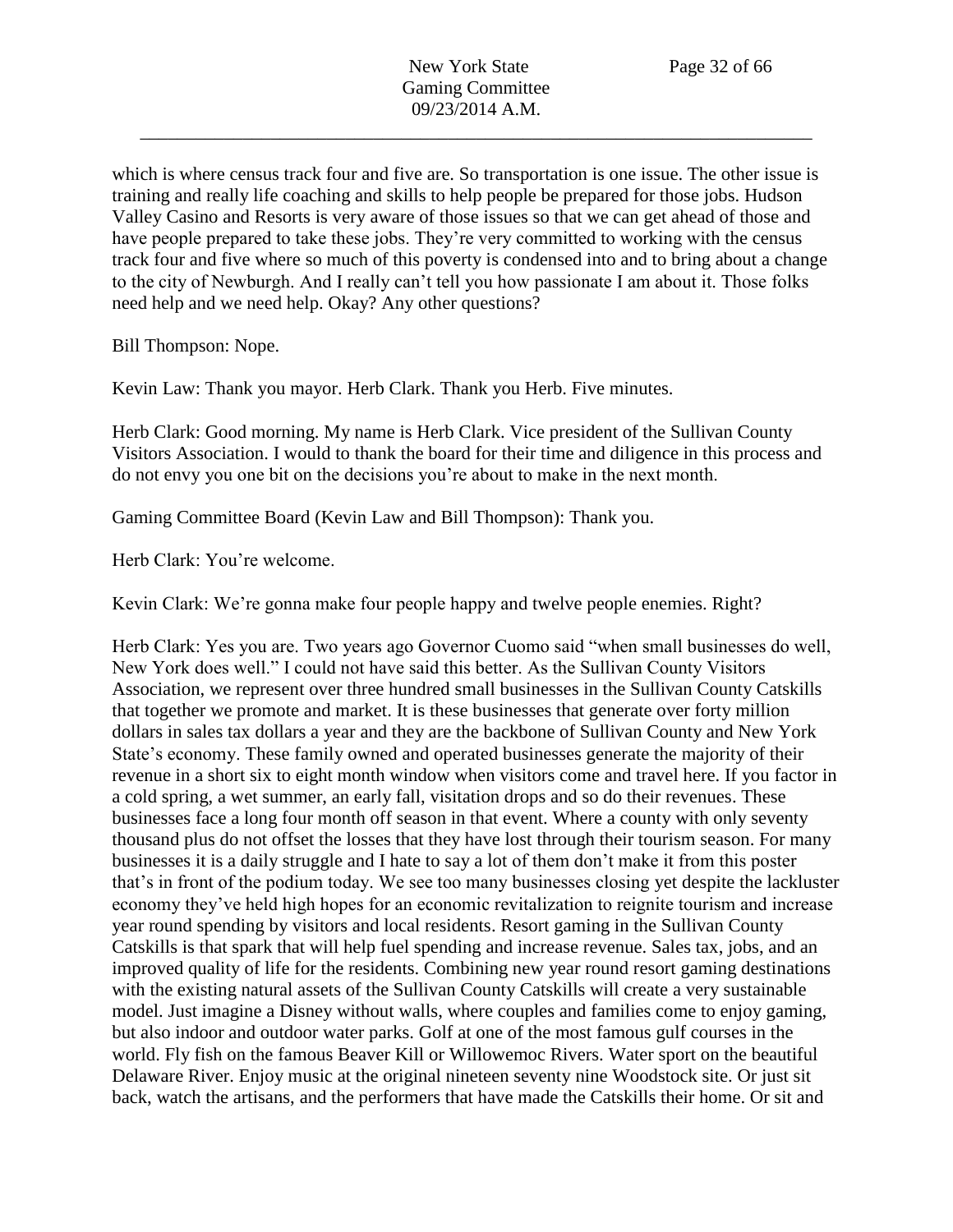which is where census track four and five are. So transportation is one issue. The other issue is training and really life coaching and skills to help people be prepared for those jobs. Hudson Valley Casino and Resorts is very aware of those issues so that we can get ahead of those and have people prepared to take these jobs. They're very committed to working with the census track four and five where so much of this poverty is condensed into and to bring about a change to the city of Newburgh. And I really can't tell you how passionate I am about it. Those folks need help and we need help. Okay? Any other questions?

Bill Thompson: Nope.

Kevin Law: Thank you mayor. Herb Clark. Thank you Herb. Five minutes.

Herb Clark: Good morning. My name is Herb Clark. Vice president of the Sullivan County Visitors Association. I would to thank the board for their time and diligence in this process and do not envy you one bit on the decisions you're about to make in the next month.

Gaming Committee Board (Kevin Law and Bill Thompson): Thank you.

Herb Clark: You're welcome.

Kevin Clark: We're gonna make four people happy and twelve people enemies. Right?

Herb Clark: Yes you are. Two years ago Governor Cuomo said "when small businesses do well, New York does well." I could not have said this better. As the Sullivan County Visitors Association, we represent over three hundred small businesses in the Sullivan County Catskills that together we promote and market. It is these businesses that generate over forty million dollars in sales tax dollars a year and they are the backbone of Sullivan County and New York State's economy. These family owned and operated businesses generate the majority of their revenue in a short six to eight month window when visitors come and travel here. If you factor in a cold spring, a wet summer, an early fall, visitation drops and so do their revenues. These businesses face a long four month off season in that event. Where a county with only seventy thousand plus do not offset the losses that they have lost through their tourism season. For many businesses it is a daily struggle and I hate to say a lot of them don't make it from this poster that's in front of the podium today. We see too many businesses closing yet despite the lackluster economy they've held high hopes for an economic revitalization to reignite tourism and increase year round spending by visitors and local residents. Resort gaming in the Sullivan County Catskills is that spark that will help fuel spending and increase revenue. Sales tax, jobs, and an improved quality of life for the residents. Combining new year round resort gaming destinations with the existing natural assets of the Sullivan County Catskills will create a very sustainable model. Just imagine a Disney without walls, where couples and families come to enjoy gaming, but also indoor and outdoor water parks. Golf at one of the most famous gulf courses in the world. Fly fish on the famous Beaver Kill or Willowemoc Rivers. Water sport on the beautiful Delaware River. Enjoy music at the original nineteen seventy nine Woodstock site. Or just sit back, watch the artisans, and the performers that have made the Catskills their home. Or sit and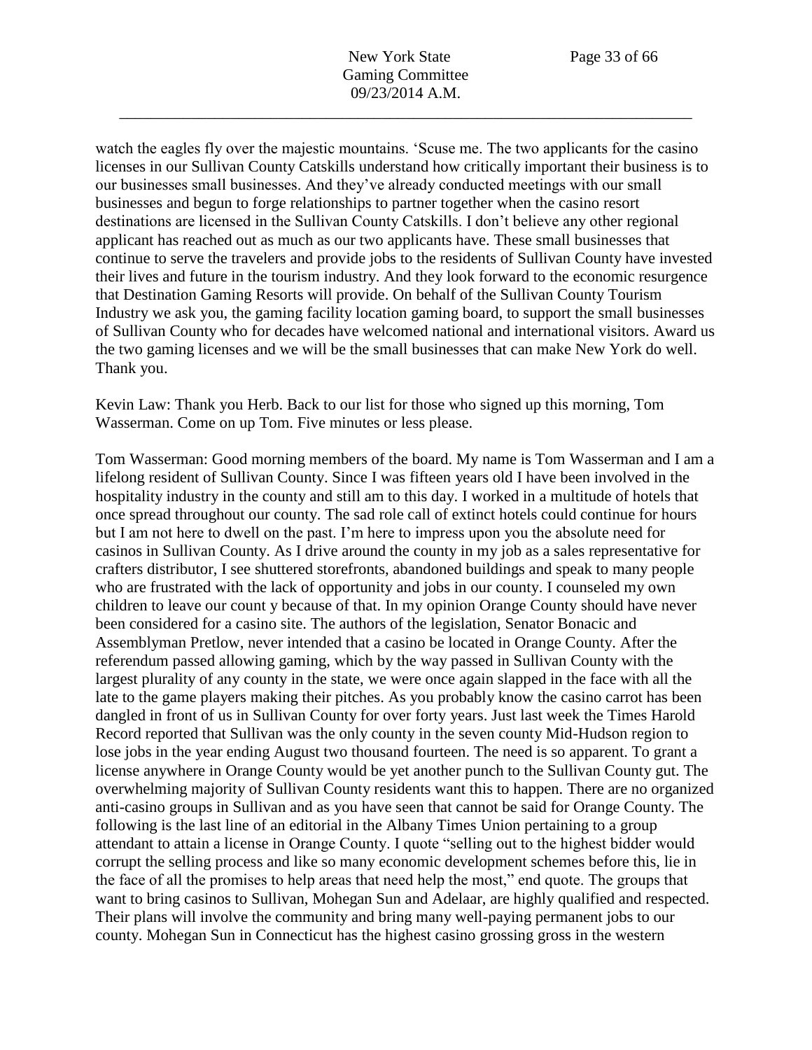watch the eagles fly over the majestic mountains. 'Scuse me. The two applicants for the casino licenses in our Sullivan County Catskills understand how critically important their business is to our businesses small businesses. And they've already conducted meetings with our small businesses and begun to forge relationships to partner together when the casino resort destinations are licensed in the Sullivan County Catskills. I don't believe any other regional applicant has reached out as much as our two applicants have. These small businesses that continue to serve the travelers and provide jobs to the residents of Sullivan County have invested their lives and future in the tourism industry. And they look forward to the economic resurgence that Destination Gaming Resorts will provide. On behalf of the Sullivan County Tourism Industry we ask you, the gaming facility location gaming board, to support the small businesses of Sullivan County who for decades have welcomed national and international visitors. Award us the two gaming licenses and we will be the small businesses that can make New York do well. Thank you.

Kevin Law: Thank you Herb. Back to our list for those who signed up this morning, Tom Wasserman. Come on up Tom. Five minutes or less please.

Tom Wasserman: Good morning members of the board. My name is Tom Wasserman and I am a lifelong resident of Sullivan County. Since I was fifteen years old I have been involved in the hospitality industry in the county and still am to this day. I worked in a multitude of hotels that once spread throughout our county. The sad role call of extinct hotels could continue for hours but I am not here to dwell on the past. I'm here to impress upon you the absolute need for casinos in Sullivan County. As I drive around the county in my job as a sales representative for crafters distributor, I see shuttered storefronts, abandoned buildings and speak to many people who are frustrated with the lack of opportunity and jobs in our county. I counseled my own children to leave our count y because of that. In my opinion Orange County should have never been considered for a casino site. The authors of the legislation, Senator Bonacic and Assemblyman Pretlow, never intended that a casino be located in Orange County. After the referendum passed allowing gaming, which by the way passed in Sullivan County with the largest plurality of any county in the state, we were once again slapped in the face with all the late to the game players making their pitches. As you probably know the casino carrot has been dangled in front of us in Sullivan County for over forty years. Just last week the Times Harold Record reported that Sullivan was the only county in the seven county Mid-Hudson region to lose jobs in the year ending August two thousand fourteen. The need is so apparent. To grant a license anywhere in Orange County would be yet another punch to the Sullivan County gut. The overwhelming majority of Sullivan County residents want this to happen. There are no organized anti-casino groups in Sullivan and as you have seen that cannot be said for Orange County. The following is the last line of an editorial in the Albany Times Union pertaining to a group attendant to attain a license in Orange County. I quote "selling out to the highest bidder would corrupt the selling process and like so many economic development schemes before this, lie in the face of all the promises to help areas that need help the most," end quote. The groups that want to bring casinos to Sullivan, Mohegan Sun and Adelaar, are highly qualified and respected. Their plans will involve the community and bring many well-paying permanent jobs to our county. Mohegan Sun in Connecticut has the highest casino grossing gross in the western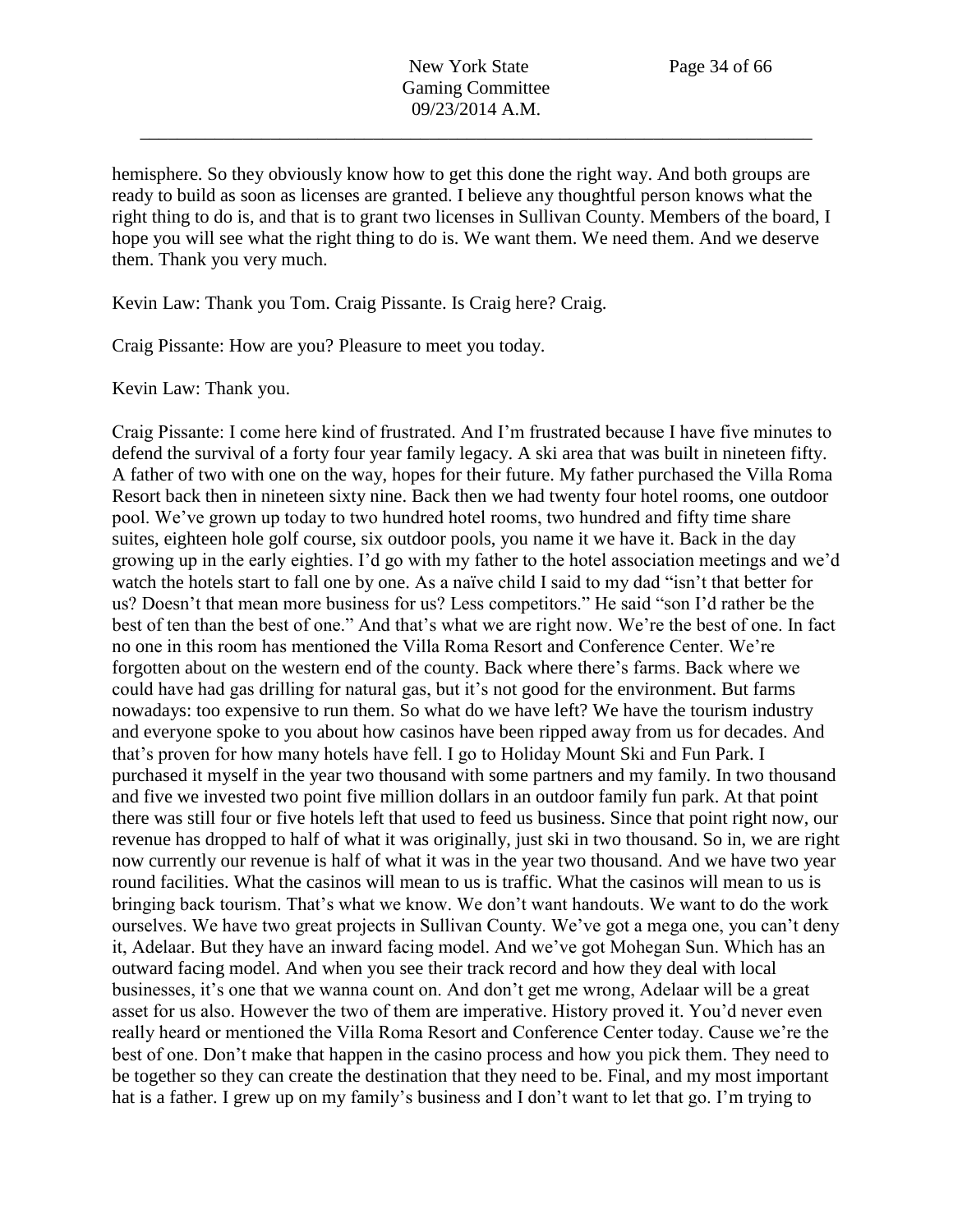hemisphere. So they obviously know how to get this done the right way. And both groups are ready to build as soon as licenses are granted. I believe any thoughtful person knows what the right thing to do is, and that is to grant two licenses in Sullivan County. Members of the board, I hope you will see what the right thing to do is. We want them. We need them. And we deserve them. Thank you very much.

Kevin Law: Thank you Tom. Craig Pissante. Is Craig here? Craig.

Craig Pissante: How are you? Pleasure to meet you today.

Kevin Law: Thank you.

Craig Pissante: I come here kind of frustrated. And I'm frustrated because I have five minutes to defend the survival of a forty four year family legacy. A ski area that was built in nineteen fifty. A father of two with one on the way, hopes for their future. My father purchased the Villa Roma Resort back then in nineteen sixty nine. Back then we had twenty four hotel rooms, one outdoor pool. We've grown up today to two hundred hotel rooms, two hundred and fifty time share suites, eighteen hole golf course, six outdoor pools, you name it we have it. Back in the day growing up in the early eighties. I'd go with my father to the hotel association meetings and we'd watch the hotels start to fall one by one. As a naïve child I said to my dad "isn't that better for us? Doesn't that mean more business for us? Less competitors." He said "son I'd rather be the best of ten than the best of one." And that's what we are right now. We're the best of one. In fact no one in this room has mentioned the Villa Roma Resort and Conference Center. We're forgotten about on the western end of the county. Back where there's farms. Back where we could have had gas drilling for natural gas, but it's not good for the environment. But farms nowadays: too expensive to run them. So what do we have left? We have the tourism industry and everyone spoke to you about how casinos have been ripped away from us for decades. And that's proven for how many hotels have fell. I go to Holiday Mount Ski and Fun Park. I purchased it myself in the year two thousand with some partners and my family. In two thousand and five we invested two point five million dollars in an outdoor family fun park. At that point there was still four or five hotels left that used to feed us business. Since that point right now, our revenue has dropped to half of what it was originally, just ski in two thousand. So in, we are right now currently our revenue is half of what it was in the year two thousand. And we have two year round facilities. What the casinos will mean to us is traffic. What the casinos will mean to us is bringing back tourism. That's what we know. We don't want handouts. We want to do the work ourselves. We have two great projects in Sullivan County. We've got a mega one, you can't deny it, Adelaar. But they have an inward facing model. And we've got Mohegan Sun. Which has an outward facing model. And when you see their track record and how they deal with local businesses, it's one that we wanna count on. And don't get me wrong, Adelaar will be a great asset for us also. However the two of them are imperative. History proved it. You'd never even really heard or mentioned the Villa Roma Resort and Conference Center today. Cause we're the best of one. Don't make that happen in the casino process and how you pick them. They need to be together so they can create the destination that they need to be. Final, and my most important hat is a father. I grew up on my family's business and I don't want to let that go. I'm trying to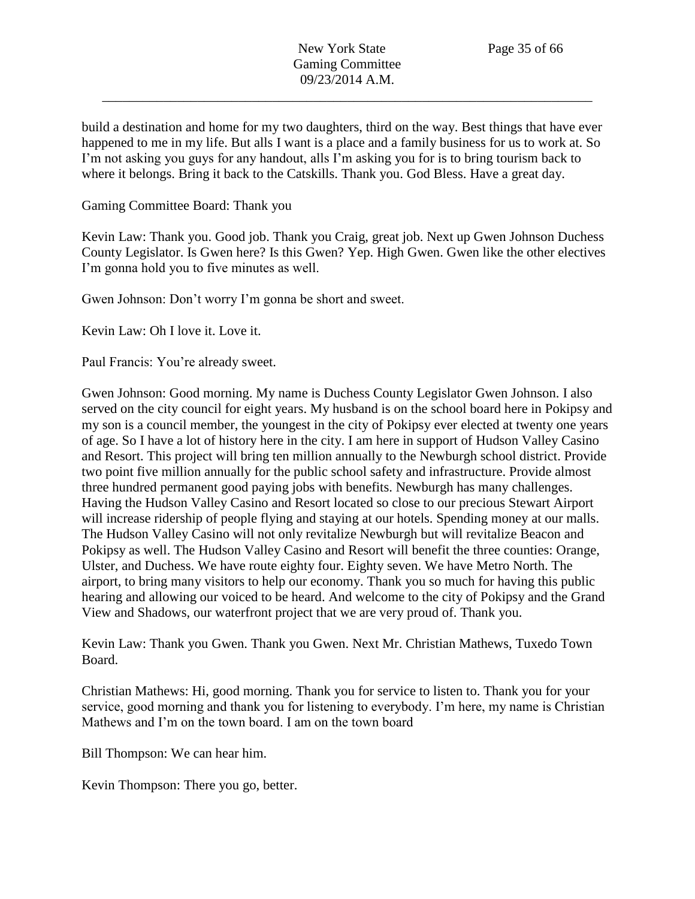build a destination and home for my two daughters, third on the way. Best things that have ever happened to me in my life. But alls I want is a place and a family business for us to work at. So I'm not asking you guys for any handout, alls I'm asking you for is to bring tourism back to where it belongs. Bring it back to the Catskills. Thank you. God Bless. Have a great day.

Gaming Committee Board: Thank you

Kevin Law: Thank you. Good job. Thank you Craig, great job. Next up Gwen Johnson Duchess County Legislator. Is Gwen here? Is this Gwen? Yep. High Gwen. Gwen like the other electives I'm gonna hold you to five minutes as well.

Gwen Johnson: Don't worry I'm gonna be short and sweet.

Kevin Law: Oh I love it. Love it.

Paul Francis: You're already sweet.

Gwen Johnson: Good morning. My name is Duchess County Legislator Gwen Johnson. I also served on the city council for eight years. My husband is on the school board here in Pokipsy and my son is a council member, the youngest in the city of Pokipsy ever elected at twenty one years of age. So I have a lot of history here in the city. I am here in support of Hudson Valley Casino and Resort. This project will bring ten million annually to the Newburgh school district. Provide two point five million annually for the public school safety and infrastructure. Provide almost three hundred permanent good paying jobs with benefits. Newburgh has many challenges. Having the Hudson Valley Casino and Resort located so close to our precious Stewart Airport will increase ridership of people flying and staying at our hotels. Spending money at our malls. The Hudson Valley Casino will not only revitalize Newburgh but will revitalize Beacon and Pokipsy as well. The Hudson Valley Casino and Resort will benefit the three counties: Orange, Ulster, and Duchess. We have route eighty four. Eighty seven. We have Metro North. The airport, to bring many visitors to help our economy. Thank you so much for having this public hearing and allowing our voiced to be heard. And welcome to the city of Pokipsy and the Grand View and Shadows, our waterfront project that we are very proud of. Thank you.

Kevin Law: Thank you Gwen. Thank you Gwen. Next Mr. Christian Mathews, Tuxedo Town Board.

Christian Mathews: Hi, good morning. Thank you for service to listen to. Thank you for your service, good morning and thank you for listening to everybody. I'm here, my name is Christian Mathews and I'm on the town board. I am on the town board

Bill Thompson: We can hear him.

Kevin Thompson: There you go, better.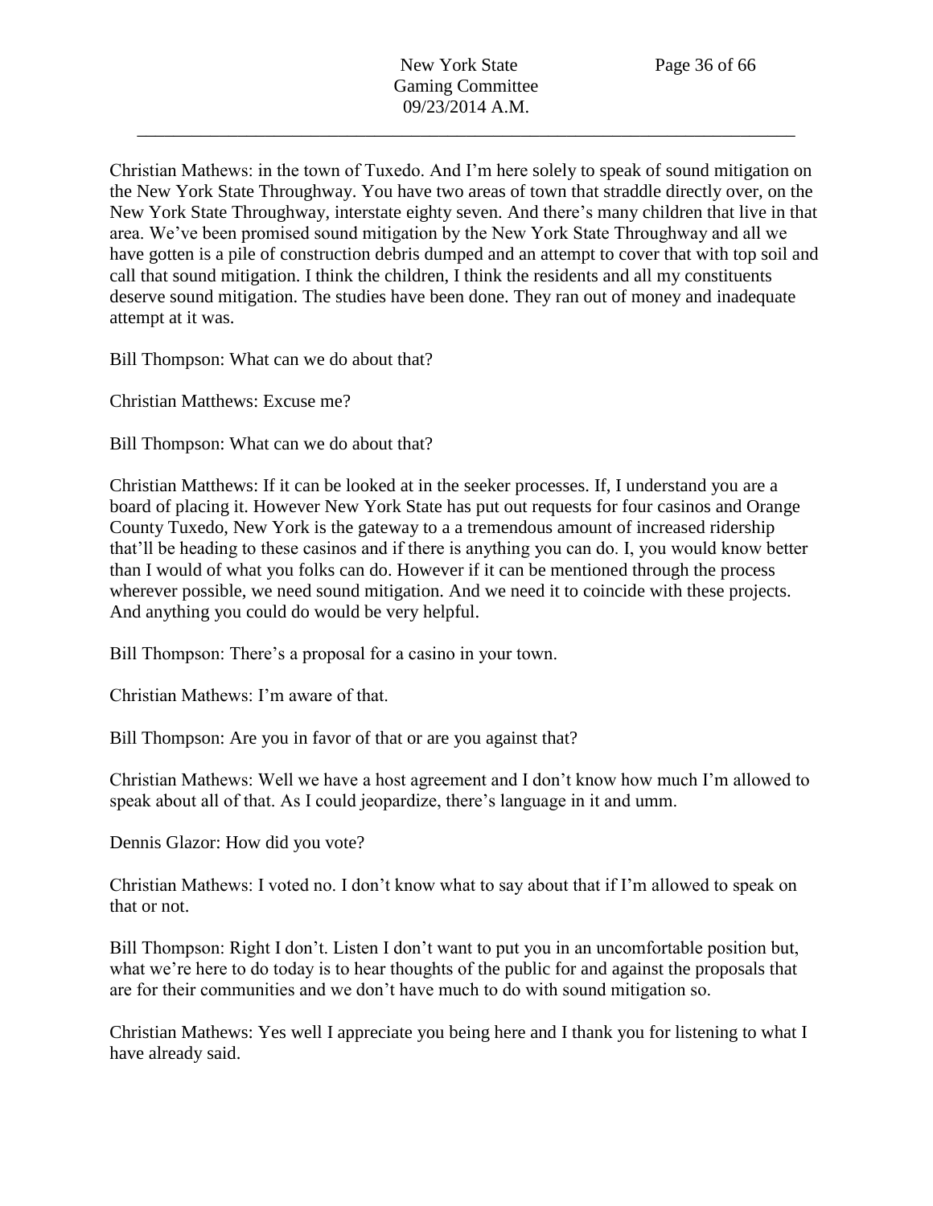Christian Mathews: in the town of Tuxedo. And I'm here solely to speak of sound mitigation on the New York State Throughway. You have two areas of town that straddle directly over, on the New York State Throughway, interstate eighty seven. And there's many children that live in that area. We've been promised sound mitigation by the New York State Throughway and all we have gotten is a pile of construction debris dumped and an attempt to cover that with top soil and call that sound mitigation. I think the children, I think the residents and all my constituents deserve sound mitigation. The studies have been done. They ran out of money and inadequate attempt at it was.

Bill Thompson: What can we do about that?

Christian Matthews: Excuse me?

Bill Thompson: What can we do about that?

Christian Matthews: If it can be looked at in the seeker processes. If, I understand you are a board of placing it. However New York State has put out requests for four casinos and Orange County Tuxedo, New York is the gateway to a a tremendous amount of increased ridership that'll be heading to these casinos and if there is anything you can do. I, you would know better than I would of what you folks can do. However if it can be mentioned through the process wherever possible, we need sound mitigation. And we need it to coincide with these projects. And anything you could do would be very helpful.

Bill Thompson: There's a proposal for a casino in your town.

Christian Mathews: I'm aware of that.

Bill Thompson: Are you in favor of that or are you against that?

Christian Mathews: Well we have a host agreement and I don't know how much I'm allowed to speak about all of that. As I could jeopardize, there's language in it and umm.

Dennis Glazor: How did you vote?

Christian Mathews: I voted no. I don't know what to say about that if I'm allowed to speak on that or not.

Bill Thompson: Right I don't. Listen I don't want to put you in an uncomfortable position but, what we're here to do today is to hear thoughts of the public for and against the proposals that are for their communities and we don't have much to do with sound mitigation so.

Christian Mathews: Yes well I appreciate you being here and I thank you for listening to what I have already said.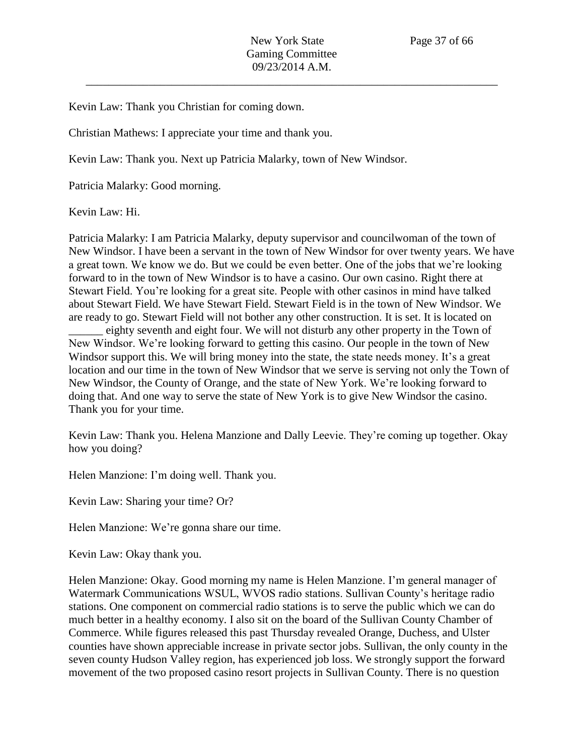Kevin Law: Thank you Christian for coming down.

Christian Mathews: I appreciate your time and thank you.

Kevin Law: Thank you. Next up Patricia Malarky, town of New Windsor.

Patricia Malarky: Good morning.

Kevin Law: Hi.

Patricia Malarky: I am Patricia Malarky, deputy supervisor and councilwoman of the town of New Windsor. I have been a servant in the town of New Windsor for over twenty years. We have a great town. We know we do. But we could be even better. One of the jobs that we're looking forward to in the town of New Windsor is to have a casino. Our own casino. Right there at Stewart Field. You're looking for a great site. People with other casinos in mind have talked about Stewart Field. We have Stewart Field. Stewart Field is in the town of New Windsor. We are ready to go. Stewart Field will not bother any other construction. It is set. It is located on ______ eighty seventh and eight four. We will not disturb any other property in the Town of New Windsor. We're looking forward to getting this casino. Our people in the town of New Windsor support this. We will bring money into the state, the state needs money. It's a great location and our time in the town of New Windsor that we serve is serving not only the Town of New Windsor, the County of Orange, and the state of New York. We're looking forward to doing that. And one way to serve the state of New York is to give New Windsor the casino. Thank you for your time.

Kevin Law: Thank you. Helena Manzione and Dally Leevie. They're coming up together. Okay how you doing?

Helen Manzione: I'm doing well. Thank you.

Kevin Law: Sharing your time? Or?

Helen Manzione: We're gonna share our time.

Kevin Law: Okay thank you.

Helen Manzione: Okay. Good morning my name is Helen Manzione. I'm general manager of Watermark Communications WSUL, WVOS radio stations. Sullivan County's heritage radio stations. One component on commercial radio stations is to serve the public which we can do much better in a healthy economy. I also sit on the board of the Sullivan County Chamber of Commerce. While figures released this past Thursday revealed Orange, Duchess, and Ulster counties have shown appreciable increase in private sector jobs. Sullivan, the only county in the seven county Hudson Valley region, has experienced job loss. We strongly support the forward movement of the two proposed casino resort projects in Sullivan County. There is no question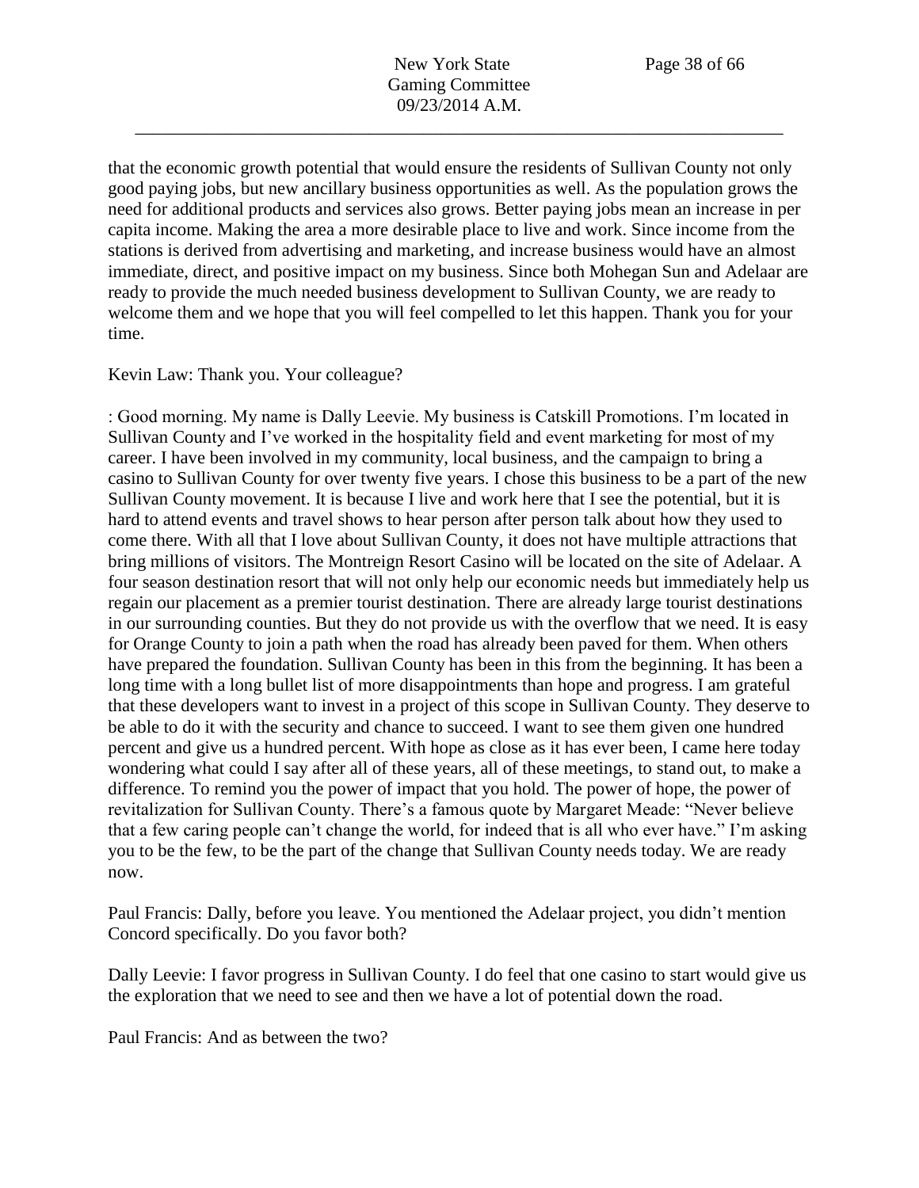that the economic growth potential that would ensure the residents of Sullivan County not only good paying jobs, but new ancillary business opportunities as well. As the population grows the need for additional products and services also grows. Better paying jobs mean an increase in per capita income. Making the area a more desirable place to live and work. Since income from the stations is derived from advertising and marketing, and increase business would have an almost immediate, direct, and positive impact on my business. Since both Mohegan Sun and Adelaar are ready to provide the much needed business development to Sullivan County, we are ready to welcome them and we hope that you will feel compelled to let this happen. Thank you for your time.

Kevin Law: Thank you. Your colleague?

: Good morning. My name is Dally Leevie. My business is Catskill Promotions. I'm located in Sullivan County and I've worked in the hospitality field and event marketing for most of my career. I have been involved in my community, local business, and the campaign to bring a casino to Sullivan County for over twenty five years. I chose this business to be a part of the new Sullivan County movement. It is because I live and work here that I see the potential, but it is hard to attend events and travel shows to hear person after person talk about how they used to come there. With all that I love about Sullivan County, it does not have multiple attractions that bring millions of visitors. The Montreign Resort Casino will be located on the site of Adelaar. A four season destination resort that will not only help our economic needs but immediately help us regain our placement as a premier tourist destination. There are already large tourist destinations in our surrounding counties. But they do not provide us with the overflow that we need. It is easy for Orange County to join a path when the road has already been paved for them. When others have prepared the foundation. Sullivan County has been in this from the beginning. It has been a long time with a long bullet list of more disappointments than hope and progress. I am grateful that these developers want to invest in a project of this scope in Sullivan County. They deserve to be able to do it with the security and chance to succeed. I want to see them given one hundred percent and give us a hundred percent. With hope as close as it has ever been, I came here today wondering what could I say after all of these years, all of these meetings, to stand out, to make a difference. To remind you the power of impact that you hold. The power of hope, the power of revitalization for Sullivan County. There's a famous quote by Margaret Meade: "Never believe that a few caring people can't change the world, for indeed that is all who ever have." I'm asking you to be the few, to be the part of the change that Sullivan County needs today. We are ready now.

Paul Francis: Dally, before you leave. You mentioned the Adelaar project, you didn't mention Concord specifically. Do you favor both?

Dally Leevie: I favor progress in Sullivan County. I do feel that one casino to start would give us the exploration that we need to see and then we have a lot of potential down the road.

Paul Francis: And as between the two?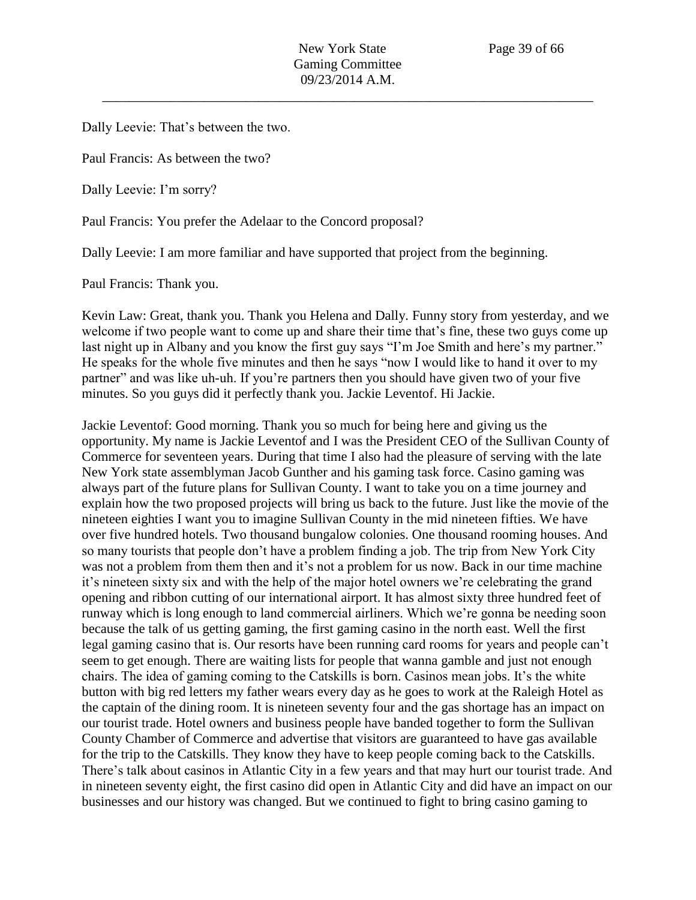Dally Leevie: That's between the two.

Paul Francis: As between the two?

Dally Leevie: I'm sorry?

Paul Francis: You prefer the Adelaar to the Concord proposal?

Dally Leevie: I am more familiar and have supported that project from the beginning.

Paul Francis: Thank you.

Kevin Law: Great, thank you. Thank you Helena and Dally. Funny story from yesterday, and we welcome if two people want to come up and share their time that's fine, these two guys come up last night up in Albany and you know the first guy says "I'm Joe Smith and here's my partner." He speaks for the whole five minutes and then he says "now I would like to hand it over to my partner" and was like uh-uh. If you're partners then you should have given two of your five minutes. So you guys did it perfectly thank you. Jackie Leventof. Hi Jackie.

Jackie Leventof: Good morning. Thank you so much for being here and giving us the opportunity. My name is Jackie Leventof and I was the President CEO of the Sullivan County of Commerce for seventeen years. During that time I also had the pleasure of serving with the late New York state assemblyman Jacob Gunther and his gaming task force. Casino gaming was always part of the future plans for Sullivan County. I want to take you on a time journey and explain how the two proposed projects will bring us back to the future. Just like the movie of the nineteen eighties I want you to imagine Sullivan County in the mid nineteen fifties. We have over five hundred hotels. Two thousand bungalow colonies. One thousand rooming houses. And so many tourists that people don't have a problem finding a job. The trip from New York City was not a problem from them then and it's not a problem for us now. Back in our time machine it's nineteen sixty six and with the help of the major hotel owners we're celebrating the grand opening and ribbon cutting of our international airport. It has almost sixty three hundred feet of runway which is long enough to land commercial airliners. Which we're gonna be needing soon because the talk of us getting gaming, the first gaming casino in the north east. Well the first legal gaming casino that is. Our resorts have been running card rooms for years and people can't seem to get enough. There are waiting lists for people that wanna gamble and just not enough chairs. The idea of gaming coming to the Catskills is born. Casinos mean jobs. It's the white button with big red letters my father wears every day as he goes to work at the Raleigh Hotel as the captain of the dining room. It is nineteen seventy four and the gas shortage has an impact on our tourist trade. Hotel owners and business people have banded together to form the Sullivan County Chamber of Commerce and advertise that visitors are guaranteed to have gas available for the trip to the Catskills. They know they have to keep people coming back to the Catskills. There's talk about casinos in Atlantic City in a few years and that may hurt our tourist trade. And in nineteen seventy eight, the first casino did open in Atlantic City and did have an impact on our businesses and our history was changed. But we continued to fight to bring casino gaming to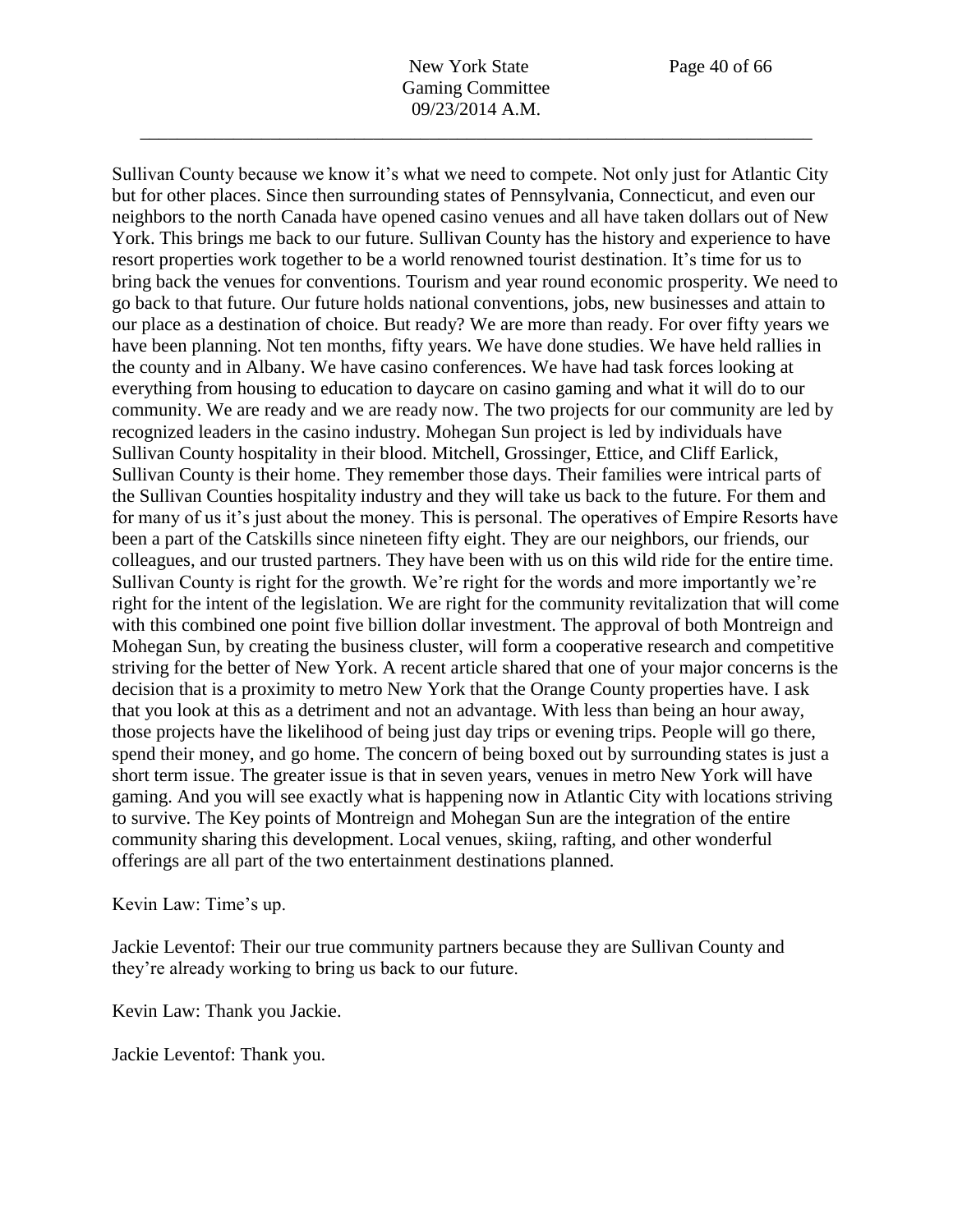Sullivan County because we know it's what we need to compete. Not only just for Atlantic City but for other places. Since then surrounding states of Pennsylvania, Connecticut, and even our neighbors to the north Canada have opened casino venues and all have taken dollars out of New York. This brings me back to our future. Sullivan County has the history and experience to have resort properties work together to be a world renowned tourist destination. It's time for us to bring back the venues for conventions. Tourism and year round economic prosperity. We need to go back to that future. Our future holds national conventions, jobs, new businesses and attain to our place as a destination of choice. But ready? We are more than ready. For over fifty years we have been planning. Not ten months, fifty years. We have done studies. We have held rallies in the county and in Albany. We have casino conferences. We have had task forces looking at everything from housing to education to daycare on casino gaming and what it will do to our community. We are ready and we are ready now. The two projects for our community are led by recognized leaders in the casino industry. Mohegan Sun project is led by individuals have Sullivan County hospitality in their blood. Mitchell, Grossinger, Ettice, and Cliff Earlick, Sullivan County is their home. They remember those days. Their families were intrical parts of the Sullivan Counties hospitality industry and they will take us back to the future. For them and for many of us it's just about the money. This is personal. The operatives of Empire Resorts have been a part of the Catskills since nineteen fifty eight. They are our neighbors, our friends, our colleagues, and our trusted partners. They have been with us on this wild ride for the entire time. Sullivan County is right for the growth. We're right for the words and more importantly we're right for the intent of the legislation. We are right for the community revitalization that will come with this combined one point five billion dollar investment. The approval of both Montreign and Mohegan Sun, by creating the business cluster, will form a cooperative research and competitive striving for the better of New York. A recent article shared that one of your major concerns is the decision that is a proximity to metro New York that the Orange County properties have. I ask that you look at this as a detriment and not an advantage. With less than being an hour away, those projects have the likelihood of being just day trips or evening trips. People will go there, spend their money, and go home. The concern of being boxed out by surrounding states is just a short term issue. The greater issue is that in seven years, venues in metro New York will have gaming. And you will see exactly what is happening now in Atlantic City with locations striving to survive. The Key points of Montreign and Mohegan Sun are the integration of the entire community sharing this development. Local venues, skiing, rafting, and other wonderful offerings are all part of the two entertainment destinations planned.

Kevin Law: Time's up.

Jackie Leventof: Their our true community partners because they are Sullivan County and they're already working to bring us back to our future.

Kevin Law: Thank you Jackie.

Jackie Leventof: Thank you.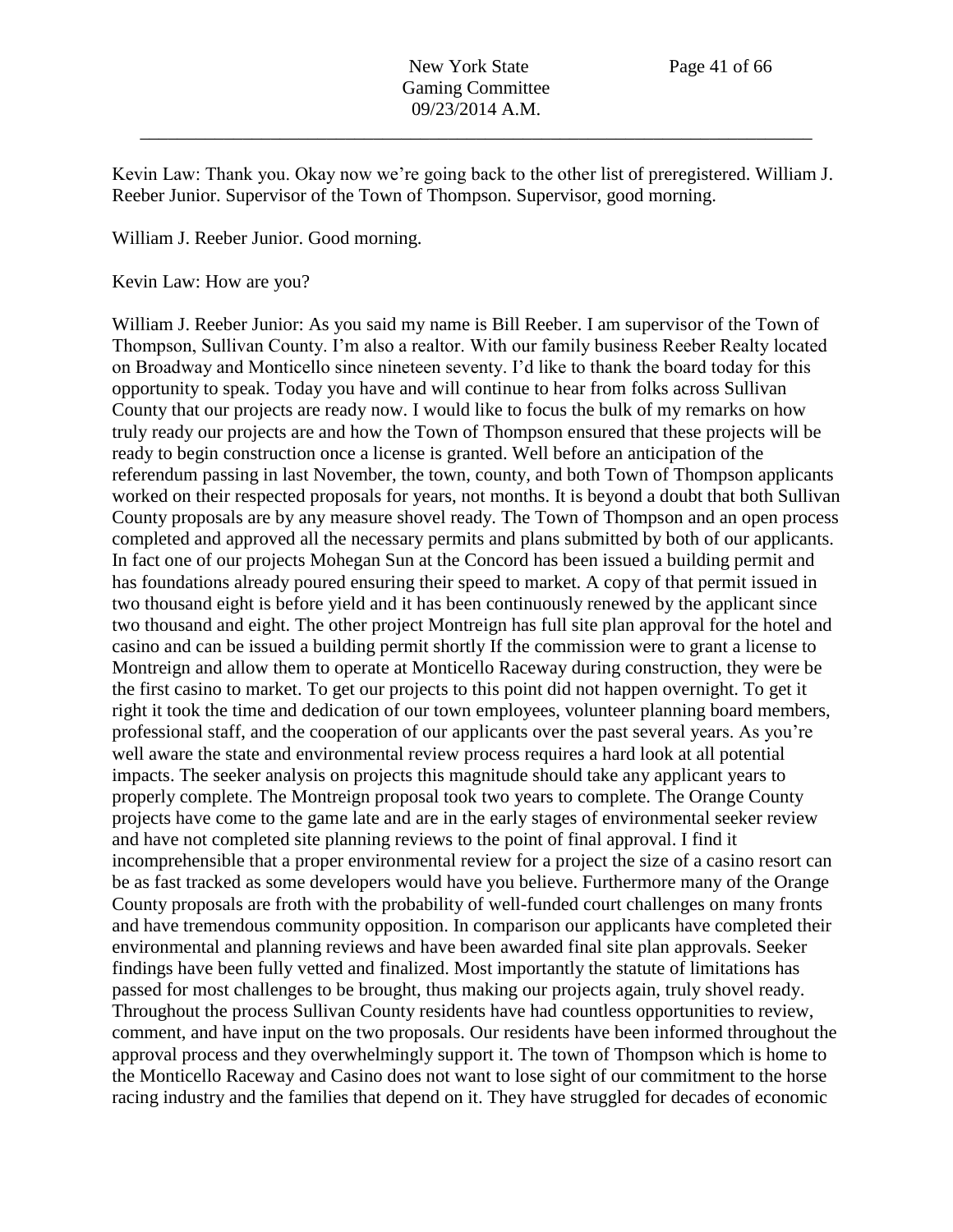Kevin Law: Thank you. Okay now we're going back to the other list of preregistered. William J. Reeber Junior. Supervisor of the Town of Thompson. Supervisor, good morning.

William J. Reeber Junior. Good morning.

Kevin Law: How are you?

William J. Reeber Junior: As you said my name is Bill Reeber. I am supervisor of the Town of Thompson, Sullivan County. I'm also a realtor. With our family business Reeber Realty located on Broadway and Monticello since nineteen seventy. I'd like to thank the board today for this opportunity to speak. Today you have and will continue to hear from folks across Sullivan County that our projects are ready now. I would like to focus the bulk of my remarks on how truly ready our projects are and how the Town of Thompson ensured that these projects will be ready to begin construction once a license is granted. Well before an anticipation of the referendum passing in last November, the town, county, and both Town of Thompson applicants worked on their respected proposals for years, not months. It is beyond a doubt that both Sullivan County proposals are by any measure shovel ready. The Town of Thompson and an open process completed and approved all the necessary permits and plans submitted by both of our applicants. In fact one of our projects Mohegan Sun at the Concord has been issued a building permit and has foundations already poured ensuring their speed to market. A copy of that permit issued in two thousand eight is before yield and it has been continuously renewed by the applicant since two thousand and eight. The other project Montreign has full site plan approval for the hotel and casino and can be issued a building permit shortly If the commission were to grant a license to Montreign and allow them to operate at Monticello Raceway during construction, they were be the first casino to market. To get our projects to this point did not happen overnight. To get it right it took the time and dedication of our town employees, volunteer planning board members, professional staff, and the cooperation of our applicants over the past several years. As you're well aware the state and environmental review process requires a hard look at all potential impacts. The seeker analysis on projects this magnitude should take any applicant years to properly complete. The Montreign proposal took two years to complete. The Orange County projects have come to the game late and are in the early stages of environmental seeker review and have not completed site planning reviews to the point of final approval. I find it incomprehensible that a proper environmental review for a project the size of a casino resort can be as fast tracked as some developers would have you believe. Furthermore many of the Orange County proposals are froth with the probability of well-funded court challenges on many fronts and have tremendous community opposition. In comparison our applicants have completed their environmental and planning reviews and have been awarded final site plan approvals. Seeker findings have been fully vetted and finalized. Most importantly the statute of limitations has passed for most challenges to be brought, thus making our projects again, truly shovel ready. Throughout the process Sullivan County residents have had countless opportunities to review, comment, and have input on the two proposals. Our residents have been informed throughout the approval process and they overwhelmingly support it. The town of Thompson which is home to the Monticello Raceway and Casino does not want to lose sight of our commitment to the horse racing industry and the families that depend on it. They have struggled for decades of economic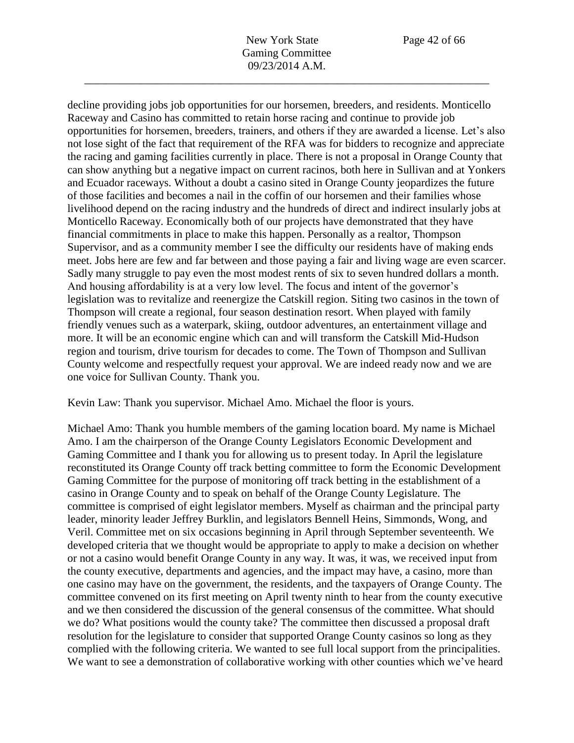decline providing jobs job opportunities for our horsemen, breeders, and residents. Monticello Raceway and Casino has committed to retain horse racing and continue to provide job opportunities for horsemen, breeders, trainers, and others if they are awarded a license. Let's also not lose sight of the fact that requirement of the RFA was for bidders to recognize and appreciate the racing and gaming facilities currently in place. There is not a proposal in Orange County that can show anything but a negative impact on current racinos, both here in Sullivan and at Yonkers and Ecuador raceways. Without a doubt a casino sited in Orange County jeopardizes the future of those facilities and becomes a nail in the coffin of our horsemen and their families whose livelihood depend on the racing industry and the hundreds of direct and indirect insularly jobs at Monticello Raceway. Economically both of our projects have demonstrated that they have financial commitments in place to make this happen. Personally as a realtor, Thompson Supervisor, and as a community member I see the difficulty our residents have of making ends meet. Jobs here are few and far between and those paying a fair and living wage are even scarcer. Sadly many struggle to pay even the most modest rents of six to seven hundred dollars a month. And housing affordability is at a very low level. The focus and intent of the governor's legislation was to revitalize and reenergize the Catskill region. Siting two casinos in the town of Thompson will create a regional, four season destination resort. When played with family friendly venues such as a waterpark, skiing, outdoor adventures, an entertainment village and more. It will be an economic engine which can and will transform the Catskill Mid-Hudson region and tourism, drive tourism for decades to come. The Town of Thompson and Sullivan County welcome and respectfully request your approval. We are indeed ready now and we are one voice for Sullivan County. Thank you.

Kevin Law: Thank you supervisor. Michael Amo. Michael the floor is yours.

Michael Amo: Thank you humble members of the gaming location board. My name is Michael Amo. I am the chairperson of the Orange County Legislators Economic Development and Gaming Committee and I thank you for allowing us to present today. In April the legislature reconstituted its Orange County off track betting committee to form the Economic Development Gaming Committee for the purpose of monitoring off track betting in the establishment of a casino in Orange County and to speak on behalf of the Orange County Legislature. The committee is comprised of eight legislator members. Myself as chairman and the principal party leader, minority leader Jeffrey Burklin, and legislators Bennell Heins, Simmonds, Wong, and Veril. Committee met on six occasions beginning in April through September seventeenth. We developed criteria that we thought would be appropriate to apply to make a decision on whether or not a casino would benefit Orange County in any way. It was, it was, we received input from the county executive, departments and agencies, and the impact may have, a casino, more than one casino may have on the government, the residents, and the taxpayers of Orange County. The committee convened on its first meeting on April twenty ninth to hear from the county executive and we then considered the discussion of the general consensus of the committee. What should we do? What positions would the county take? The committee then discussed a proposal draft resolution for the legislature to consider that supported Orange County casinos so long as they complied with the following criteria. We wanted to see full local support from the principalities. We want to see a demonstration of collaborative working with other counties which we've heard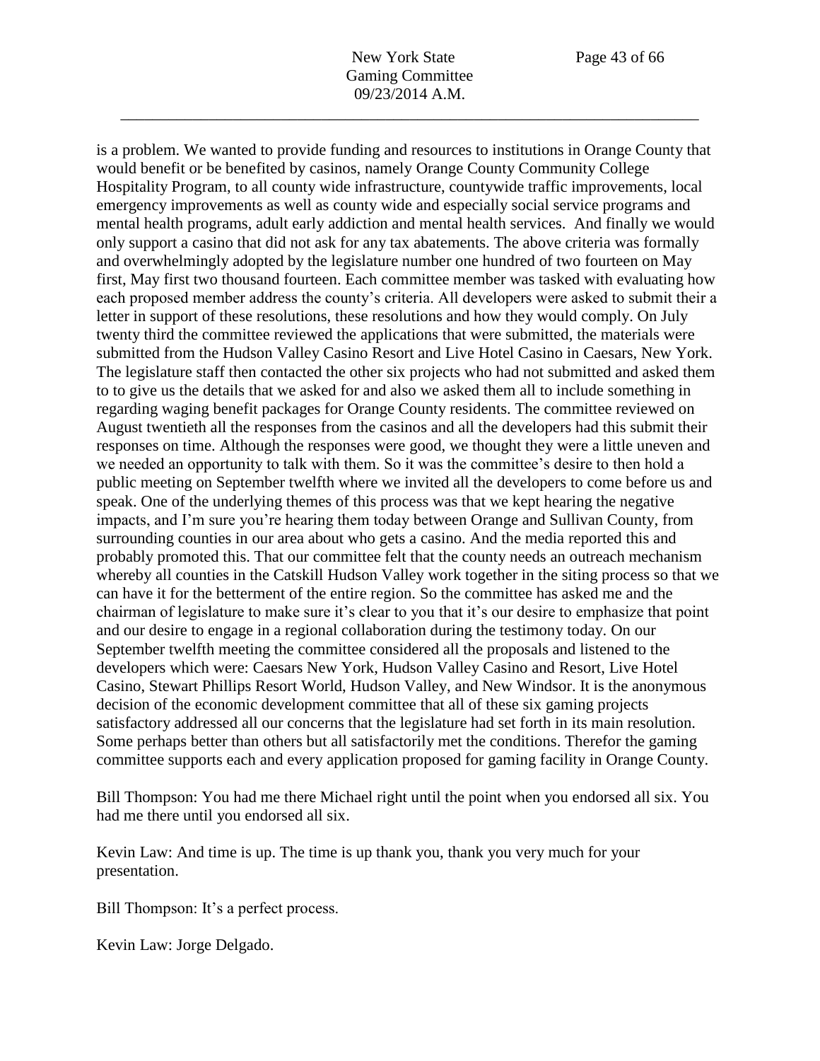is a problem. We wanted to provide funding and resources to institutions in Orange County that would benefit or be benefited by casinos, namely Orange County Community College Hospitality Program, to all county wide infrastructure, countywide traffic improvements, local emergency improvements as well as county wide and especially social service programs and mental health programs, adult early addiction and mental health services. And finally we would only support a casino that did not ask for any tax abatements. The above criteria was formally and overwhelmingly adopted by the legislature number one hundred of two fourteen on May first, May first two thousand fourteen. Each committee member was tasked with evaluating how each proposed member address the county's criteria. All developers were asked to submit their a letter in support of these resolutions, these resolutions and how they would comply. On July twenty third the committee reviewed the applications that were submitted, the materials were submitted from the Hudson Valley Casino Resort and Live Hotel Casino in Caesars, New York. The legislature staff then contacted the other six projects who had not submitted and asked them to to give us the details that we asked for and also we asked them all to include something in regarding waging benefit packages for Orange County residents. The committee reviewed on August twentieth all the responses from the casinos and all the developers had this submit their responses on time. Although the responses were good, we thought they were a little uneven and we needed an opportunity to talk with them. So it was the committee's desire to then hold a public meeting on September twelfth where we invited all the developers to come before us and speak. One of the underlying themes of this process was that we kept hearing the negative impacts, and I'm sure you're hearing them today between Orange and Sullivan County, from surrounding counties in our area about who gets a casino. And the media reported this and probably promoted this. That our committee felt that the county needs an outreach mechanism whereby all counties in the Catskill Hudson Valley work together in the siting process so that we can have it for the betterment of the entire region. So the committee has asked me and the chairman of legislature to make sure it's clear to you that it's our desire to emphasize that point and our desire to engage in a regional collaboration during the testimony today. On our September twelfth meeting the committee considered all the proposals and listened to the developers which were: Caesars New York, Hudson Valley Casino and Resort, Live Hotel Casino, Stewart Phillips Resort World, Hudson Valley, and New Windsor. It is the anonymous decision of the economic development committee that all of these six gaming projects satisfactory addressed all our concerns that the legislature had set forth in its main resolution. Some perhaps better than others but all satisfactorily met the conditions. Therefor the gaming committee supports each and every application proposed for gaming facility in Orange County.

Bill Thompson: You had me there Michael right until the point when you endorsed all six. You had me there until you endorsed all six.

Kevin Law: And time is up. The time is up thank you, thank you very much for your presentation.

Bill Thompson: It's a perfect process.

Kevin Law: Jorge Delgado.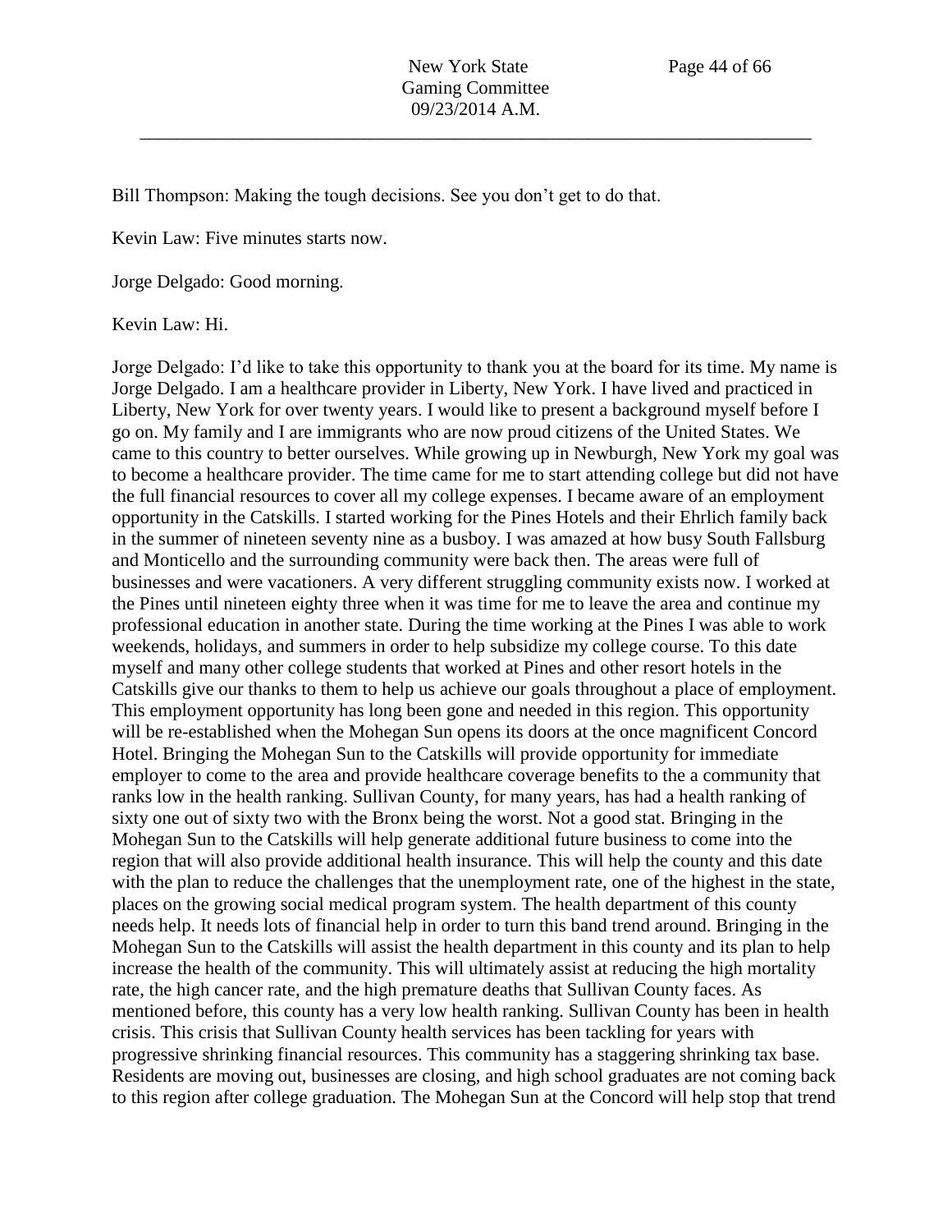Bill Thompson: Making the tough decisions. See you don't get to do that.

Kevin Law: Five minutes starts now.

Jorge Delgado: Good morning.

Kevin Law: Hi.

Jorge Delgado: I'd like to take this opportunity to thank you at the board for its time. My name is Jorge Delgado. I am a healthcare provider in Liberty, New York. I have lived and practiced in Liberty, New York for over twenty years. I would like to present a background myself before I go on. My family and I are immigrants who are now proud citizens of the United States. We came to this country to better ourselves. While growing up in Newburgh, New York my goal was to become a healthcare provider. The time came for me to start attending college but did not have the full financial resources to cover all my college expenses. I became aware of an employment opportunity in the Catskills. I started working for the Pines Hotels and their Ehrlich family back in the summer of nineteen seventy nine as a busboy. I was amazed at how busy South Fallsburg and Monticello and the surrounding community were back then. The areas were full of businesses and were vacationers. A very different struggling community exists now. I worked at the Pines until nineteen eighty three when it was time for me to leave the area and continue my professional education in another state. During the time working at the Pines I was able to work weekends, holidays, and summers in order to help subsidize my college course. To this date myself and many other college students that worked at Pines and other resort hotels in the Catskills give our thanks to them to help us achieve our goals throughout a place of employment. This employment opportunity has long been gone and needed in this region. This opportunity will be re-established when the Mohegan Sun opens its doors at the once magnificent Concord Hotel. Bringing the Mohegan Sun to the Catskills will provide opportunity for immediate employer to come to the area and provide healthcare coverage benefits to the a community that ranks low in the health ranking. Sullivan County, for many years, has had a health ranking of sixty one out of sixty two with the Bronx being the worst. Not a good stat. Bringing in the Mohegan Sun to the Catskills will help generate additional future business to come into the region that will also provide additional health insurance. This will help the county and this date with the plan to reduce the challenges that the unemployment rate, one of the highest in the state, places on the growing social medical program system. The health department of this county needs help. It needs lots of financial help in order to turn this band trend around. Bringing in the Mohegan Sun to the Catskills will assist the health department in this county and its plan to help increase the health of the community. This will ultimately assist at reducing the high mortality rate, the high cancer rate, and the high premature deaths that Sullivan County faces. As mentioned before, this county has a very low health ranking. Sullivan County has been in health crisis. This crisis that Sullivan County health services has been tackling for years with progressive shrinking financial resources. This community has a staggering shrinking tax base. Residents are moving out, businesses are closing, and high school graduates are not coming back to this region after college graduation. The Mohegan Sun at the Concord will help stop that trend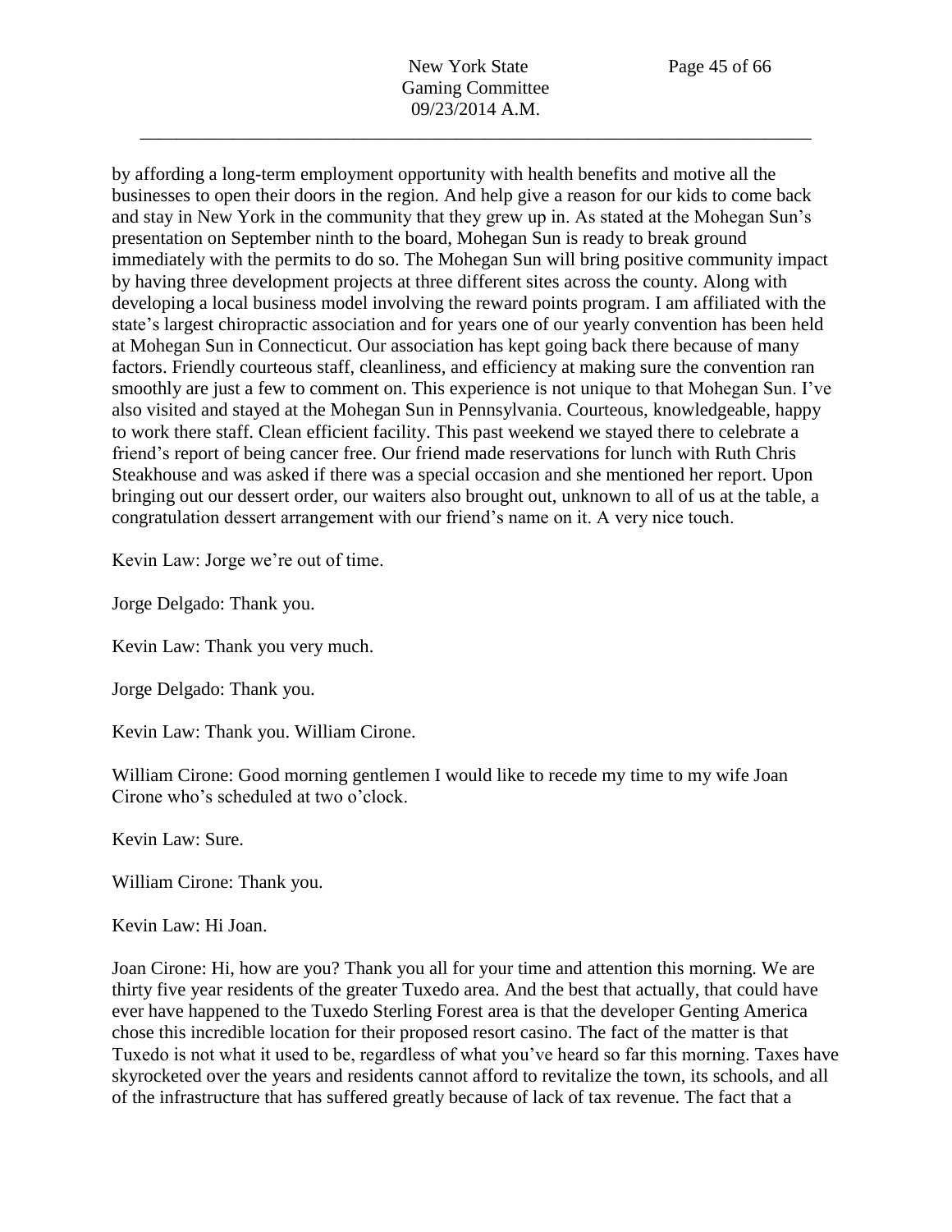by affording a long-term employment opportunity with health benefits and motive all the businesses to open their doors in the region. And help give a reason for our kids to come back and stay in New York in the community that they grew up in. As stated at the Mohegan Sun's presentation on September ninth to the board, Mohegan Sun is ready to break ground immediately with the permits to do so. The Mohegan Sun will bring positive community impact by having three development projects at three different sites across the county. Along with developing a local business model involving the reward points program. I am affiliated with the state's largest chiropractic association and for years one of our yearly convention has been held at Mohegan Sun in Connecticut. Our association has kept going back there because of many factors. Friendly courteous staff, cleanliness, and efficiency at making sure the convention ran smoothly are just a few to comment on. This experience is not unique to that Mohegan Sun. I've also visited and stayed at the Mohegan Sun in Pennsylvania. Courteous, knowledgeable, happy to work there staff. Clean efficient facility. This past weekend we stayed there to celebrate a friend's report of being cancer free. Our friend made reservations for lunch with Ruth Chris Steakhouse and was asked if there was a special occasion and she mentioned her report. Upon bringing out our dessert order, our waiters also brought out, unknown to all of us at the table, a congratulation dessert arrangement with our friend's name on it. A very nice touch.

Kevin Law: Jorge we're out of time.

Jorge Delgado: Thank you.

Kevin Law: Thank you very much.

Jorge Delgado: Thank you.

Kevin Law: Thank you. William Cirone.

William Cirone: Good morning gentlemen I would like to recede my time to my wife Joan Cirone who's scheduled at two o'clock.

Kevin Law: Sure.

William Cirone: Thank you.

Kevin Law: Hi Joan.

Joan Cirone: Hi, how are you? Thank you all for your time and attention this morning. We are thirty five year residents of the greater Tuxedo area. And the best that actually, that could have ever have happened to the Tuxedo Sterling Forest area is that the developer Genting America chose this incredible location for their proposed resort casino. The fact of the matter is that Tuxedo is not what it used to be, regardless of what you've heard so far this morning. Taxes have skyrocketed over the years and residents cannot afford to revitalize the town, its schools, and all of the infrastructure that has suffered greatly because of lack of tax revenue. The fact that a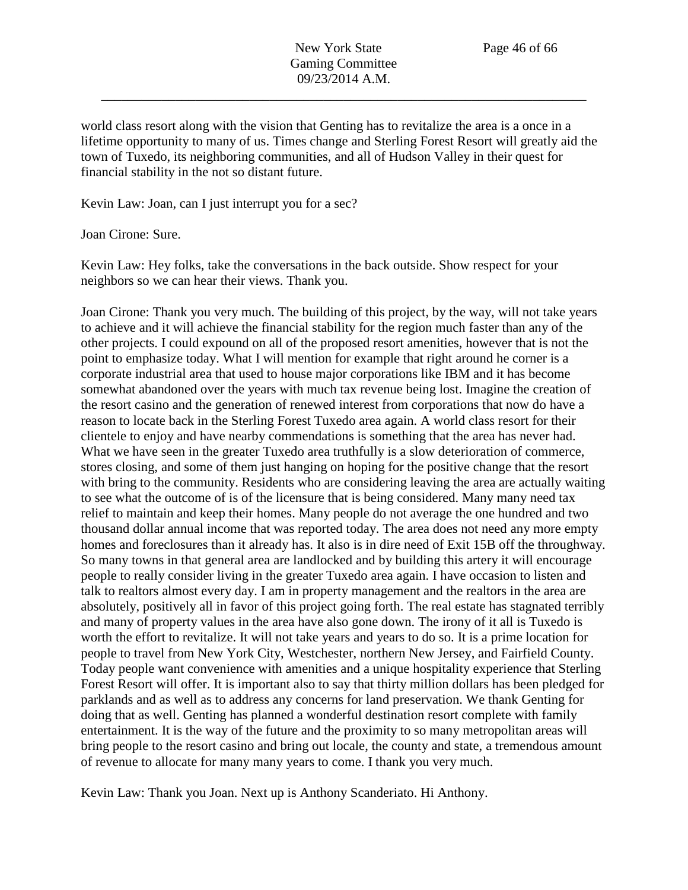world class resort along with the vision that Genting has to revitalize the area is a once in a lifetime opportunity to many of us. Times change and Sterling Forest Resort will greatly aid the town of Tuxedo, its neighboring communities, and all of Hudson Valley in their quest for financial stability in the not so distant future.

Kevin Law: Joan, can I just interrupt you for a sec?

Joan Cirone: Sure.

Kevin Law: Hey folks, take the conversations in the back outside. Show respect for your neighbors so we can hear their views. Thank you.

Joan Cirone: Thank you very much. The building of this project, by the way, will not take years to achieve and it will achieve the financial stability for the region much faster than any of the other projects. I could expound on all of the proposed resort amenities, however that is not the point to emphasize today. What I will mention for example that right around he corner is a corporate industrial area that used to house major corporations like IBM and it has become somewhat abandoned over the years with much tax revenue being lost. Imagine the creation of the resort casino and the generation of renewed interest from corporations that now do have a reason to locate back in the Sterling Forest Tuxedo area again. A world class resort for their clientele to enjoy and have nearby commendations is something that the area has never had. What we have seen in the greater Tuxedo area truthfully is a slow deterioration of commerce, stores closing, and some of them just hanging on hoping for the positive change that the resort with bring to the community. Residents who are considering leaving the area are actually waiting to see what the outcome of is of the licensure that is being considered. Many many need tax relief to maintain and keep their homes. Many people do not average the one hundred and two thousand dollar annual income that was reported today. The area does not need any more empty homes and foreclosures than it already has. It also is in dire need of Exit 15B off the throughway. So many towns in that general area are landlocked and by building this artery it will encourage people to really consider living in the greater Tuxedo area again. I have occasion to listen and talk to realtors almost every day. I am in property management and the realtors in the area are absolutely, positively all in favor of this project going forth. The real estate has stagnated terribly and many of property values in the area have also gone down. The irony of it all is Tuxedo is worth the effort to revitalize. It will not take years and years to do so. It is a prime location for people to travel from New York City, Westchester, northern New Jersey, and Fairfield County. Today people want convenience with amenities and a unique hospitality experience that Sterling Forest Resort will offer. It is important also to say that thirty million dollars has been pledged for parklands and as well as to address any concerns for land preservation. We thank Genting for doing that as well. Genting has planned a wonderful destination resort complete with family entertainment. It is the way of the future and the proximity to so many metropolitan areas will bring people to the resort casino and bring out locale, the county and state, a tremendous amount of revenue to allocate for many many years to come. I thank you very much.

Kevin Law: Thank you Joan. Next up is Anthony Scanderiato. Hi Anthony.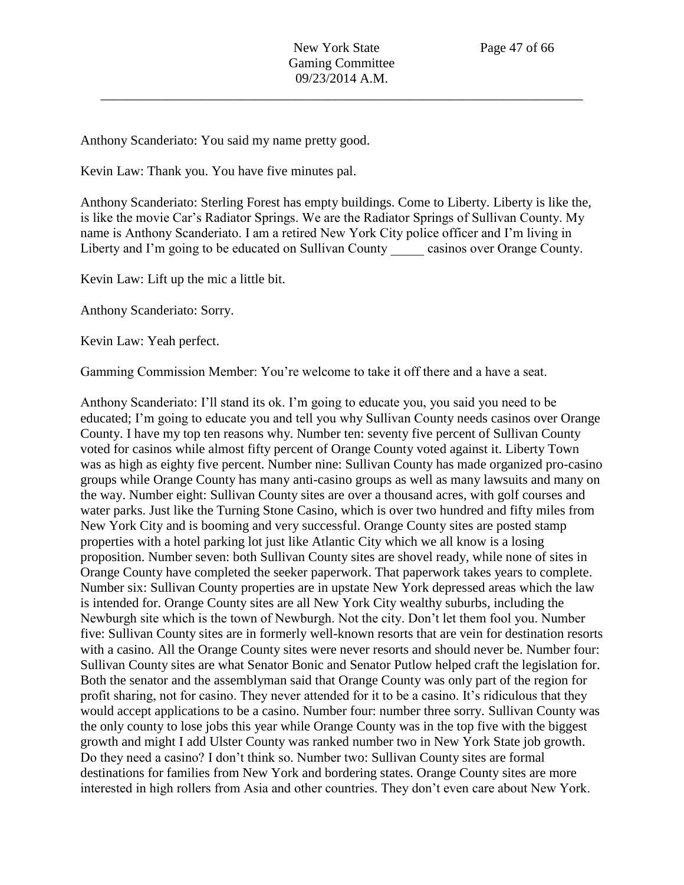Anthony Scanderiato: You said my name pretty good.

Kevin Law: Thank you. You have five minutes pal.

Anthony Scanderiato: Sterling Forest has empty buildings. Come to Liberty. Liberty is like the, is like the movie Car's Radiator Springs. We are the Radiator Springs of Sullivan County. My name is Anthony Scanderiato. I am a retired New York City police officer and I'm living in Liberty and I'm going to be educated on Sullivan County _____ casinos over Orange County.

Kevin Law: Lift up the mic a little bit.

Anthony Scanderiato: Sorry.

Kevin Law: Yeah perfect.

Gamming Commission Member: You're welcome to take it off there and a have a seat.

Anthony Scanderiato: I'll stand its ok. I'm going to educate you, you said you need to be educated; I'm going to educate you and tell you why Sullivan County needs casinos over Orange County. I have my top ten reasons why. Number ten: seventy five percent of Sullivan County voted for casinos while almost fifty percent of Orange County voted against it. Liberty Town was as high as eighty five percent. Number nine: Sullivan County has made organized pro-casino groups while Orange County has many anti-casino groups as well as many lawsuits and many on the way. Number eight: Sullivan County sites are over a thousand acres, with golf courses and water parks. Just like the Turning Stone Casino, which is over two hundred and fifty miles from New York City and is booming and very successful. Orange County sites are posted stamp properties with a hotel parking lot just like Atlantic City which we all know is a losing proposition. Number seven: both Sullivan County sites are shovel ready, while none of sites in Orange County have completed the seeker paperwork. That paperwork takes years to complete. Number six: Sullivan County properties are in upstate New York depressed areas which the law is intended for. Orange County sites are all New York City wealthy suburbs, including the Newburgh site which is the town of Newburgh. Not the city. Don't let them fool you. Number five: Sullivan County sites are in formerly well-known resorts that are vein for destination resorts with a casino. All the Orange County sites were never resorts and should never be. Number four: Sullivan County sites are what Senator Bonic and Senator Putlow helped craft the legislation for. Both the senator and the assemblyman said that Orange County was only part of the region for profit sharing, not for casino. They never attended for it to be a casino. It's ridiculous that they would accept applications to be a casino. Number four: number three sorry. Sullivan County was the only county to lose jobs this year while Orange County was in the top five with the biggest growth and might I add Ulster County was ranked number two in New York State job growth. Do they need a casino? I don't think so. Number two: Sullivan County sites are formal destinations for families from New York and bordering states. Orange County sites are more interested in high rollers from Asia and other countries. They don't even care about New York.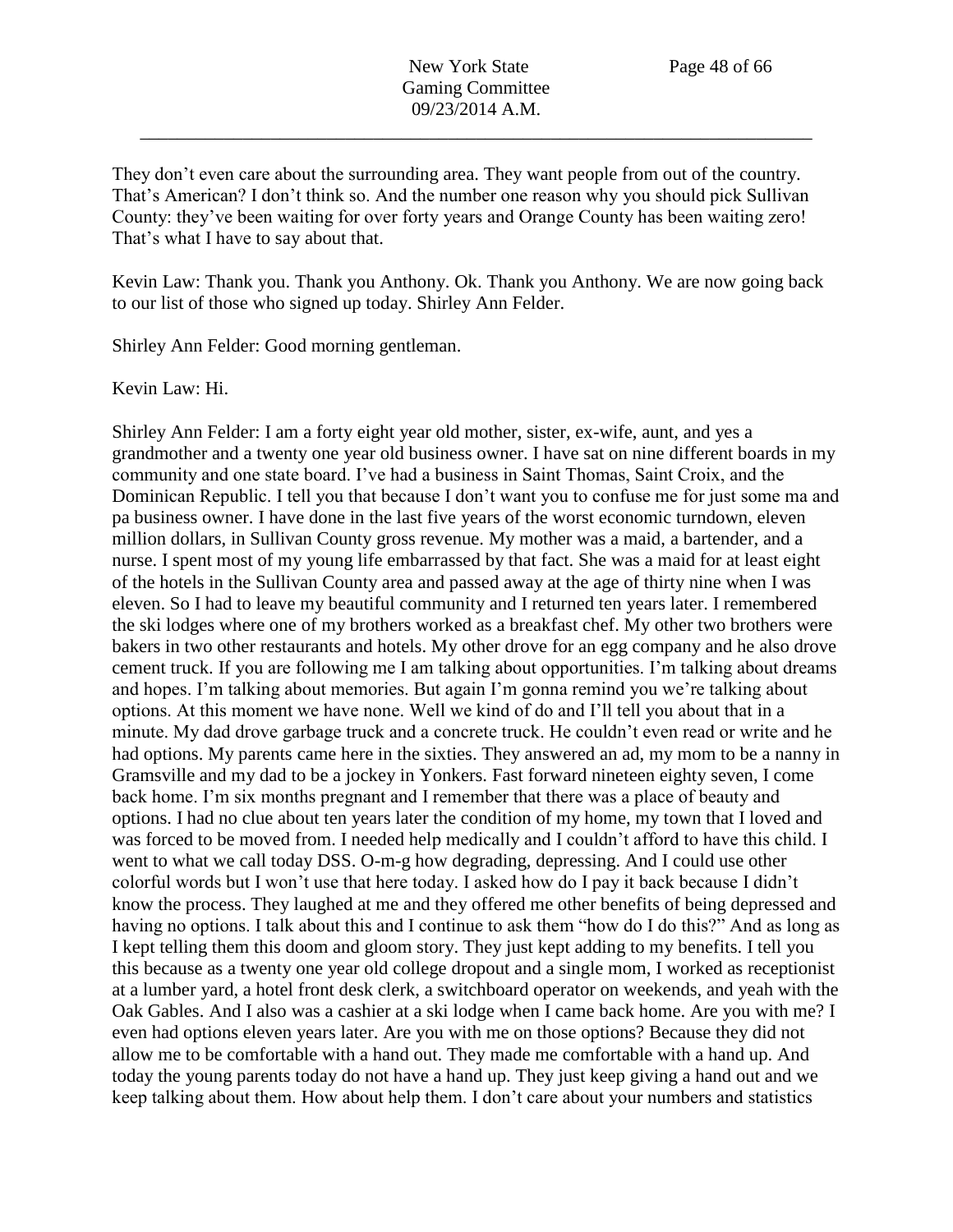They don't even care about the surrounding area. They want people from out of the country. That's American? I don't think so. And the number one reason why you should pick Sullivan County: they've been waiting for over forty years and Orange County has been waiting zero! That's what I have to say about that.

Kevin Law: Thank you. Thank you Anthony. Ok. Thank you Anthony. We are now going back to our list of those who signed up today. Shirley Ann Felder.

Shirley Ann Felder: Good morning gentleman.

Kevin Law: Hi.

Shirley Ann Felder: I am a forty eight year old mother, sister, ex-wife, aunt, and yes a grandmother and a twenty one year old business owner. I have sat on nine different boards in my community and one state board. I've had a business in Saint Thomas, Saint Croix, and the Dominican Republic. I tell you that because I don't want you to confuse me for just some ma and pa business owner. I have done in the last five years of the worst economic turndown, eleven million dollars, in Sullivan County gross revenue. My mother was a maid, a bartender, and a nurse. I spent most of my young life embarrassed by that fact. She was a maid for at least eight of the hotels in the Sullivan County area and passed away at the age of thirty nine when I was eleven. So I had to leave my beautiful community and I returned ten years later. I remembered the ski lodges where one of my brothers worked as a breakfast chef. My other two brothers were bakers in two other restaurants and hotels. My other drove for an egg company and he also drove cement truck. If you are following me I am talking about opportunities. I'm talking about dreams and hopes. I'm talking about memories. But again I'm gonna remind you we're talking about options. At this moment we have none. Well we kind of do and I'll tell you about that in a minute. My dad drove garbage truck and a concrete truck. He couldn't even read or write and he had options. My parents came here in the sixties. They answered an ad, my mom to be a nanny in Gramsville and my dad to be a jockey in Yonkers. Fast forward nineteen eighty seven, I come back home. I'm six months pregnant and I remember that there was a place of beauty and options. I had no clue about ten years later the condition of my home, my town that I loved and was forced to be moved from. I needed help medically and I couldn't afford to have this child. I went to what we call today DSS. O-m-g how degrading, depressing. And I could use other colorful words but I won't use that here today. I asked how do I pay it back because I didn't know the process. They laughed at me and they offered me other benefits of being depressed and having no options. I talk about this and I continue to ask them "how do I do this?" And as long as I kept telling them this doom and gloom story. They just kept adding to my benefits. I tell you this because as a twenty one year old college dropout and a single mom, I worked as receptionist at a lumber yard, a hotel front desk clerk, a switchboard operator on weekends, and yeah with the Oak Gables. And I also was a cashier at a ski lodge when I came back home. Are you with me? I even had options eleven years later. Are you with me on those options? Because they did not allow me to be comfortable with a hand out. They made me comfortable with a hand up. And today the young parents today do not have a hand up. They just keep giving a hand out and we keep talking about them. How about help them. I don't care about your numbers and statistics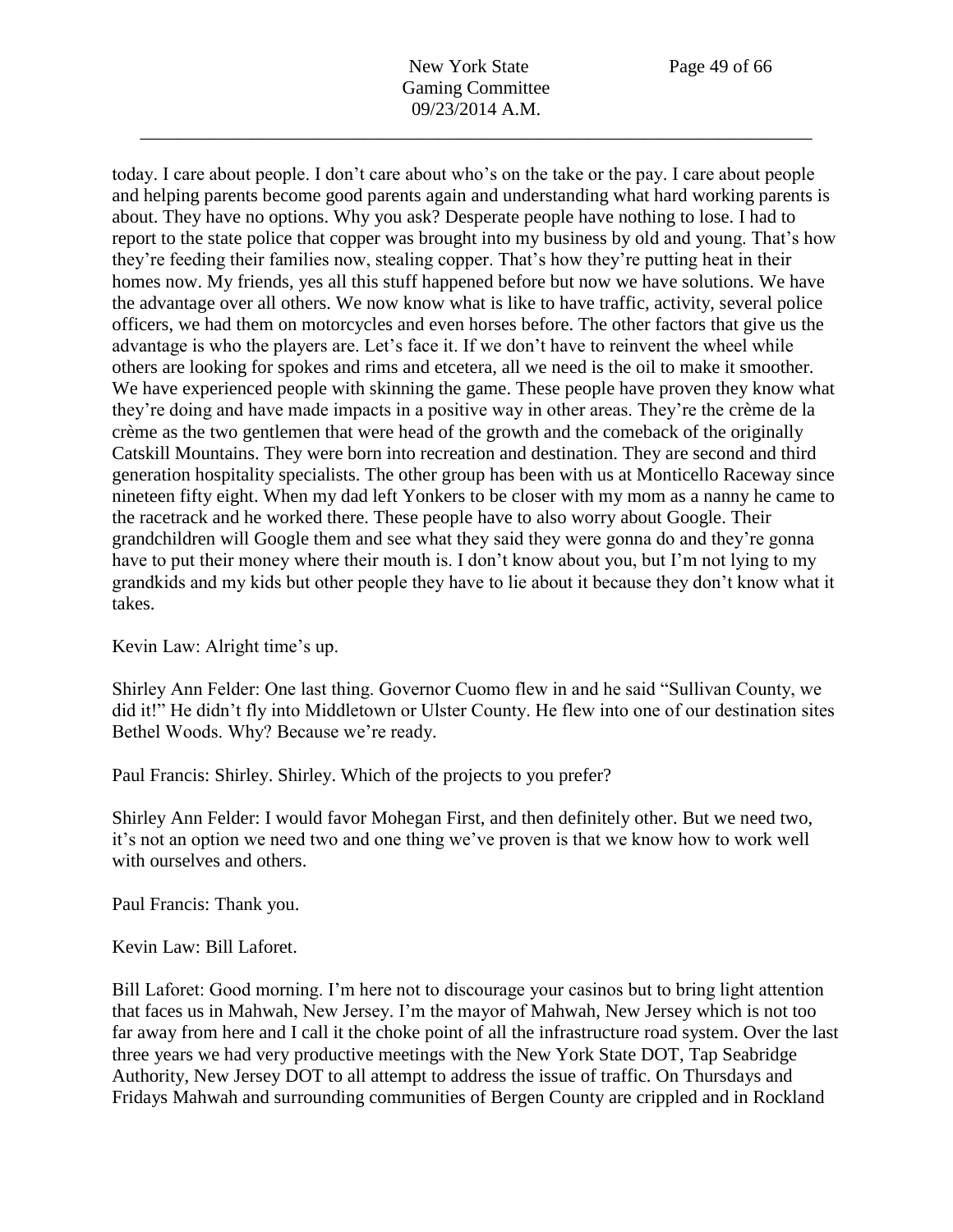today. I care about people. I don't care about who's on the take or the pay. I care about people and helping parents become good parents again and understanding what hard working parents is about. They have no options. Why you ask? Desperate people have nothing to lose. I had to report to the state police that copper was brought into my business by old and young. That's how they're feeding their families now, stealing copper. That's how they're putting heat in their homes now. My friends, yes all this stuff happened before but now we have solutions. We have the advantage over all others. We now know what is like to have traffic, activity, several police officers, we had them on motorcycles and even horses before. The other factors that give us the advantage is who the players are. Let's face it. If we don't have to reinvent the wheel while others are looking for spokes and rims and etcetera, all we need is the oil to make it smoother. We have experienced people with skinning the game. These people have proven they know what they're doing and have made impacts in a positive way in other areas. They're the crème de la crème as the two gentlemen that were head of the growth and the comeback of the originally Catskill Mountains. They were born into recreation and destination. They are second and third generation hospitality specialists. The other group has been with us at Monticello Raceway since nineteen fifty eight. When my dad left Yonkers to be closer with my mom as a nanny he came to the racetrack and he worked there. These people have to also worry about Google. Their grandchildren will Google them and see what they said they were gonna do and they're gonna have to put their money where their mouth is. I don't know about you, but I'm not lying to my grandkids and my kids but other people they have to lie about it because they don't know what it takes.

Kevin Law: Alright time's up.

Shirley Ann Felder: One last thing. Governor Cuomo flew in and he said "Sullivan County, we did it!" He didn't fly into Middletown or Ulster County. He flew into one of our destination sites Bethel Woods. Why? Because we're ready.

Paul Francis: Shirley. Shirley. Which of the projects to you prefer?

Shirley Ann Felder: I would favor Mohegan First, and then definitely other. But we need two, it's not an option we need two and one thing we've proven is that we know how to work well with ourselves and others.

Paul Francis: Thank you.

Kevin Law: Bill Laforet.

Bill Laforet: Good morning. I'm here not to discourage your casinos but to bring light attention that faces us in Mahwah, New Jersey. I'm the mayor of Mahwah, New Jersey which is not too far away from here and I call it the choke point of all the infrastructure road system. Over the last three years we had very productive meetings with the New York State DOT, Tap Seabridge Authority, New Jersey DOT to all attempt to address the issue of traffic. On Thursdays and Fridays Mahwah and surrounding communities of Bergen County are crippled and in Rockland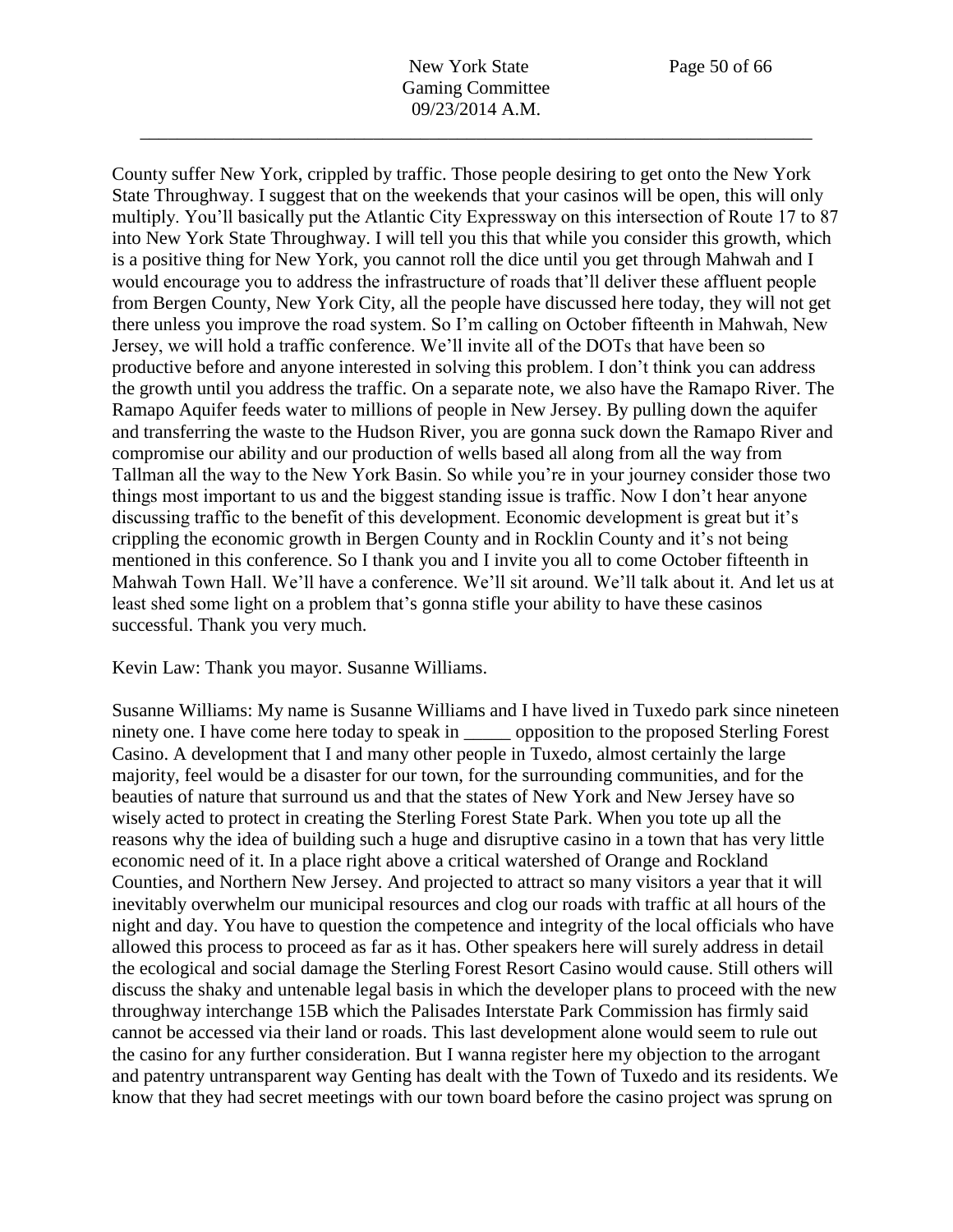County suffer New York, crippled by traffic. Those people desiring to get onto the New York State Throughway. I suggest that on the weekends that your casinos will be open, this will only multiply. You'll basically put the Atlantic City Expressway on this intersection of Route 17 to 87 into New York State Throughway. I will tell you this that while you consider this growth, which is a positive thing for New York, you cannot roll the dice until you get through Mahwah and I would encourage you to address the infrastructure of roads that'll deliver these affluent people from Bergen County, New York City, all the people have discussed here today, they will not get there unless you improve the road system. So I'm calling on October fifteenth in Mahwah, New Jersey, we will hold a traffic conference. We'll invite all of the DOTs that have been so productive before and anyone interested in solving this problem. I don't think you can address the growth until you address the traffic. On a separate note, we also have the Ramapo River. The Ramapo Aquifer feeds water to millions of people in New Jersey. By pulling down the aquifer and transferring the waste to the Hudson River, you are gonna suck down the Ramapo River and compromise our ability and our production of wells based all along from all the way from Tallman all the way to the New York Basin. So while you're in your journey consider those two things most important to us and the biggest standing issue is traffic. Now I don't hear anyone discussing traffic to the benefit of this development. Economic development is great but it's crippling the economic growth in Bergen County and in Rocklin County and it's not being mentioned in this conference. So I thank you and I invite you all to come October fifteenth in Mahwah Town Hall. We'll have a conference. We'll sit around. We'll talk about it. And let us at least shed some light on a problem that's gonna stifle your ability to have these casinos successful. Thank you very much.

Kevin Law: Thank you mayor. Susanne Williams.

Susanne Williams: My name is Susanne Williams and I have lived in Tuxedo park since nineteen ninety one. I have come here today to speak in _____ opposition to the proposed Sterling Forest Casino. A development that I and many other people in Tuxedo, almost certainly the large majority, feel would be a disaster for our town, for the surrounding communities, and for the beauties of nature that surround us and that the states of New York and New Jersey have so wisely acted to protect in creating the Sterling Forest State Park. When you tote up all the reasons why the idea of building such a huge and disruptive casino in a town that has very little economic need of it. In a place right above a critical watershed of Orange and Rockland Counties, and Northern New Jersey. And projected to attract so many visitors a year that it will inevitably overwhelm our municipal resources and clog our roads with traffic at all hours of the night and day. You have to question the competence and integrity of the local officials who have allowed this process to proceed as far as it has. Other speakers here will surely address in detail the ecological and social damage the Sterling Forest Resort Casino would cause. Still others will discuss the shaky and untenable legal basis in which the developer plans to proceed with the new throughway interchange 15B which the Palisades Interstate Park Commission has firmly said cannot be accessed via their land or roads. This last development alone would seem to rule out the casino for any further consideration. But I wanna register here my objection to the arrogant and patentry untransparent way Genting has dealt with the Town of Tuxedo and its residents. We know that they had secret meetings with our town board before the casino project was sprung on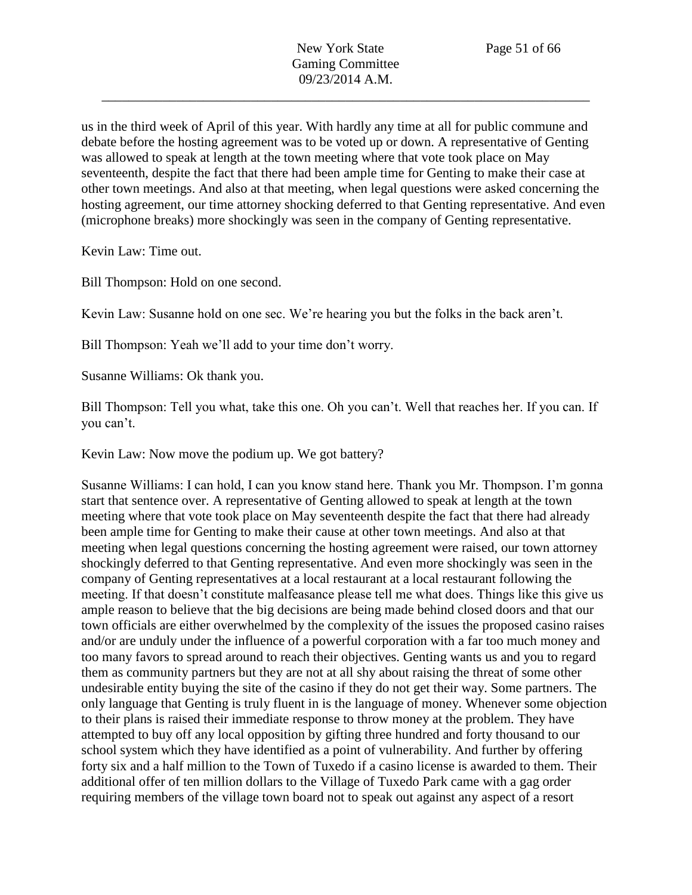us in the third week of April of this year. With hardly any time at all for public commune and debate before the hosting agreement was to be voted up or down. A representative of Genting was allowed to speak at length at the town meeting where that vote took place on May seventeenth, despite the fact that there had been ample time for Genting to make their case at other town meetings. And also at that meeting, when legal questions were asked concerning the hosting agreement, our time attorney shocking deferred to that Genting representative. And even (microphone breaks) more shockingly was seen in the company of Genting representative.

Kevin Law: Time out.

Bill Thompson: Hold on one second.

Kevin Law: Susanne hold on one sec. We're hearing you but the folks in the back aren't.

Bill Thompson: Yeah we'll add to your time don't worry.

Susanne Williams: Ok thank you.

Bill Thompson: Tell you what, take this one. Oh you can't. Well that reaches her. If you can. If you can't.

Kevin Law: Now move the podium up. We got battery?

Susanne Williams: I can hold, I can you know stand here. Thank you Mr. Thompson. I'm gonna start that sentence over. A representative of Genting allowed to speak at length at the town meeting where that vote took place on May seventeenth despite the fact that there had already been ample time for Genting to make their cause at other town meetings. And also at that meeting when legal questions concerning the hosting agreement were raised, our town attorney shockingly deferred to that Genting representative. And even more shockingly was seen in the company of Genting representatives at a local restaurant at a local restaurant following the meeting. If that doesn't constitute malfeasance please tell me what does. Things like this give us ample reason to believe that the big decisions are being made behind closed doors and that our town officials are either overwhelmed by the complexity of the issues the proposed casino raises and/or are unduly under the influence of a powerful corporation with a far too much money and too many favors to spread around to reach their objectives. Genting wants us and you to regard them as community partners but they are not at all shy about raising the threat of some other undesirable entity buying the site of the casino if they do not get their way. Some partners. The only language that Genting is truly fluent in is the language of money. Whenever some objection to their plans is raised their immediate response to throw money at the problem. They have attempted to buy off any local opposition by gifting three hundred and forty thousand to our school system which they have identified as a point of vulnerability. And further by offering forty six and a half million to the Town of Tuxedo if a casino license is awarded to them. Their additional offer of ten million dollars to the Village of Tuxedo Park came with a gag order requiring members of the village town board not to speak out against any aspect of a resort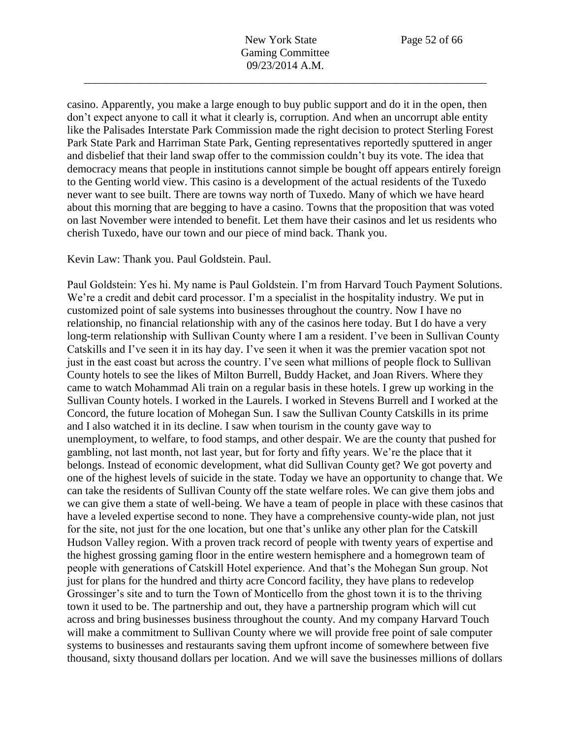casino. Apparently, you make a large enough to buy public support and do it in the open, then don't expect anyone to call it what it clearly is, corruption. And when an uncorrupt able entity like the Palisades Interstate Park Commission made the right decision to protect Sterling Forest Park State Park and Harriman State Park, Genting representatives reportedly sputtered in anger and disbelief that their land swap offer to the commission couldn't buy its vote. The idea that democracy means that people in institutions cannot simple be bought off appears entirely foreign to the Genting world view. This casino is a development of the actual residents of the Tuxedo never want to see built. There are towns way north of Tuxedo. Many of which we have heard about this morning that are begging to have a casino. Towns that the proposition that was voted on last November were intended to benefit. Let them have their casinos and let us residents who cherish Tuxedo, have our town and our piece of mind back. Thank you.

Kevin Law: Thank you. Paul Goldstein. Paul.

Paul Goldstein: Yes hi. My name is Paul Goldstein. I'm from Harvard Touch Payment Solutions. We're a credit and debit card processor. I'm a specialist in the hospitality industry. We put in customized point of sale systems into businesses throughout the country. Now I have no relationship, no financial relationship with any of the casinos here today. But I do have a very long-term relationship with Sullivan County where I am a resident. I've been in Sullivan County Catskills and I've seen it in its hay day. I've seen it when it was the premier vacation spot not just in the east coast but across the country. I've seen what millions of people flock to Sullivan County hotels to see the likes of Milton Burrell, Buddy Hacket, and Joan Rivers. Where they came to watch Mohammad Ali train on a regular basis in these hotels. I grew up working in the Sullivan County hotels. I worked in the Laurels. I worked in Stevens Burrell and I worked at the Concord, the future location of Mohegan Sun. I saw the Sullivan County Catskills in its prime and I also watched it in its decline. I saw when tourism in the county gave way to unemployment, to welfare, to food stamps, and other despair. We are the county that pushed for gambling, not last month, not last year, but for forty and fifty years. We're the place that it belongs. Instead of economic development, what did Sullivan County get? We got poverty and one of the highest levels of suicide in the state. Today we have an opportunity to change that. We can take the residents of Sullivan County off the state welfare roles. We can give them jobs and we can give them a state of well-being. We have a team of people in place with these casinos that have a leveled expertise second to none. They have a comprehensive county-wide plan, not just for the site, not just for the one location, but one that's unlike any other plan for the Catskill Hudson Valley region. With a proven track record of people with twenty years of expertise and the highest grossing gaming floor in the entire western hemisphere and a homegrown team of people with generations of Catskill Hotel experience. And that's the Mohegan Sun group. Not just for plans for the hundred and thirty acre Concord facility, they have plans to redevelop Grossinger's site and to turn the Town of Monticello from the ghost town it is to the thriving town it used to be. The partnership and out, they have a partnership program which will cut across and bring businesses business throughout the county. And my company Harvard Touch will make a commitment to Sullivan County where we will provide free point of sale computer systems to businesses and restaurants saving them upfront income of somewhere between five thousand, sixty thousand dollars per location. And we will save the businesses millions of dollars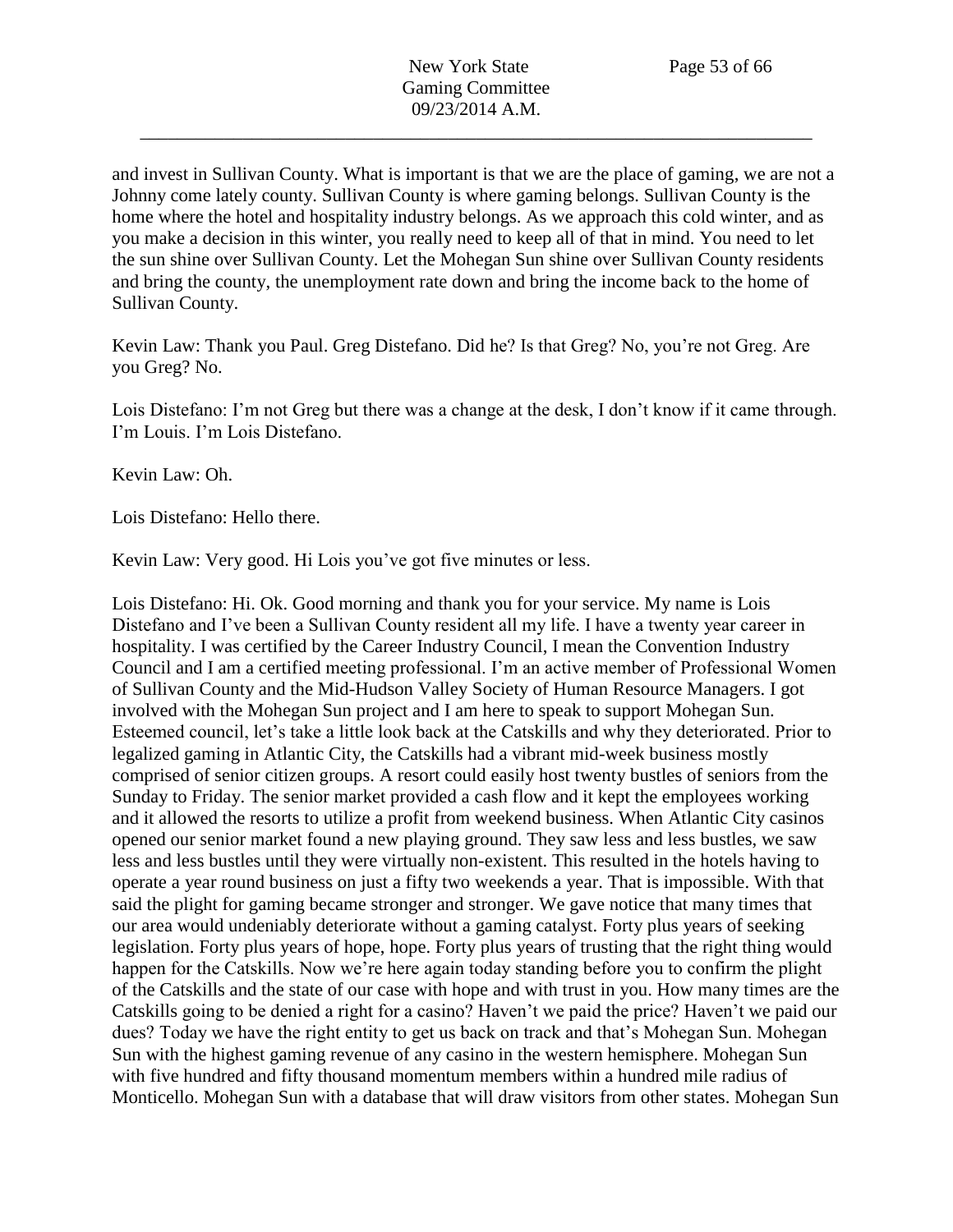and invest in Sullivan County. What is important is that we are the place of gaming, we are not a Johnny come lately county. Sullivan County is where gaming belongs. Sullivan County is the home where the hotel and hospitality industry belongs. As we approach this cold winter, and as you make a decision in this winter, you really need to keep all of that in mind. You need to let the sun shine over Sullivan County. Let the Mohegan Sun shine over Sullivan County residents and bring the county, the unemployment rate down and bring the income back to the home of Sullivan County.

Kevin Law: Thank you Paul. Greg Distefano. Did he? Is that Greg? No, you're not Greg. Are you Greg? No.

Lois Distefano: I'm not Greg but there was a change at the desk, I don't know if it came through. I'm Louis. I'm Lois Distefano.

Kevin Law: Oh.

Lois Distefano: Hello there.

Kevin Law: Very good. Hi Lois you've got five minutes or less.

Lois Distefano: Hi. Ok. Good morning and thank you for your service. My name is Lois Distefano and I've been a Sullivan County resident all my life. I have a twenty year career in hospitality. I was certified by the Career Industry Council, I mean the Convention Industry Council and I am a certified meeting professional. I'm an active member of Professional Women of Sullivan County and the Mid-Hudson Valley Society of Human Resource Managers. I got involved with the Mohegan Sun project and I am here to speak to support Mohegan Sun. Esteemed council, let's take a little look back at the Catskills and why they deteriorated. Prior to legalized gaming in Atlantic City, the Catskills had a vibrant mid-week business mostly comprised of senior citizen groups. A resort could easily host twenty bustles of seniors from the Sunday to Friday. The senior market provided a cash flow and it kept the employees working and it allowed the resorts to utilize a profit from weekend business. When Atlantic City casinos opened our senior market found a new playing ground. They saw less and less bustles, we saw less and less bustles until they were virtually non-existent. This resulted in the hotels having to operate a year round business on just a fifty two weekends a year. That is impossible. With that said the plight for gaming became stronger and stronger. We gave notice that many times that our area would undeniably deteriorate without a gaming catalyst. Forty plus years of seeking legislation. Forty plus years of hope, hope. Forty plus years of trusting that the right thing would happen for the Catskills. Now we're here again today standing before you to confirm the plight of the Catskills and the state of our case with hope and with trust in you. How many times are the Catskills going to be denied a right for a casino? Haven't we paid the price? Haven't we paid our dues? Today we have the right entity to get us back on track and that's Mohegan Sun. Mohegan Sun with the highest gaming revenue of any casino in the western hemisphere. Mohegan Sun with five hundred and fifty thousand momentum members within a hundred mile radius of Monticello. Mohegan Sun with a database that will draw visitors from other states. Mohegan Sun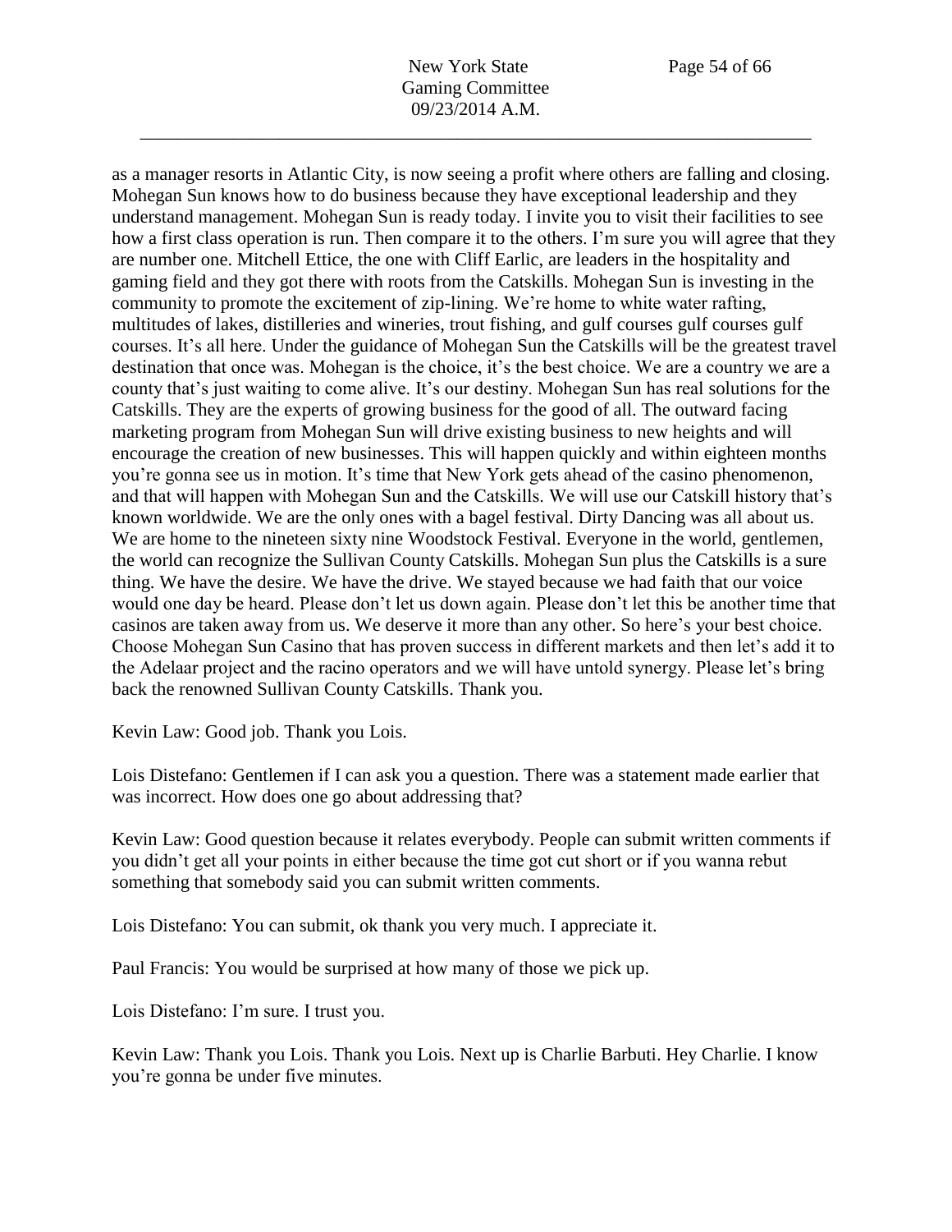as a manager resorts in Atlantic City, is now seeing a profit where others are falling and closing. Mohegan Sun knows how to do business because they have exceptional leadership and they understand management. Mohegan Sun is ready today. I invite you to visit their facilities to see how a first class operation is run. Then compare it to the others. I'm sure you will agree that they are number one. Mitchell Ettice, the one with Cliff Earlic, are leaders in the hospitality and gaming field and they got there with roots from the Catskills. Mohegan Sun is investing in the community to promote the excitement of zip-lining. We're home to white water rafting, multitudes of lakes, distilleries and wineries, trout fishing, and gulf courses gulf courses gulf courses. It's all here. Under the guidance of Mohegan Sun the Catskills will be the greatest travel destination that once was. Mohegan is the choice, it's the best choice. We are a country we are a county that's just waiting to come alive. It's our destiny. Mohegan Sun has real solutions for the Catskills. They are the experts of growing business for the good of all. The outward facing marketing program from Mohegan Sun will drive existing business to new heights and will encourage the creation of new businesses. This will happen quickly and within eighteen months you're gonna see us in motion. It's time that New York gets ahead of the casino phenomenon, and that will happen with Mohegan Sun and the Catskills. We will use our Catskill history that's known worldwide. We are the only ones with a bagel festival. Dirty Dancing was all about us. We are home to the nineteen sixty nine Woodstock Festival. Everyone in the world, gentlemen, the world can recognize the Sullivan County Catskills. Mohegan Sun plus the Catskills is a sure thing. We have the desire. We have the drive. We stayed because we had faith that our voice would one day be heard. Please don't let us down again. Please don't let this be another time that casinos are taken away from us. We deserve it more than any other. So here's your best choice. Choose Mohegan Sun Casino that has proven success in different markets and then let's add it to the Adelaar project and the racino operators and we will have untold synergy. Please let's bring back the renowned Sullivan County Catskills. Thank you.

Kevin Law: Good job. Thank you Lois.

Lois Distefano: Gentlemen if I can ask you a question. There was a statement made earlier that was incorrect. How does one go about addressing that?

Kevin Law: Good question because it relates everybody. People can submit written comments if you didn't get all your points in either because the time got cut short or if you wanna rebut something that somebody said you can submit written comments.

Lois Distefano: You can submit, ok thank you very much. I appreciate it.

Paul Francis: You would be surprised at how many of those we pick up.

Lois Distefano: I'm sure. I trust you.

Kevin Law: Thank you Lois. Thank you Lois. Next up is Charlie Barbuti. Hey Charlie. I know you're gonna be under five minutes.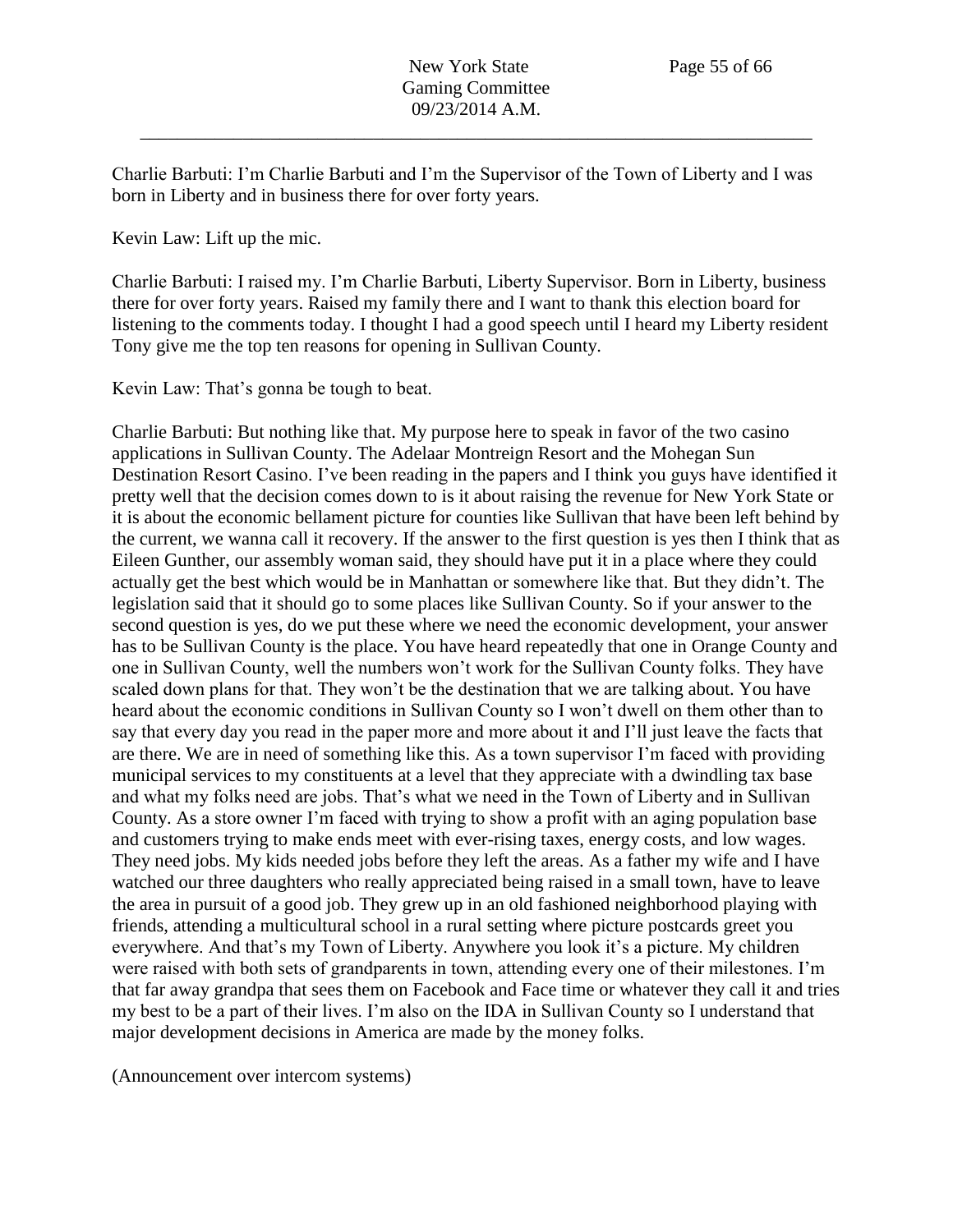Charlie Barbuti: I'm Charlie Barbuti and I'm the Supervisor of the Town of Liberty and I was born in Liberty and in business there for over forty years.

Kevin Law: Lift up the mic.

Charlie Barbuti: I raised my. I'm Charlie Barbuti, Liberty Supervisor. Born in Liberty, business there for over forty years. Raised my family there and I want to thank this election board for listening to the comments today. I thought I had a good speech until I heard my Liberty resident Tony give me the top ten reasons for opening in Sullivan County.

Kevin Law: That's gonna be tough to beat.

Charlie Barbuti: But nothing like that. My purpose here to speak in favor of the two casino applications in Sullivan County. The Adelaar Montreign Resort and the Mohegan Sun Destination Resort Casino. I've been reading in the papers and I think you guys have identified it pretty well that the decision comes down to is it about raising the revenue for New York State or it is about the economic bellament picture for counties like Sullivan that have been left behind by the current, we wanna call it recovery. If the answer to the first question is yes then I think that as Eileen Gunther, our assembly woman said, they should have put it in a place where they could actually get the best which would be in Manhattan or somewhere like that. But they didn't. The legislation said that it should go to some places like Sullivan County. So if your answer to the second question is yes, do we put these where we need the economic development, your answer has to be Sullivan County is the place. You have heard repeatedly that one in Orange County and one in Sullivan County, well the numbers won't work for the Sullivan County folks. They have scaled down plans for that. They won't be the destination that we are talking about. You have heard about the economic conditions in Sullivan County so I won't dwell on them other than to say that every day you read in the paper more and more about it and I'll just leave the facts that are there. We are in need of something like this. As a town supervisor I'm faced with providing municipal services to my constituents at a level that they appreciate with a dwindling tax base and what my folks need are jobs. That's what we need in the Town of Liberty and in Sullivan County. As a store owner I'm faced with trying to show a profit with an aging population base and customers trying to make ends meet with ever-rising taxes, energy costs, and low wages. They need jobs. My kids needed jobs before they left the areas. As a father my wife and I have watched our three daughters who really appreciated being raised in a small town, have to leave the area in pursuit of a good job. They grew up in an old fashioned neighborhood playing with friends, attending a multicultural school in a rural setting where picture postcards greet you everywhere. And that's my Town of Liberty. Anywhere you look it's a picture. My children were raised with both sets of grandparents in town, attending every one of their milestones. I'm that far away grandpa that sees them on Facebook and Face time or whatever they call it and tries my best to be a part of their lives. I'm also on the IDA in Sullivan County so I understand that major development decisions in America are made by the money folks.

(Announcement over intercom systems)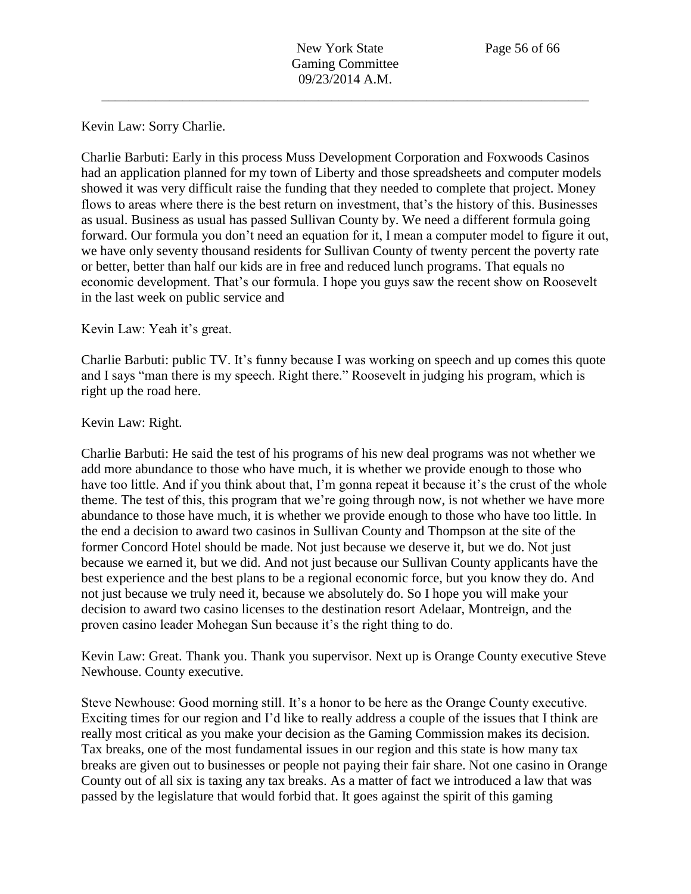Kevin Law: Sorry Charlie.

Charlie Barbuti: Early in this process Muss Development Corporation and Foxwoods Casinos had an application planned for my town of Liberty and those spreadsheets and computer models showed it was very difficult raise the funding that they needed to complete that project. Money flows to areas where there is the best return on investment, that's the history of this. Businesses as usual. Business as usual has passed Sullivan County by. We need a different formula going forward. Our formula you don't need an equation for it, I mean a computer model to figure it out, we have only seventy thousand residents for Sullivan County of twenty percent the poverty rate or better, better than half our kids are in free and reduced lunch programs. That equals no economic development. That's our formula. I hope you guys saw the recent show on Roosevelt in the last week on public service and

Kevin Law: Yeah it's great.

Charlie Barbuti: public TV. It's funny because I was working on speech and up comes this quote and I says "man there is my speech. Right there." Roosevelt in judging his program, which is right up the road here.

Kevin Law: Right.

Charlie Barbuti: He said the test of his programs of his new deal programs was not whether we add more abundance to those who have much, it is whether we provide enough to those who have too little. And if you think about that, I'm gonna repeat it because it's the crust of the whole theme. The test of this, this program that we're going through now, is not whether we have more abundance to those have much, it is whether we provide enough to those who have too little. In the end a decision to award two casinos in Sullivan County and Thompson at the site of the former Concord Hotel should be made. Not just because we deserve it, but we do. Not just because we earned it, but we did. And not just because our Sullivan County applicants have the best experience and the best plans to be a regional economic force, but you know they do. And not just because we truly need it, because we absolutely do. So I hope you will make your decision to award two casino licenses to the destination resort Adelaar, Montreign, and the proven casino leader Mohegan Sun because it's the right thing to do.

Kevin Law: Great. Thank you. Thank you supervisor. Next up is Orange County executive Steve Newhouse. County executive.

Steve Newhouse: Good morning still. It's a honor to be here as the Orange County executive. Exciting times for our region and I'd like to really address a couple of the issues that I think are really most critical as you make your decision as the Gaming Commission makes its decision. Tax breaks, one of the most fundamental issues in our region and this state is how many tax breaks are given out to businesses or people not paying their fair share. Not one casino in Orange County out of all six is taxing any tax breaks. As a matter of fact we introduced a law that was passed by the legislature that would forbid that. It goes against the spirit of this gaming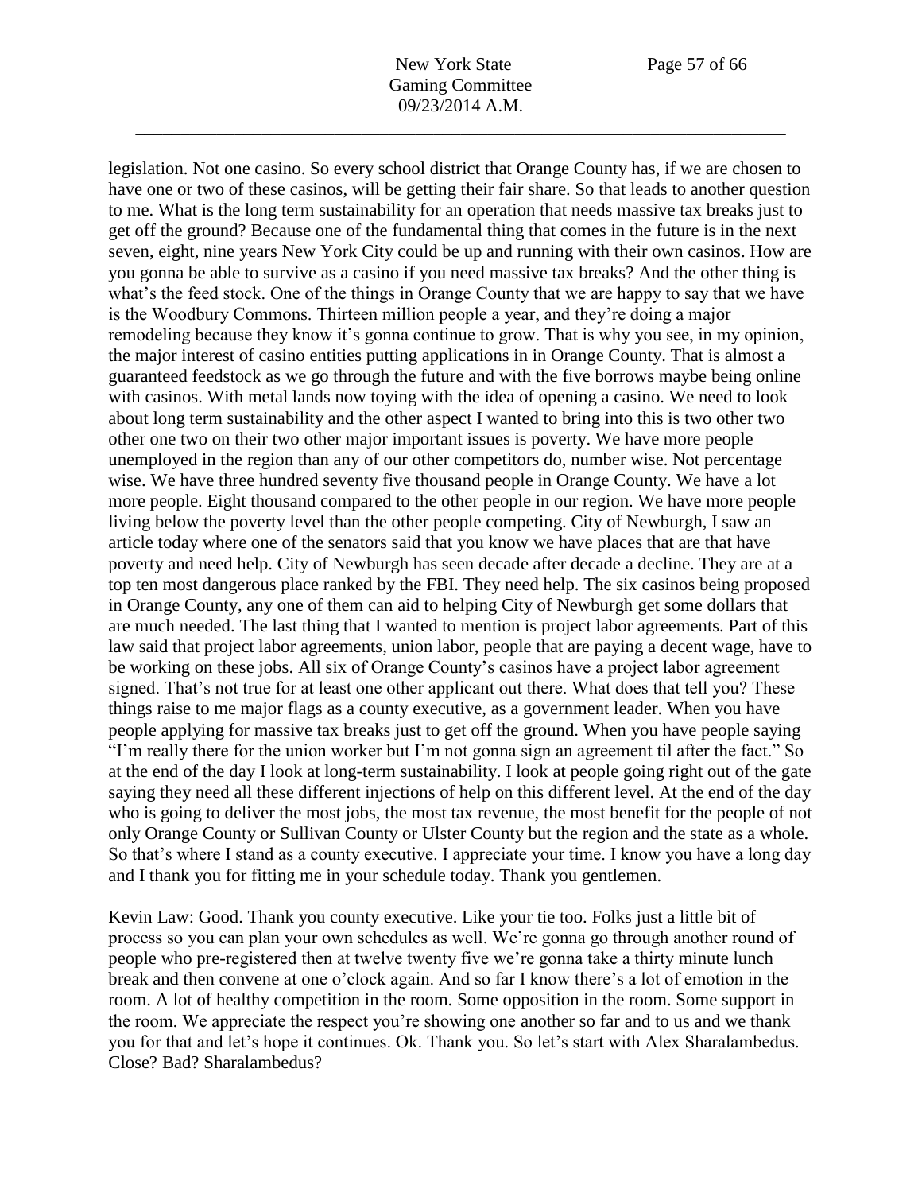legislation. Not one casino. So every school district that Orange County has, if we are chosen to have one or two of these casinos, will be getting their fair share. So that leads to another question to me. What is the long term sustainability for an operation that needs massive tax breaks just to get off the ground? Because one of the fundamental thing that comes in the future is in the next seven, eight, nine years New York City could be up and running with their own casinos. How are you gonna be able to survive as a casino if you need massive tax breaks? And the other thing is what's the feed stock. One of the things in Orange County that we are happy to say that we have is the Woodbury Commons. Thirteen million people a year, and they're doing a major remodeling because they know it's gonna continue to grow. That is why you see, in my opinion, the major interest of casino entities putting applications in in Orange County. That is almost a guaranteed feedstock as we go through the future and with the five borrows maybe being online with casinos. With metal lands now toying with the idea of opening a casino. We need to look about long term sustainability and the other aspect I wanted to bring into this is two other two other one two on their two other major important issues is poverty. We have more people unemployed in the region than any of our other competitors do, number wise. Not percentage wise. We have three hundred seventy five thousand people in Orange County. We have a lot more people. Eight thousand compared to the other people in our region. We have more people living below the poverty level than the other people competing. City of Newburgh, I saw an article today where one of the senators said that you know we have places that are that have poverty and need help. City of Newburgh has seen decade after decade a decline. They are at a top ten most dangerous place ranked by the FBI. They need help. The six casinos being proposed in Orange County, any one of them can aid to helping City of Newburgh get some dollars that are much needed. The last thing that I wanted to mention is project labor agreements. Part of this law said that project labor agreements, union labor, people that are paying a decent wage, have to be working on these jobs. All six of Orange County's casinos have a project labor agreement signed. That's not true for at least one other applicant out there. What does that tell you? These things raise to me major flags as a county executive, as a government leader. When you have people applying for massive tax breaks just to get off the ground. When you have people saying "I'm really there for the union worker but I'm not gonna sign an agreement til after the fact." So at the end of the day I look at long-term sustainability. I look at people going right out of the gate saying they need all these different injections of help on this different level. At the end of the day who is going to deliver the most jobs, the most tax revenue, the most benefit for the people of not only Orange County or Sullivan County or Ulster County but the region and the state as a whole. So that's where I stand as a county executive. I appreciate your time. I know you have a long day and I thank you for fitting me in your schedule today. Thank you gentlemen.

Kevin Law: Good. Thank you county executive. Like your tie too. Folks just a little bit of process so you can plan your own schedules as well. We're gonna go through another round of people who pre-registered then at twelve twenty five we're gonna take a thirty minute lunch break and then convene at one o'clock again. And so far I know there's a lot of emotion in the room. A lot of healthy competition in the room. Some opposition in the room. Some support in the room. We appreciate the respect you're showing one another so far and to us and we thank you for that and let's hope it continues. Ok. Thank you. So let's start with Alex Sharalambedus. Close? Bad? Sharalambedus?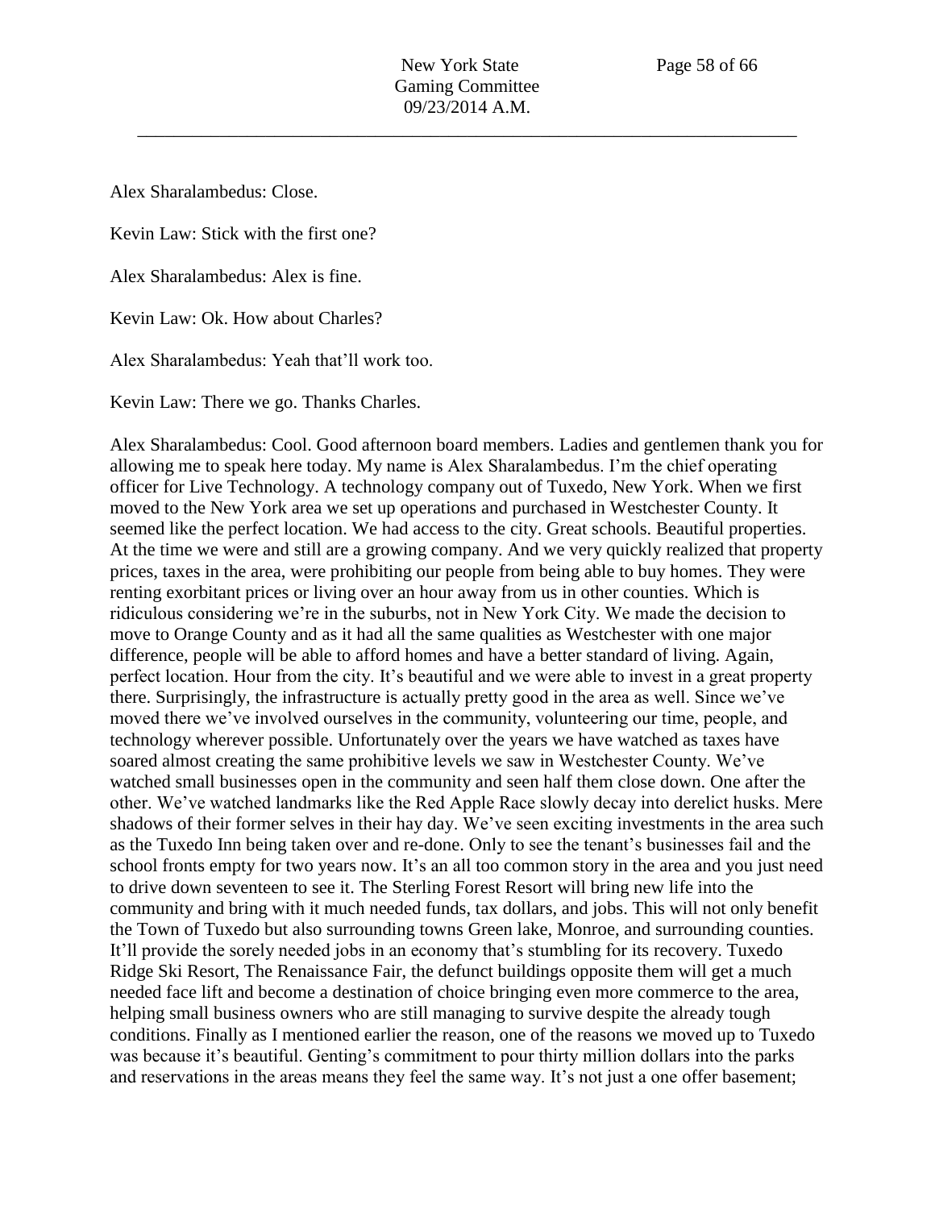Alex Sharalambedus: Close.

Kevin Law: Stick with the first one?

Alex Sharalambedus: Alex is fine.

Kevin Law: Ok. How about Charles?

Alex Sharalambedus: Yeah that'll work too.

Kevin Law: There we go. Thanks Charles.

Alex Sharalambedus: Cool. Good afternoon board members. Ladies and gentlemen thank you for allowing me to speak here today. My name is Alex Sharalambedus. I'm the chief operating officer for Live Technology. A technology company out of Tuxedo, New York. When we first moved to the New York area we set up operations and purchased in Westchester County. It seemed like the perfect location. We had access to the city. Great schools. Beautiful properties. At the time we were and still are a growing company. And we very quickly realized that property prices, taxes in the area, were prohibiting our people from being able to buy homes. They were renting exorbitant prices or living over an hour away from us in other counties. Which is ridiculous considering we're in the suburbs, not in New York City. We made the decision to move to Orange County and as it had all the same qualities as Westchester with one major difference, people will be able to afford homes and have a better standard of living. Again, perfect location. Hour from the city. It's beautiful and we were able to invest in a great property there. Surprisingly, the infrastructure is actually pretty good in the area as well. Since we've moved there we've involved ourselves in the community, volunteering our time, people, and technology wherever possible. Unfortunately over the years we have watched as taxes have soared almost creating the same prohibitive levels we saw in Westchester County. We've watched small businesses open in the community and seen half them close down. One after the other. We've watched landmarks like the Red Apple Race slowly decay into derelict husks. Mere shadows of their former selves in their hay day. We've seen exciting investments in the area such as the Tuxedo Inn being taken over and re-done. Only to see the tenant's businesses fail and the school fronts empty for two years now. It's an all too common story in the area and you just need to drive down seventeen to see it. The Sterling Forest Resort will bring new life into the community and bring with it much needed funds, tax dollars, and jobs. This will not only benefit the Town of Tuxedo but also surrounding towns Green lake, Monroe, and surrounding counties. It'll provide the sorely needed jobs in an economy that's stumbling for its recovery. Tuxedo Ridge Ski Resort, The Renaissance Fair, the defunct buildings opposite them will get a much needed face lift and become a destination of choice bringing even more commerce to the area, helping small business owners who are still managing to survive despite the already tough conditions. Finally as I mentioned earlier the reason, one of the reasons we moved up to Tuxedo was because it's beautiful. Genting's commitment to pour thirty million dollars into the parks and reservations in the areas means they feel the same way. It's not just a one offer basement;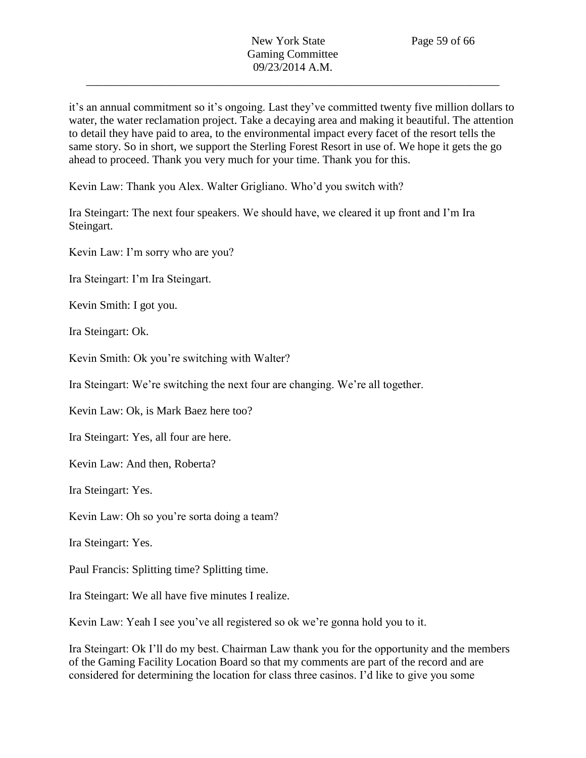it's an annual commitment so it's ongoing. Last they've committed twenty five million dollars to water, the water reclamation project. Take a decaying area and making it beautiful. The attention to detail they have paid to area, to the environmental impact every facet of the resort tells the same story. So in short, we support the Sterling Forest Resort in use of. We hope it gets the go ahead to proceed. Thank you very much for your time. Thank you for this.

Kevin Law: Thank you Alex. Walter Grigliano. Who'd you switch with?

Ira Steingart: The next four speakers. We should have, we cleared it up front and I'm Ira Steingart.

Kevin Law: I'm sorry who are you?

Ira Steingart: I'm Ira Steingart.

Kevin Smith: I got you.

Ira Steingart: Ok.

Kevin Smith: Ok you're switching with Walter?

Ira Steingart: We're switching the next four are changing. We're all together.

Kevin Law: Ok, is Mark Baez here too?

Ira Steingart: Yes, all four are here.

Kevin Law: And then, Roberta?

Ira Steingart: Yes.

Kevin Law: Oh so you're sorta doing a team?

Ira Steingart: Yes.

Paul Francis: Splitting time? Splitting time.

Ira Steingart: We all have five minutes I realize.

Kevin Law: Yeah I see you've all registered so ok we're gonna hold you to it.

Ira Steingart: Ok I'll do my best. Chairman Law thank you for the opportunity and the members of the Gaming Facility Location Board so that my comments are part of the record and are considered for determining the location for class three casinos. I'd like to give you some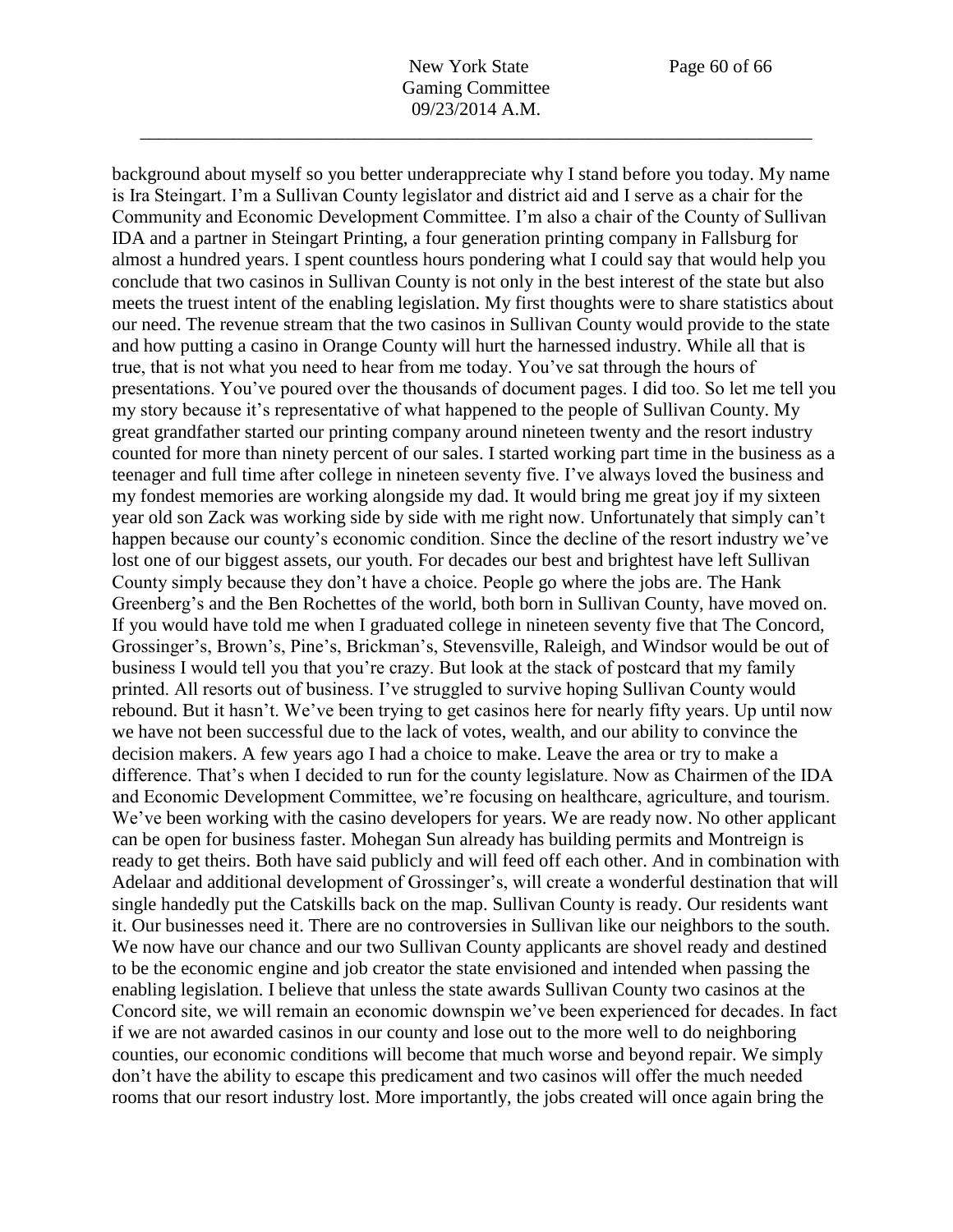background about myself so you better underappreciate why I stand before you today. My name is Ira Steingart. I'm a Sullivan County legislator and district aid and I serve as a chair for the Community and Economic Development Committee. I'm also a chair of the County of Sullivan IDA and a partner in Steingart Printing, a four generation printing company in Fallsburg for almost a hundred years. I spent countless hours pondering what I could say that would help you conclude that two casinos in Sullivan County is not only in the best interest of the state but also meets the truest intent of the enabling legislation. My first thoughts were to share statistics about our need. The revenue stream that the two casinos in Sullivan County would provide to the state and how putting a casino in Orange County will hurt the harnessed industry. While all that is true, that is not what you need to hear from me today. You've sat through the hours of presentations. You've poured over the thousands of document pages. I did too. So let me tell you my story because it's representative of what happened to the people of Sullivan County. My great grandfather started our printing company around nineteen twenty and the resort industry counted for more than ninety percent of our sales. I started working part time in the business as a teenager and full time after college in nineteen seventy five. I've always loved the business and my fondest memories are working alongside my dad. It would bring me great joy if my sixteen year old son Zack was working side by side with me right now. Unfortunately that simply can't happen because our county's economic condition. Since the decline of the resort industry we've lost one of our biggest assets, our youth. For decades our best and brightest have left Sullivan County simply because they don't have a choice. People go where the jobs are. The Hank Greenberg's and the Ben Rochettes of the world, both born in Sullivan County, have moved on. If you would have told me when I graduated college in nineteen seventy five that The Concord, Grossinger's, Brown's, Pine's, Brickman's, Stevensville, Raleigh, and Windsor would be out of business I would tell you that you're crazy. But look at the stack of postcard that my family printed. All resorts out of business. I've struggled to survive hoping Sullivan County would rebound. But it hasn't. We've been trying to get casinos here for nearly fifty years. Up until now we have not been successful due to the lack of votes, wealth, and our ability to convince the decision makers. A few years ago I had a choice to make. Leave the area or try to make a difference. That's when I decided to run for the county legislature. Now as Chairmen of the IDA and Economic Development Committee, we're focusing on healthcare, agriculture, and tourism. We've been working with the casino developers for years. We are ready now. No other applicant can be open for business faster. Mohegan Sun already has building permits and Montreign is ready to get theirs. Both have said publicly and will feed off each other. And in combination with Adelaar and additional development of Grossinger's, will create a wonderful destination that will single handedly put the Catskills back on the map. Sullivan County is ready. Our residents want it. Our businesses need it. There are no controversies in Sullivan like our neighbors to the south. We now have our chance and our two Sullivan County applicants are shovel ready and destined to be the economic engine and job creator the state envisioned and intended when passing the enabling legislation. I believe that unless the state awards Sullivan County two casinos at the Concord site, we will remain an economic downspin we've been experienced for decades. In fact if we are not awarded casinos in our county and lose out to the more well to do neighboring counties, our economic conditions will become that much worse and beyond repair. We simply don't have the ability to escape this predicament and two casinos will offer the much needed rooms that our resort industry lost. More importantly, the jobs created will once again bring the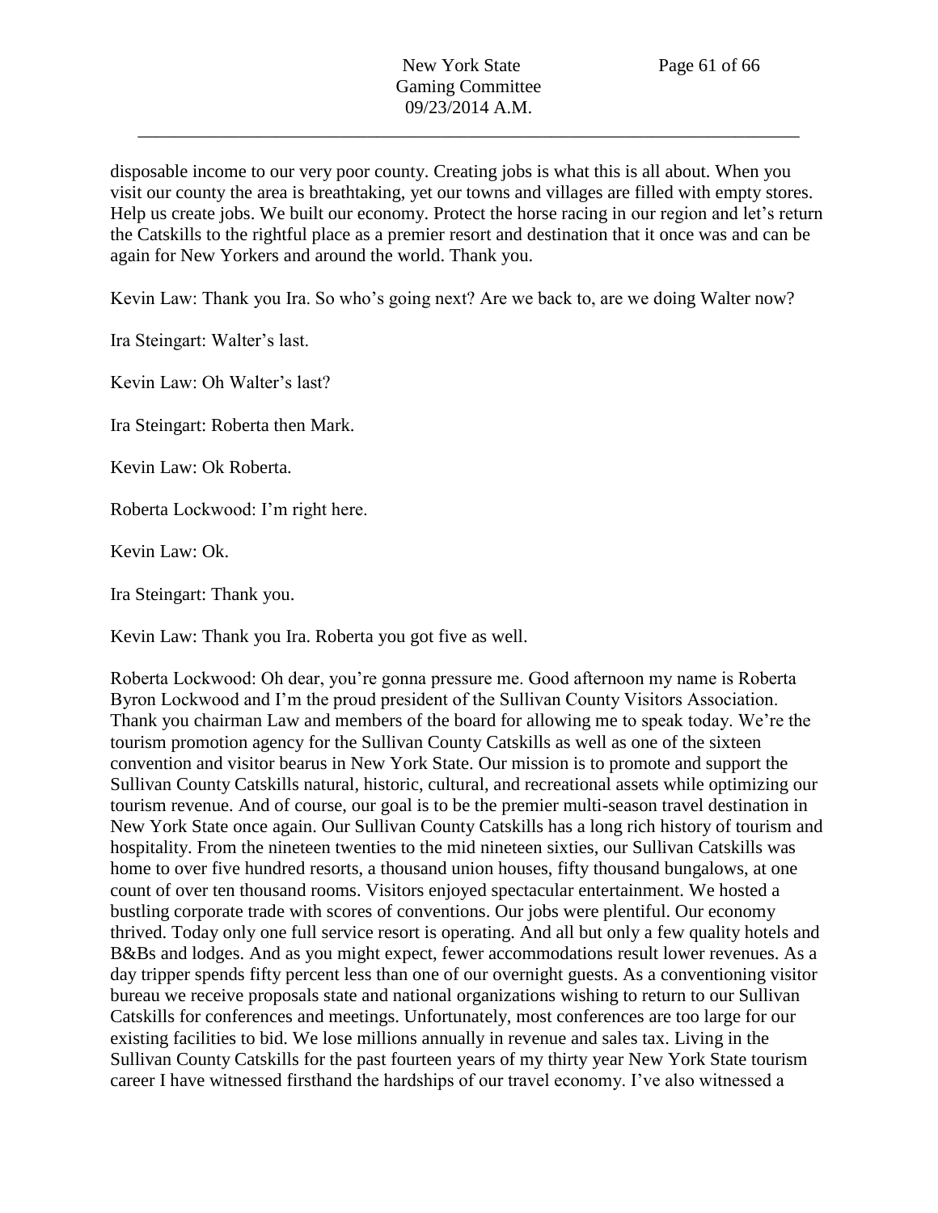disposable income to our very poor county. Creating jobs is what this is all about. When you visit our county the area is breathtaking, yet our towns and villages are filled with empty stores. Help us create jobs. We built our economy. Protect the horse racing in our region and let's return the Catskills to the rightful place as a premier resort and destination that it once was and can be again for New Yorkers and around the world. Thank you.

Kevin Law: Thank you Ira. So who's going next? Are we back to, are we doing Walter now?

Ira Steingart: Walter's last.

Kevin Law: Oh Walter's last?

Ira Steingart: Roberta then Mark.

Kevin Law: Ok Roberta.

Roberta Lockwood: I'm right here.

Kevin Law: Ok.

Ira Steingart: Thank you.

Kevin Law: Thank you Ira. Roberta you got five as well.

Roberta Lockwood: Oh dear, you're gonna pressure me. Good afternoon my name is Roberta Byron Lockwood and I'm the proud president of the Sullivan County Visitors Association. Thank you chairman Law and members of the board for allowing me to speak today. We're the tourism promotion agency for the Sullivan County Catskills as well as one of the sixteen convention and visitor bearus in New York State. Our mission is to promote and support the Sullivan County Catskills natural, historic, cultural, and recreational assets while optimizing our tourism revenue. And of course, our goal is to be the premier multi-season travel destination in New York State once again. Our Sullivan County Catskills has a long rich history of tourism and hospitality. From the nineteen twenties to the mid nineteen sixties, our Sullivan Catskills was home to over five hundred resorts, a thousand union houses, fifty thousand bungalows, at one count of over ten thousand rooms. Visitors enjoyed spectacular entertainment. We hosted a bustling corporate trade with scores of conventions. Our jobs were plentiful. Our economy thrived. Today only one full service resort is operating. And all but only a few quality hotels and B&Bs and lodges. And as you might expect, fewer accommodations result lower revenues. As a day tripper spends fifty percent less than one of our overnight guests. As a conventioning visitor bureau we receive proposals state and national organizations wishing to return to our Sullivan Catskills for conferences and meetings. Unfortunately, most conferences are too large for our existing facilities to bid. We lose millions annually in revenue and sales tax. Living in the Sullivan County Catskills for the past fourteen years of my thirty year New York State tourism career I have witnessed firsthand the hardships of our travel economy. I've also witnessed a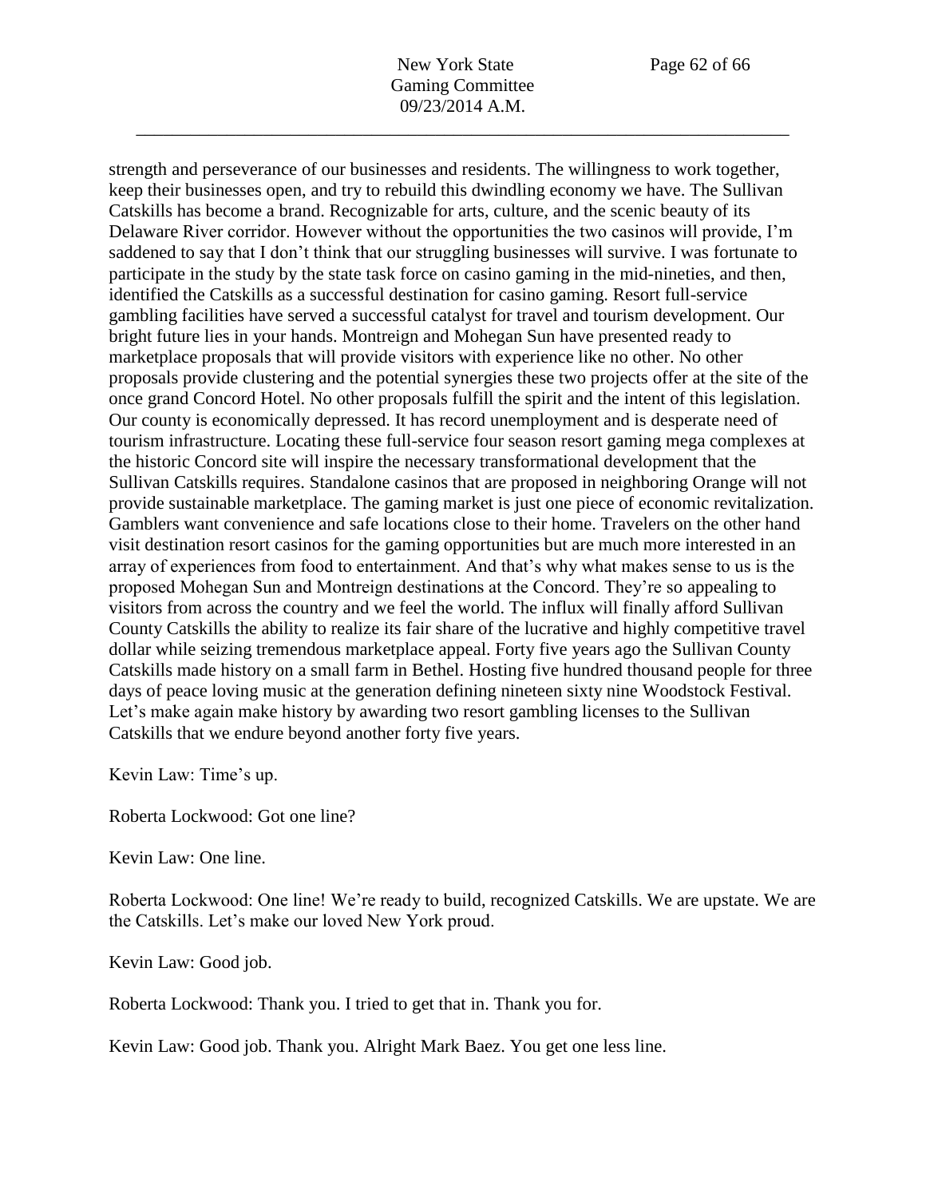strength and perseverance of our businesses and residents. The willingness to work together, keep their businesses open, and try to rebuild this dwindling economy we have. The Sullivan Catskills has become a brand. Recognizable for arts, culture, and the scenic beauty of its Delaware River corridor. However without the opportunities the two casinos will provide, I'm saddened to say that I don't think that our struggling businesses will survive. I was fortunate to participate in the study by the state task force on casino gaming in the mid-nineties, and then, identified the Catskills as a successful destination for casino gaming. Resort full-service gambling facilities have served a successful catalyst for travel and tourism development. Our bright future lies in your hands. Montreign and Mohegan Sun have presented ready to marketplace proposals that will provide visitors with experience like no other. No other proposals provide clustering and the potential synergies these two projects offer at the site of the once grand Concord Hotel. No other proposals fulfill the spirit and the intent of this legislation. Our county is economically depressed. It has record unemployment and is desperate need of tourism infrastructure. Locating these full-service four season resort gaming mega complexes at the historic Concord site will inspire the necessary transformational development that the Sullivan Catskills requires. Standalone casinos that are proposed in neighboring Orange will not provide sustainable marketplace. The gaming market is just one piece of economic revitalization. Gamblers want convenience and safe locations close to their home. Travelers on the other hand visit destination resort casinos for the gaming opportunities but are much more interested in an array of experiences from food to entertainment. And that's why what makes sense to us is the proposed Mohegan Sun and Montreign destinations at the Concord. They're so appealing to visitors from across the country and we feel the world. The influx will finally afford Sullivan County Catskills the ability to realize its fair share of the lucrative and highly competitive travel dollar while seizing tremendous marketplace appeal. Forty five years ago the Sullivan County Catskills made history on a small farm in Bethel. Hosting five hundred thousand people for three days of peace loving music at the generation defining nineteen sixty nine Woodstock Festival. Let's make again make history by awarding two resort gambling licenses to the Sullivan Catskills that we endure beyond another forty five years.

Kevin Law: Time's up.

Roberta Lockwood: Got one line?

Kevin Law: One line.

Roberta Lockwood: One line! We're ready to build, recognized Catskills. We are upstate. We are the Catskills. Let's make our loved New York proud.

Kevin Law: Good job.

Roberta Lockwood: Thank you. I tried to get that in. Thank you for.

Kevin Law: Good job. Thank you. Alright Mark Baez. You get one less line.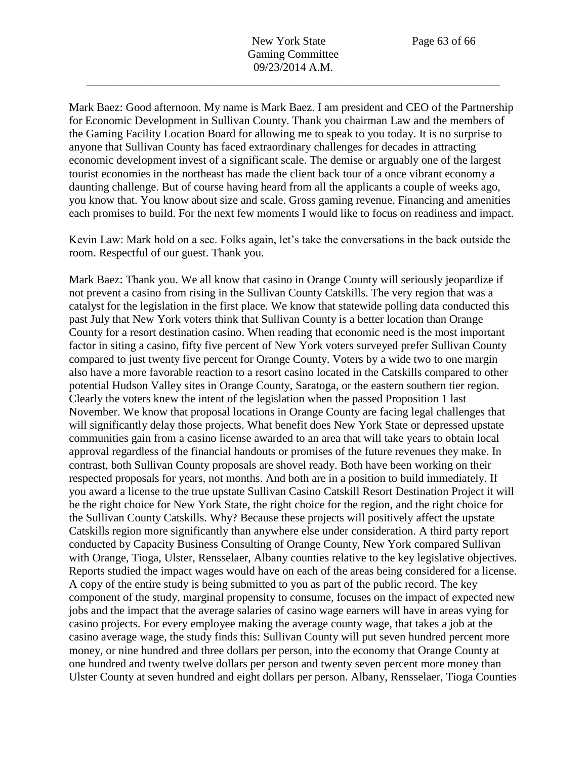Mark Baez: Good afternoon. My name is Mark Baez. I am president and CEO of the Partnership for Economic Development in Sullivan County. Thank you chairman Law and the members of the Gaming Facility Location Board for allowing me to speak to you today. It is no surprise to anyone that Sullivan County has faced extraordinary challenges for decades in attracting economic development invest of a significant scale. The demise or arguably one of the largest tourist economies in the northeast has made the client back tour of a once vibrant economy a daunting challenge. But of course having heard from all the applicants a couple of weeks ago, you know that. You know about size and scale. Gross gaming revenue. Financing and amenities each promises to build. For the next few moments I would like to focus on readiness and impact.

Kevin Law: Mark hold on a sec. Folks again, let's take the conversations in the back outside the room. Respectful of our guest. Thank you.

Mark Baez: Thank you. We all know that casino in Orange County will seriously jeopardize if not prevent a casino from rising in the Sullivan County Catskills. The very region that was a catalyst for the legislation in the first place. We know that statewide polling data conducted this past July that New York voters think that Sullivan County is a better location than Orange County for a resort destination casino. When reading that economic need is the most important factor in siting a casino, fifty five percent of New York voters surveyed prefer Sullivan County compared to just twenty five percent for Orange County. Voters by a wide two to one margin also have a more favorable reaction to a resort casino located in the Catskills compared to other potential Hudson Valley sites in Orange County, Saratoga, or the eastern southern tier region. Clearly the voters knew the intent of the legislation when the passed Proposition 1 last November. We know that proposal locations in Orange County are facing legal challenges that will significantly delay those projects. What benefit does New York State or depressed upstate communities gain from a casino license awarded to an area that will take years to obtain local approval regardless of the financial handouts or promises of the future revenues they make. In contrast, both Sullivan County proposals are shovel ready. Both have been working on their respected proposals for years, not months. And both are in a position to build immediately. If you award a license to the true upstate Sullivan Casino Catskill Resort Destination Project it will be the right choice for New York State, the right choice for the region, and the right choice for the Sullivan County Catskills. Why? Because these projects will positively affect the upstate Catskills region more significantly than anywhere else under consideration. A third party report conducted by Capacity Business Consulting of Orange County, New York compared Sullivan with Orange, Tioga, Ulster, Rensselaer, Albany counties relative to the key legislative objectives. Reports studied the impact wages would have on each of the areas being considered for a license. A copy of the entire study is being submitted to you as part of the public record. The key component of the study, marginal propensity to consume, focuses on the impact of expected new jobs and the impact that the average salaries of casino wage earners will have in areas vying for casino projects. For every employee making the average county wage, that takes a job at the casino average wage, the study finds this: Sullivan County will put seven hundred percent more money, or nine hundred and three dollars per person, into the economy that Orange County at one hundred and twenty twelve dollars per person and twenty seven percent more money than Ulster County at seven hundred and eight dollars per person. Albany, Rensselaer, Tioga Counties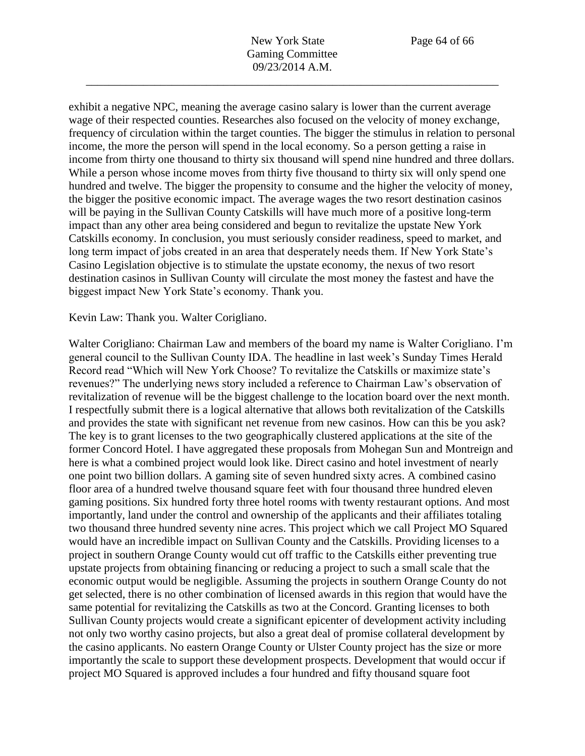exhibit a negative NPC, meaning the average casino salary is lower than the current average wage of their respected counties. Researches also focused on the velocity of money exchange, frequency of circulation within the target counties. The bigger the stimulus in relation to personal income, the more the person will spend in the local economy. So a person getting a raise in income from thirty one thousand to thirty six thousand will spend nine hundred and three dollars. While a person whose income moves from thirty five thousand to thirty six will only spend one hundred and twelve. The bigger the propensity to consume and the higher the velocity of money, the bigger the positive economic impact. The average wages the two resort destination casinos will be paying in the Sullivan County Catskills will have much more of a positive long-term impact than any other area being considered and begun to revitalize the upstate New York Catskills economy. In conclusion, you must seriously consider readiness, speed to market, and long term impact of jobs created in an area that desperately needs them. If New York State's Casino Legislation objective is to stimulate the upstate economy, the nexus of two resort destination casinos in Sullivan County will circulate the most money the fastest and have the biggest impact New York State's economy. Thank you.

Kevin Law: Thank you. Walter Corigliano.

Walter Corigliano: Chairman Law and members of the board my name is Walter Corigliano. I'm general council to the Sullivan County IDA. The headline in last week's Sunday Times Herald Record read "Which will New York Choose? To revitalize the Catskills or maximize state's revenues?" The underlying news story included a reference to Chairman Law's observation of revitalization of revenue will be the biggest challenge to the location board over the next month. I respectfully submit there is a logical alternative that allows both revitalization of the Catskills and provides the state with significant net revenue from new casinos. How can this be you ask? The key is to grant licenses to the two geographically clustered applications at the site of the former Concord Hotel. I have aggregated these proposals from Mohegan Sun and Montreign and here is what a combined project would look like. Direct casino and hotel investment of nearly one point two billion dollars. A gaming site of seven hundred sixty acres. A combined casino floor area of a hundred twelve thousand square feet with four thousand three hundred eleven gaming positions. Six hundred forty three hotel rooms with twenty restaurant options. And most importantly, land under the control and ownership of the applicants and their affiliates totaling two thousand three hundred seventy nine acres. This project which we call Project MO Squared would have an incredible impact on Sullivan County and the Catskills. Providing licenses to a project in southern Orange County would cut off traffic to the Catskills either preventing true upstate projects from obtaining financing or reducing a project to such a small scale that the economic output would be negligible. Assuming the projects in southern Orange County do not get selected, there is no other combination of licensed awards in this region that would have the same potential for revitalizing the Catskills as two at the Concord. Granting licenses to both Sullivan County projects would create a significant epicenter of development activity including not only two worthy casino projects, but also a great deal of promise collateral development by the casino applicants. No eastern Orange County or Ulster County project has the size or more importantly the scale to support these development prospects. Development that would occur if project MO Squared is approved includes a four hundred and fifty thousand square foot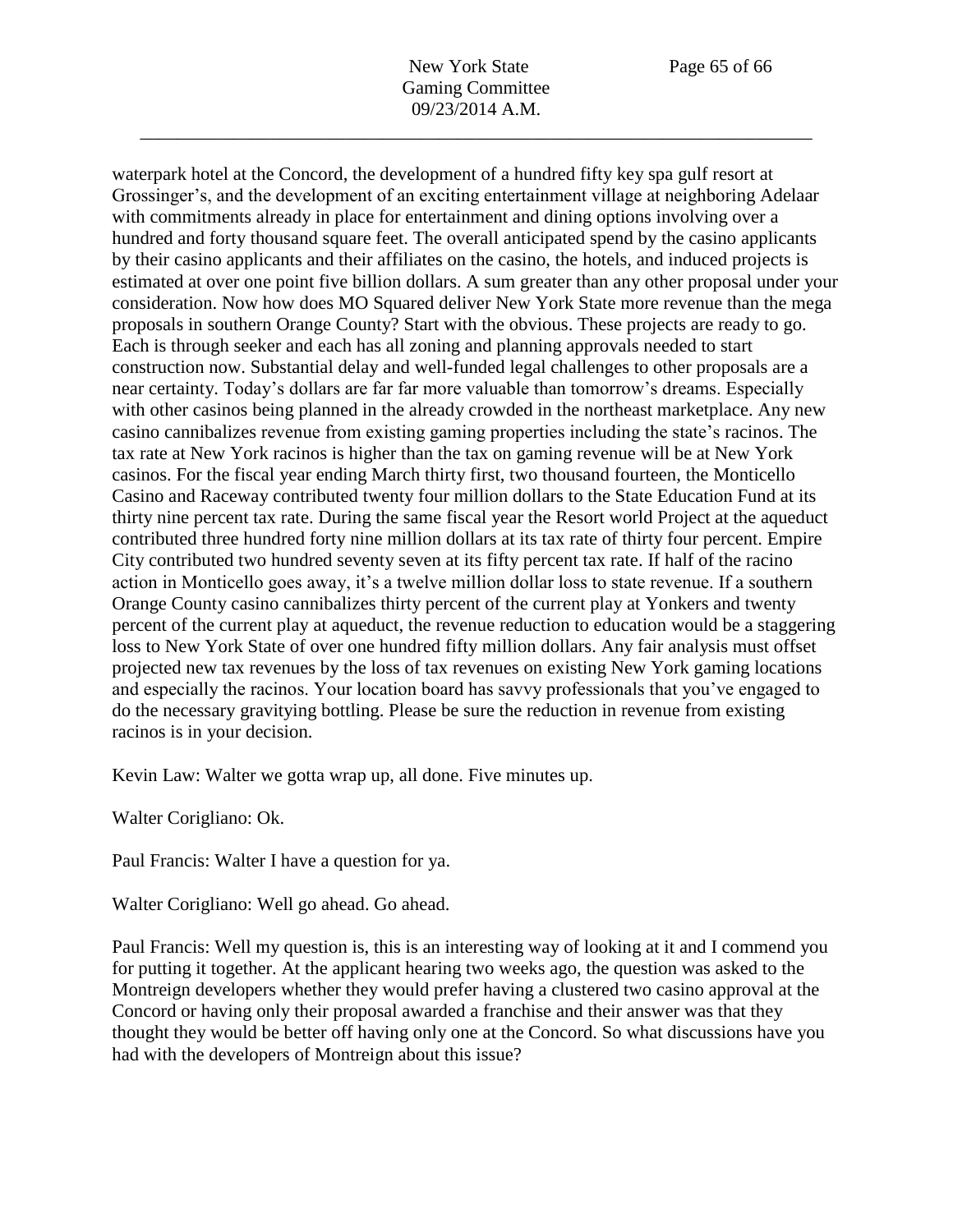waterpark hotel at the Concord, the development of a hundred fifty key spa gulf resort at Grossinger's, and the development of an exciting entertainment village at neighboring Adelaar with commitments already in place for entertainment and dining options involving over a hundred and forty thousand square feet. The overall anticipated spend by the casino applicants by their casino applicants and their affiliates on the casino, the hotels, and induced projects is estimated at over one point five billion dollars. A sum greater than any other proposal under your consideration. Now how does MO Squared deliver New York State more revenue than the mega proposals in southern Orange County? Start with the obvious. These projects are ready to go. Each is through seeker and each has all zoning and planning approvals needed to start construction now. Substantial delay and well-funded legal challenges to other proposals are a near certainty. Today's dollars are far far more valuable than tomorrow's dreams. Especially with other casinos being planned in the already crowded in the northeast marketplace. Any new casino cannibalizes revenue from existing gaming properties including the state's racinos. The tax rate at New York racinos is higher than the tax on gaming revenue will be at New York casinos. For the fiscal year ending March thirty first, two thousand fourteen, the Monticello Casino and Raceway contributed twenty four million dollars to the State Education Fund at its thirty nine percent tax rate. During the same fiscal year the Resort world Project at the aqueduct contributed three hundred forty nine million dollars at its tax rate of thirty four percent. Empire City contributed two hundred seventy seven at its fifty percent tax rate. If half of the racino action in Monticello goes away, it's a twelve million dollar loss to state revenue. If a southern Orange County casino cannibalizes thirty percent of the current play at Yonkers and twenty percent of the current play at aqueduct, the revenue reduction to education would be a staggering loss to New York State of over one hundred fifty million dollars. Any fair analysis must offset projected new tax revenues by the loss of tax revenues on existing New York gaming locations and especially the racinos. Your location board has savvy professionals that you've engaged to do the necessary gravitying bottling. Please be sure the reduction in revenue from existing racinos is in your decision.

Kevin Law: Walter we gotta wrap up, all done. Five minutes up.

Walter Corigliano: Ok.

Paul Francis: Walter I have a question for ya.

Walter Corigliano: Well go ahead. Go ahead.

Paul Francis: Well my question is, this is an interesting way of looking at it and I commend you for putting it together. At the applicant hearing two weeks ago, the question was asked to the Montreign developers whether they would prefer having a clustered two casino approval at the Concord or having only their proposal awarded a franchise and their answer was that they thought they would be better off having only one at the Concord. So what discussions have you had with the developers of Montreign about this issue?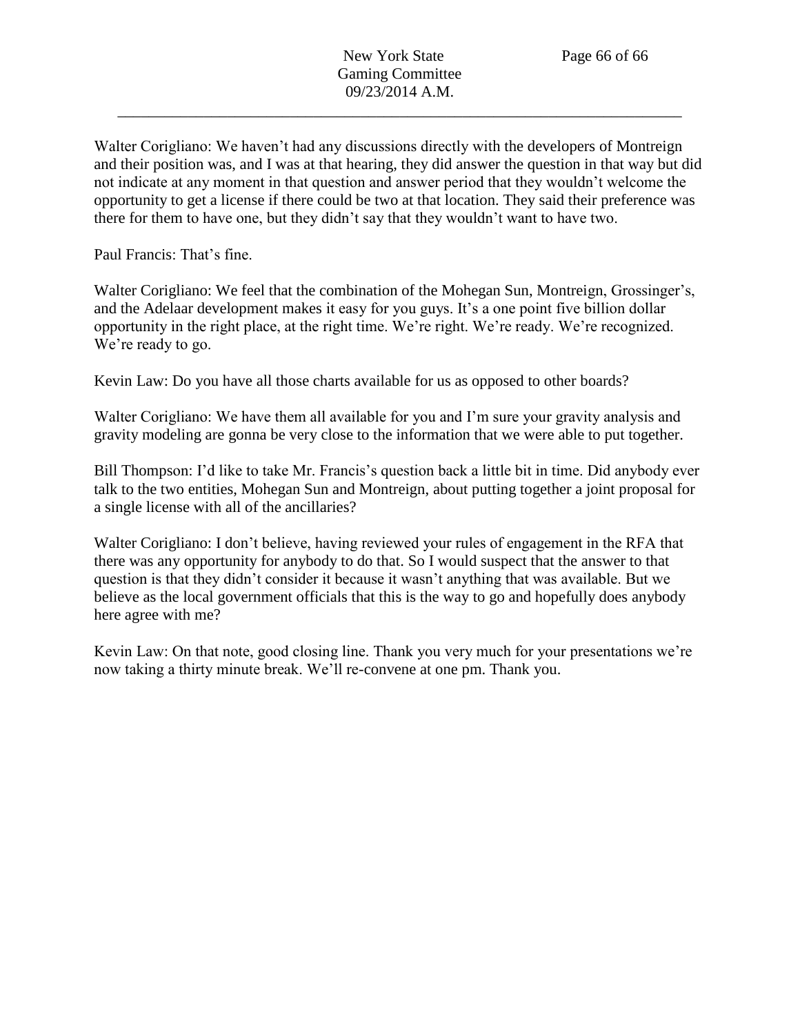Walter Corigliano: We haven't had any discussions directly with the developers of Montreign and their position was, and I was at that hearing, they did answer the question in that way but did not indicate at any moment in that question and answer period that they wouldn't welcome the opportunity to get a license if there could be two at that location. They said their preference was there for them to have one, but they didn't say that they wouldn't want to have two.

Paul Francis: That's fine.

Walter Corigliano: We feel that the combination of the Mohegan Sun, Montreign, Grossinger's, and the Adelaar development makes it easy for you guys. It's a one point five billion dollar opportunity in the right place, at the right time. We're right. We're ready. We're recognized. We're ready to go.

Kevin Law: Do you have all those charts available for us as opposed to other boards?

Walter Corigliano: We have them all available for you and I'm sure your gravity analysis and gravity modeling are gonna be very close to the information that we were able to put together.

Bill Thompson: I'd like to take Mr. Francis's question back a little bit in time. Did anybody ever talk to the two entities, Mohegan Sun and Montreign, about putting together a joint proposal for a single license with all of the ancillaries?

Walter Corigliano: I don't believe, having reviewed your rules of engagement in the RFA that there was any opportunity for anybody to do that. So I would suspect that the answer to that question is that they didn't consider it because it wasn't anything that was available. But we believe as the local government officials that this is the way to go and hopefully does anybody here agree with me?

Kevin Law: On that note, good closing line. Thank you very much for your presentations we're now taking a thirty minute break. We'll re-convene at one pm. Thank you.